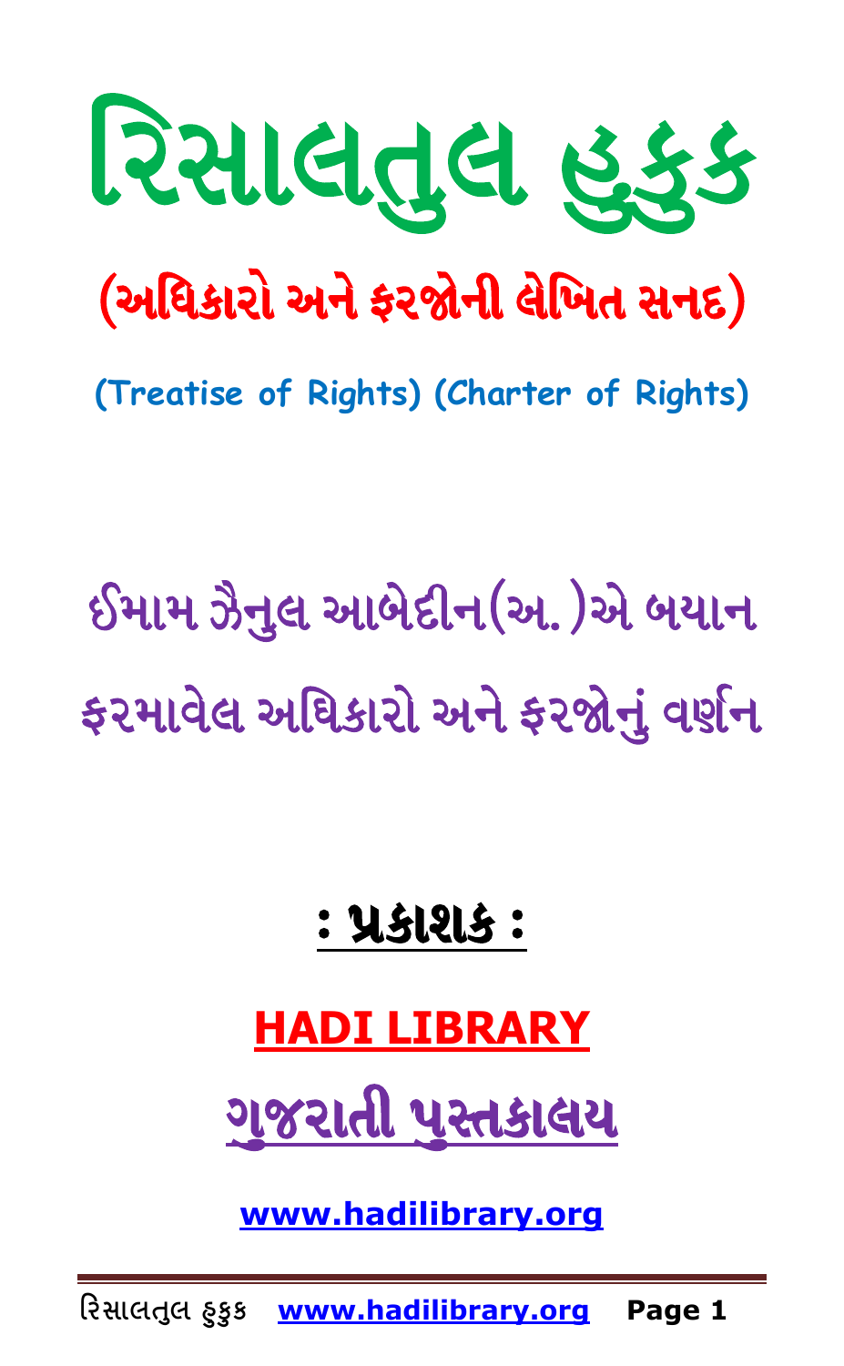# રિસાલતુલ હુકુક

## (અધિકારો અને ફરજોની લેખિત સનદ)

**(Treatise of Rights) (Charter of Rights)**

## ઈમામ ઝૈનુલ આબેદીન(અ.)એ બયાન ફરમાવેલ અધિકારો અને ફરજોનું વર્ણન

**: પ્રકાશક :**

**HADI LIBRARY**

**ગુજરાતી પુસ્તકાલય**

**www.hadilibrary.org**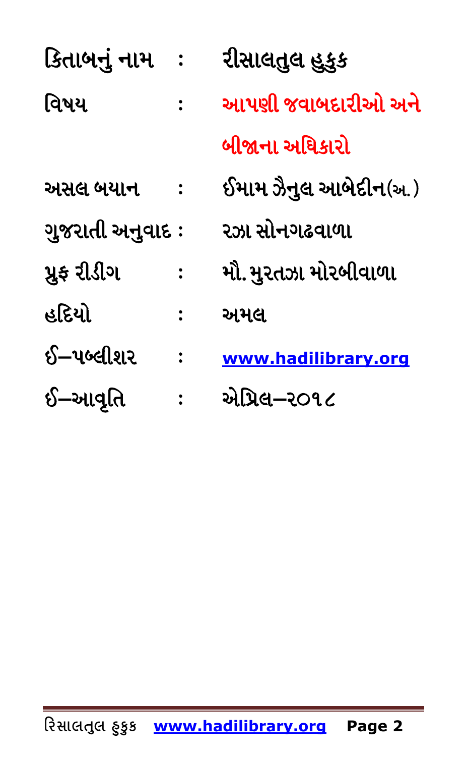| | | |
|---|---|---|
| કિતાબનું નામ | : | રીસાલતુલ હુકુક |
| વિષય | : | આપણી જવાબદારીઓ અને બીજાના અધિકારો |
| અસલ બયાન | : | ઈમામ ઝૈનુલ આબેદીન(અ.) |
| ગુજરાતી અનુવાદ | : | રઝા સોનગઢવાળા |
| પ્રુફ રીડીગ | : | મૌ. મુરતઝા મોરબીવાળા |
| હદિયો | : | અમલ |
| ઈ–પબ્લીશર | : | **www.hadilibrary.org** |
| ઈ–આવૃતિ | : | એપ્રિલ–૨૦૧૮ |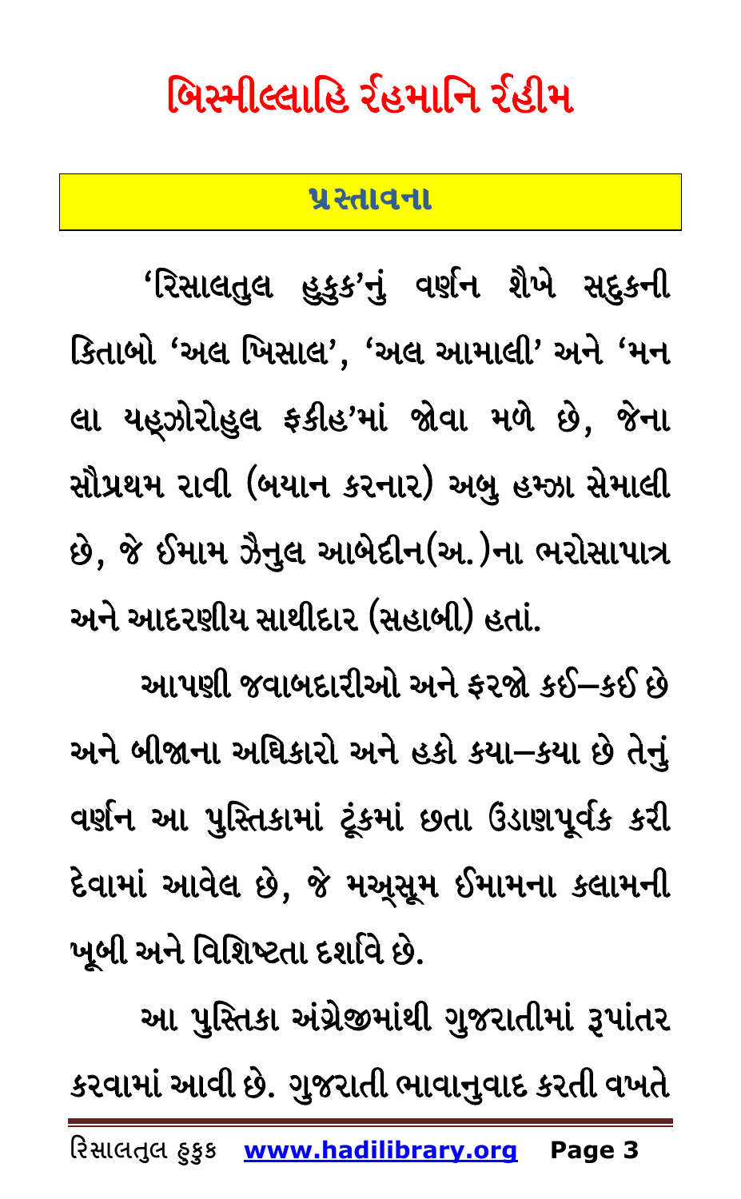# બિસ્મીલ્લાહિ ર્રહમાનિ ર્રહીમ

## પ્રસ્તાવના

'રિસાલતુલ હુકુક'નું વર્ણન શૈખે સદુકની કિતાબો 'અલ ખિસાલ', 'અલ આમાલી' અને 'મન લા યહ્ઝોરોહુલ ફકીહ'માં જોવા મળે છે, જેના સૌપ્રથમ રાવી (બયાન કરનાર) અબુ હમ્ઝા સેમાલી છે, જે ઈમામ ઝૈનુલ આબેદીન(અ.)ના ભરોસાપાત્ર અને આદરણીય સાથીદાર (સહાબી) હતાં.

આપણી જવાબદારીઓ અને ફરજો કઈ–કઈ છે અને બીજાના અધિકારો અને હકો કયા–કયા છે તેનું વર્ણન આ પુસ્તિકામાં ટૂંકમાં છતા ઉંડાણપૂર્વક કરી દેવામાં આવેલ છે, જે મઅ્સૂમ ઈમામના કલામની ખૂબી અને વિશિષ્ટતા દર્શાવે છે.

આ પુસ્તિકા અંગ્રેજીમાંથી ગુજરાતીમાં રૂપાંતર કરવામાં આવી છે. ગુજરાતી ભાવાનુવાદ કરતી વખતે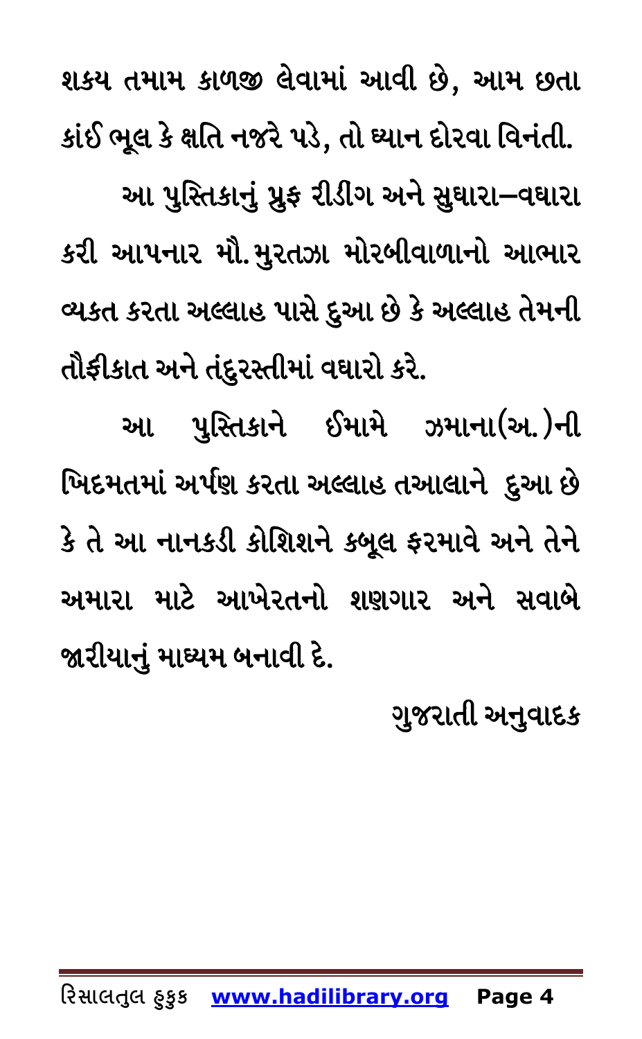શકય તમામ કાળજી લેવામાં આવી છે, આમ છતા કાંઈ ભૂલ કે ક્ષતિ નજરે પડે, તો ઘ્યાન દોરવા વિનંતી.

આ પુસ્તિકાનું પ્રુફ રીડીંગ અને સુધારા–વધારા કરી આપનાર મૌ. મુરતઝા મોરબીવાળાનો આભાર વ્યકત કરતા અલ્લાહ પાસે દુઆ છે કે અલ્લાહ તેમની તૌફીકાત અને તંદુરસ્તીમાં વધારો કરે.

આ પુસ્તિકાને ઈમામે ઝમાના(અ.)ની ખિદમતમાં અર્પણ કરતા અલ્લાહ તઆલાને દુઆ છે કે તે આ નાનકડી કોશિશને કબૂલ ફરમાવે અને તેને અમારા માટે આખેરતનો શણગાર અને સવાબે જારીયાનું માઘ્યમ બનાવી દે.

ગુજરાતી અનુવાદક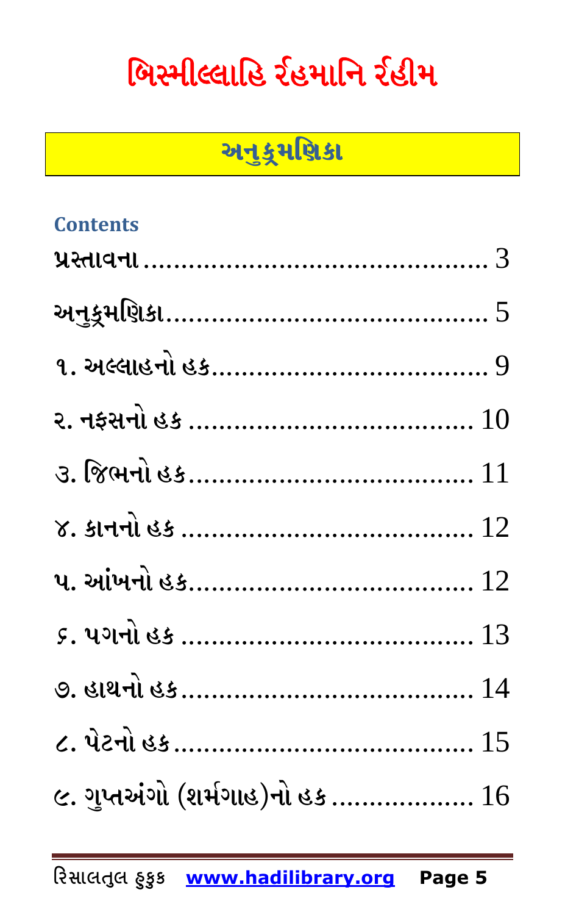# બિસ્મીલ્લાહિ ર્રહમાનિ ર્રહીમ

## અનુક્રમણિકા

**Contents**

પ્રસ્તાવના .............................................. 3

અનુક્રમણિકા.......................................... 5

૧. અલ્લાહનો હક.................................... 9

૨. નફસનો હક ...................................... 10

૩. જિભનો હક...................................... 11

૪. કાનનો હક ...................................... 12

૫. આંખનો હક...................................... 12

૬. પગનો હક ....................................... 13

૭. હાથનો હક...................................... 14

૮. પેટનો હક ....................................... 15

૯. ગુપ્તઅંગો (શર્મગાહ)નો હક .................. 16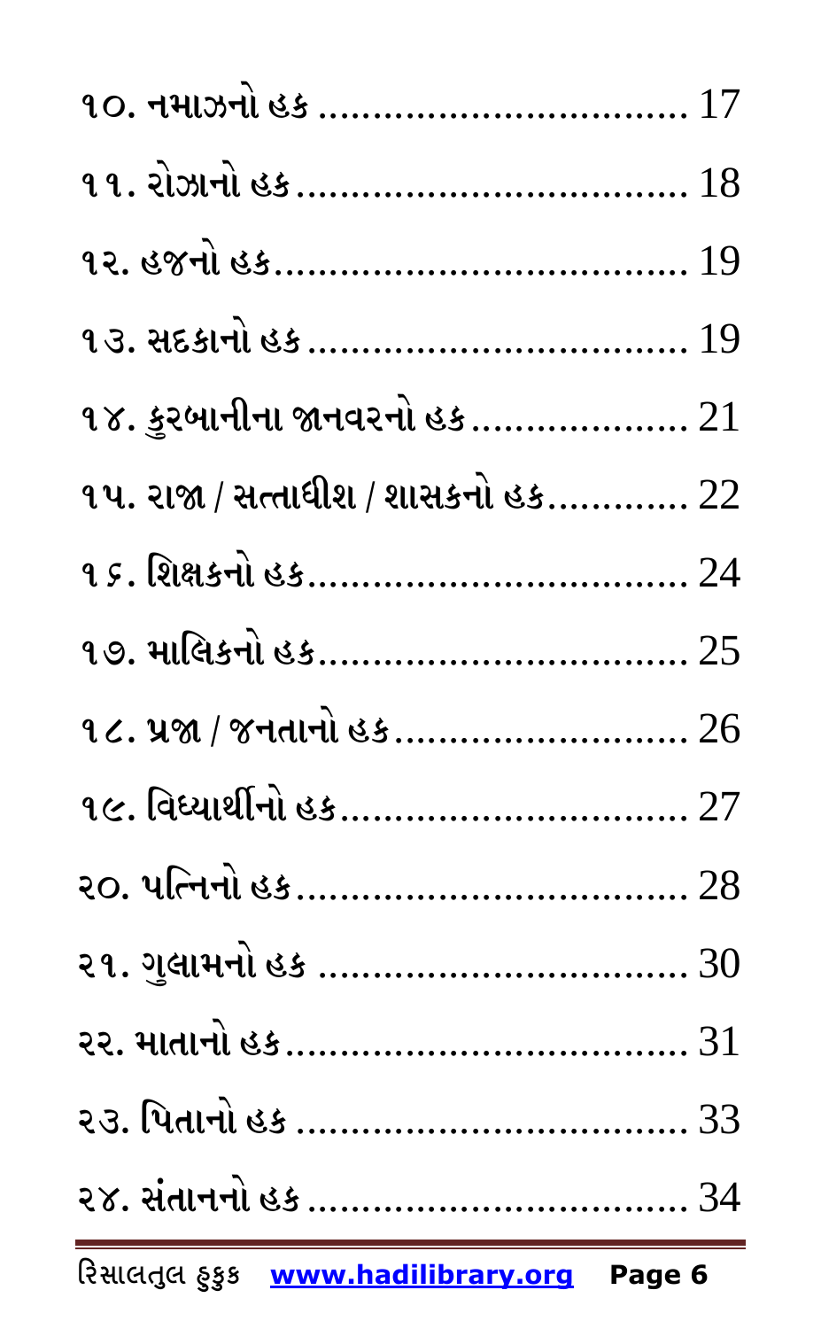૧૦. નમાઝનો હક ................................ 17

૧૧. રોઝાનો હક ................................ 18

૧૨. હજનો હક ................................ 19

૧૩. સદકાનો હક ................................ 19

૧૪. કુરબાનીના જાનવરનો હક ................... 21

૧૫. રાજા / સત્તાધીશ / શાસકનો હક ............ 22

૧૬. શિક્ષકનો હક ................................ 24

૧૭. માલિકનો હક ................................ 25

૧૮. પ્રજા / જનતાનો હક .......................... 26

૧૯. વિધ્યાર્થીનો હક ................................ 27

૨૦. પત્નિનો હક ................................ 28

૨૧. ગુલામનો હક ................................ 30

૨૨. માતાનો હક ................................ 31

૨૩. પિતાનો હક ................................ 33

૨૪. સંતાનનો હક ................................ 34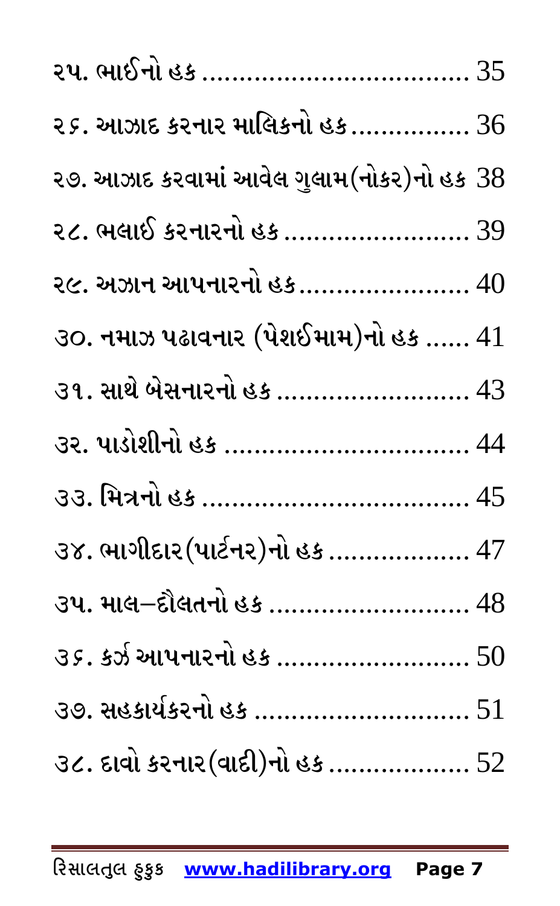૨૫. ભાઈનો હક ................................... 35

૨૬. આઝાદ કરનાર માલિકનો હક ................ 36

૨૭. આઝાદ કરવામાં આવેલ ગુલામ(નોકર)નો હક 38

૨૮. ભલાઈ કરનારનો હક ......................... 39

૨૯. અઝાન આપનારનો હક....................... 40

૩૦. નમાઝ પઢાવનાર (પેશઈમામ)નો હક ...... 41

૩૧. સાથે બેસનારનો હક .......................... 43

૩૨. પાડોશીનો હક ................................. 44

૩૩. મિત્રનો હક ..................................... 45

૩૪. ભાગીદાર(પાર્ટનર)નો હક ................... 47

૩૫. માલ–દૌલતનો હક ........................... 48

૩૬. કર્ઝ આપનારનો હક .......................... 50

૩૭. સહકાર્યકરનો હક ............................ 51

૩૮. દાવો કરનાર(વાદી)નો હક ................... 52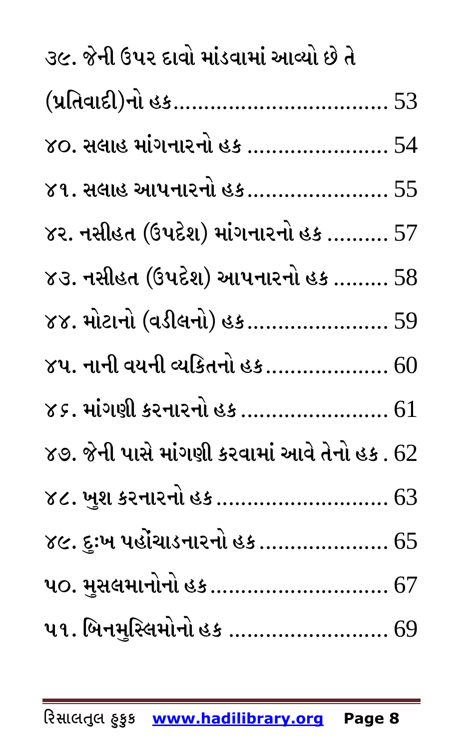૩૯. જેની ઉપર દાવો માંડવામાં આવ્યો છે તે (પ્રતિવાદી)નો હક.................................. 53

૪૦. સલાહ માંગનારનો હક ...................... 54

૪૧. સલાહ આપનારનો હક....................... 55

૪૨. નસીહત (ઉપદેશ) માંગનારનો હક .......... 57

૪૩. નસીહત (ઉપદેશ) આપનારનો હક ......... 58

૪૪. મોટાનો (વડીલનો) હક....................... 59

૪૫. નાની વયની વ્યકિતનો હક.................... 60

૪૬. માંગણી કરનારનો હક ........................ 61

૪૭. જેની પાસે માંગણી કરવામાં આવે તેનો હક . 62

૪૮. ખુશ કરનારનો હક ............................ 63

૪૯. દુઃખ પહોંચાડનારનો હક ..................... 65

૫૦. મુસલમાનોનો હક............................. 67

૫૧. બિનમુસ્લિમોનો હક ......................... 69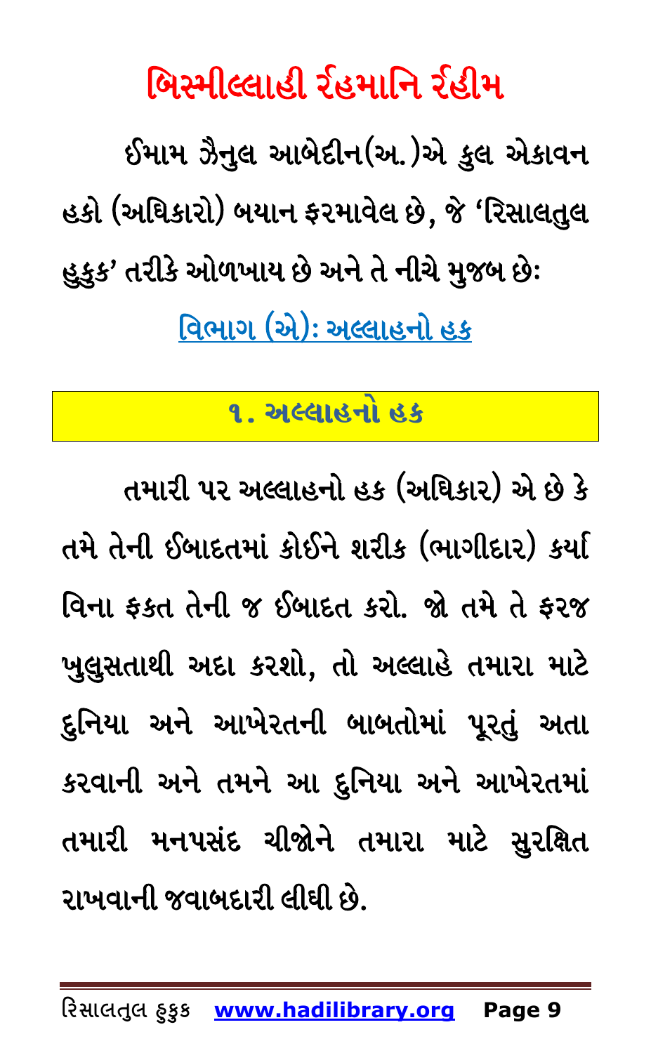# બિસ્મીલ્લાહી ર્રહમાનિ ર્રહીમ

ઈમામ ઝૈનુલ આબેદીન(અ.)એ કુલ એકાવન હકો (અધિકારો) બયાન ફરમાવેલ છે, જે 'રિસાલતુલ હુકુક' તરીકે ઓળખાય છે અને તે નીચે મુજબ છેઃ

## વિભાગ (એ): અલ્લાહનો હક

### ૧. અલ્લાહનો હક

તમારી પર અલ્લાહનો હક (અધિકાર) એ છે કે તમે તેની ઈબાદતમાં કોઈને શરીક (ભાગીદાર) કર્યા વિના ફકત તેની જ ઈબાદત કરો. જો તમે તે ફરજ ખુલુસતાથી અદા કરશો, તો અલ્લાહે તમારા માટે દુનિયા અને આખેરતની બાબતોમાં પૂરતું અતા કરવાની અને તમને આ દુનિયા અને આખેરતમાં તમારી મનપસંદ ચીજોને તમારા માટે સુરક્ષિત રાખવાની જવાબદારી લીધી છે.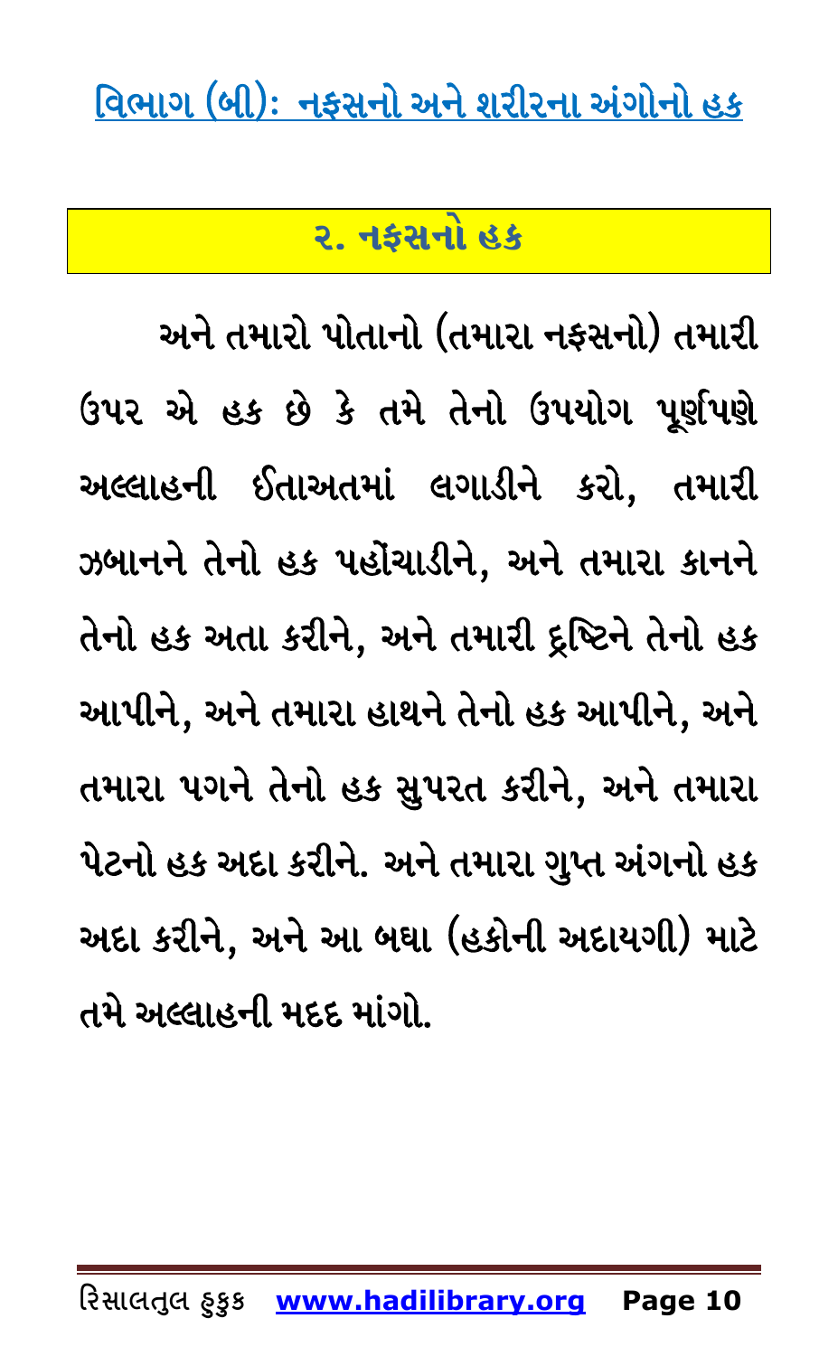## વિભાગ (બી): નફસનો અને શરીરના અંગોનો હક

### ૨. નફસનો હક

અને તમારો પોતાનો (તમારા નફસનો) તમારી ઉપર એ હક છે કે તમે તેનો ઉપયોગ પૂર્ણપણે અલ્લાહની ઈતાઅતમાં લગાડીને કરો, તમારી ઝબાનને તેનો હક પહોંચાડીને, અને તમારા કાનને તેનો હક અતા કરીને, અને તમારી દ્રષ્ટિને તેનો હક આપીને, અને તમારા હાથને તેનો હક આપીને, અને તમારા પગને તેનો હક સુપરત કરીને, અને તમારા પેટનો હક અદા કરીને. અને તમારા ગુપ્ત અંગનો હક અદા કરીને, અને આ બધા (હકોની અદાયગી) માટે તમે અલ્લાહની મદદ માંગો.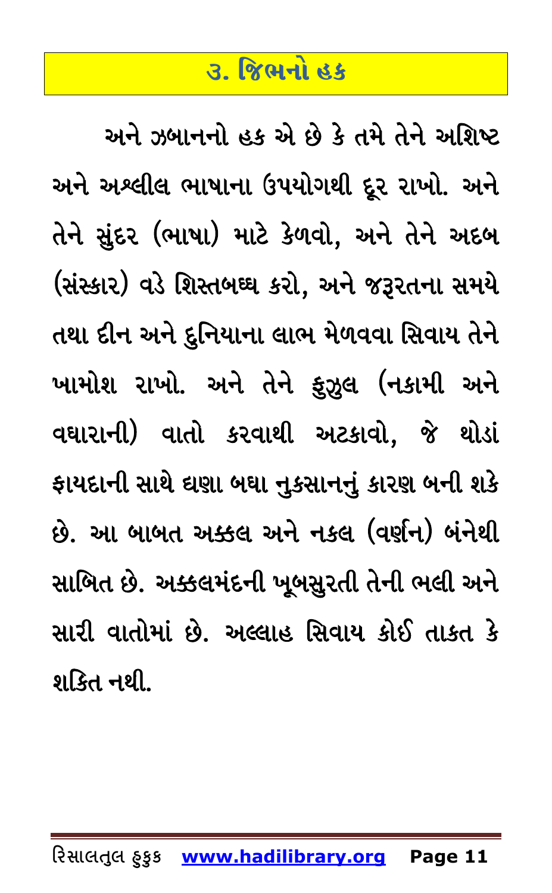## ૩. જિભનો હક

અને ઝબાનનો હક એ છે કે તમે તેને અશિષ્ટ અને અશ્લીલ ભાષાના ઉપયોગથી દૂર રાખો. અને તેને સુંદર (ભાષા) માટે કેળવો, અને તેને અદબ (સંસ્કાર) વડે શિસ્તબઘ્ઘ કરો, અને જરૂરતના સમયે તથા દીન અને દુનિયાના લાભ મેળવવા સિવાય તેને ખામોશ રાખો. અને તેને ફુઝુલ (નકામી અને વધારાની) વાતો કરવાથી અટકાવો, જે થોડાં ફાયદાની સાથે ઘણા બઘા નુકસાનનું કારણ બની શકે છે. આ બાબત અક્કલ અને નકલ (વર્ણન) બંનેથી સાબિત છે. અક્કલમંદની ખૂબસુરતી તેની ભલી અને સારી વાતોમાં છે. અલ્લાહ સિવાય કોઈ તાકત કે શકિત નથી.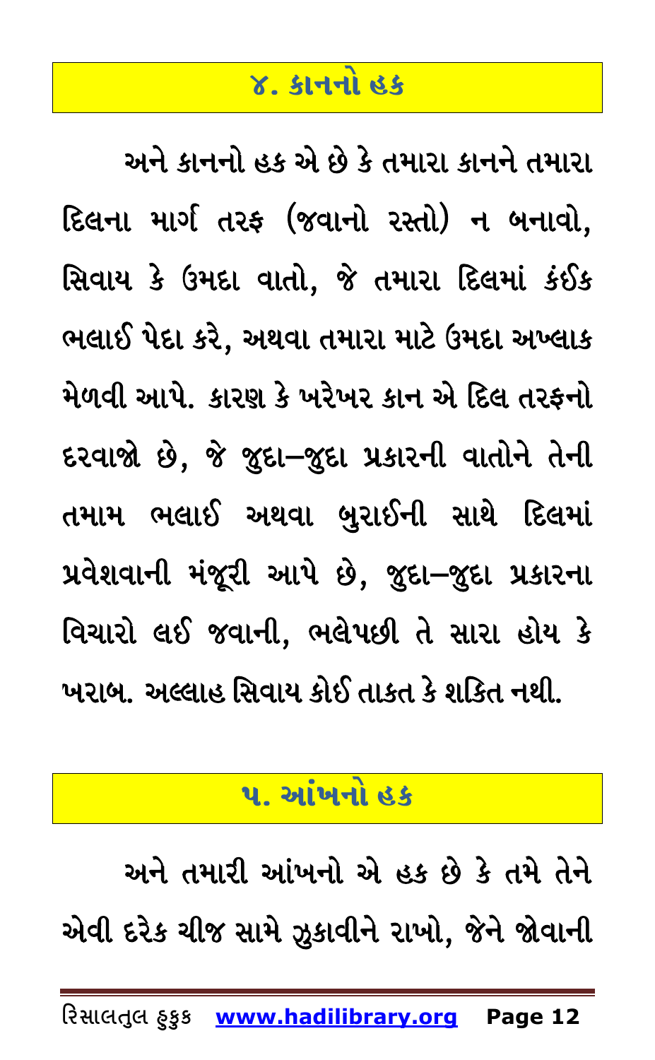## ૪. કાનનો હક

અને કાનનો હક એ છે કે તમારા કાનને તમારા દિલના માર્ગ તરફ (જવાનો રસ્તો) ન બનાવો, સિવાય કે ઉમદા વાતો, જે તમારા દિલમાં કંઈક ભલાઈ પેદા કરે, અથવા તમારા માટે ઉમદા અખ્લાક મેળવી આપે. કારણ કે ખરેખર કાન એ દિલ તરફનો દરવાજો છે, જે જુદા–જુદા પ્રકારની વાતોને તેની તમામ ભલાઈ અથવા બુરાઈની સાથે દિલમાં પ્રવેશવાની મંજૂરી આપે છે, જુદા–જુદા પ્રકારના વિચારો લઈ જવાની, ભલેપછી તે સારા હોય કે ખરાબ. અલ્લાહ સિવાય કોઈ તાકત કે શક્તિ નથી.

## ૫. આંખનો હક

અને તમારી આંખનો એ હક છે કે તમે તેને એવી દરેક ચીજ સામે ઝુકાવીને રાખો, જેને જોવાની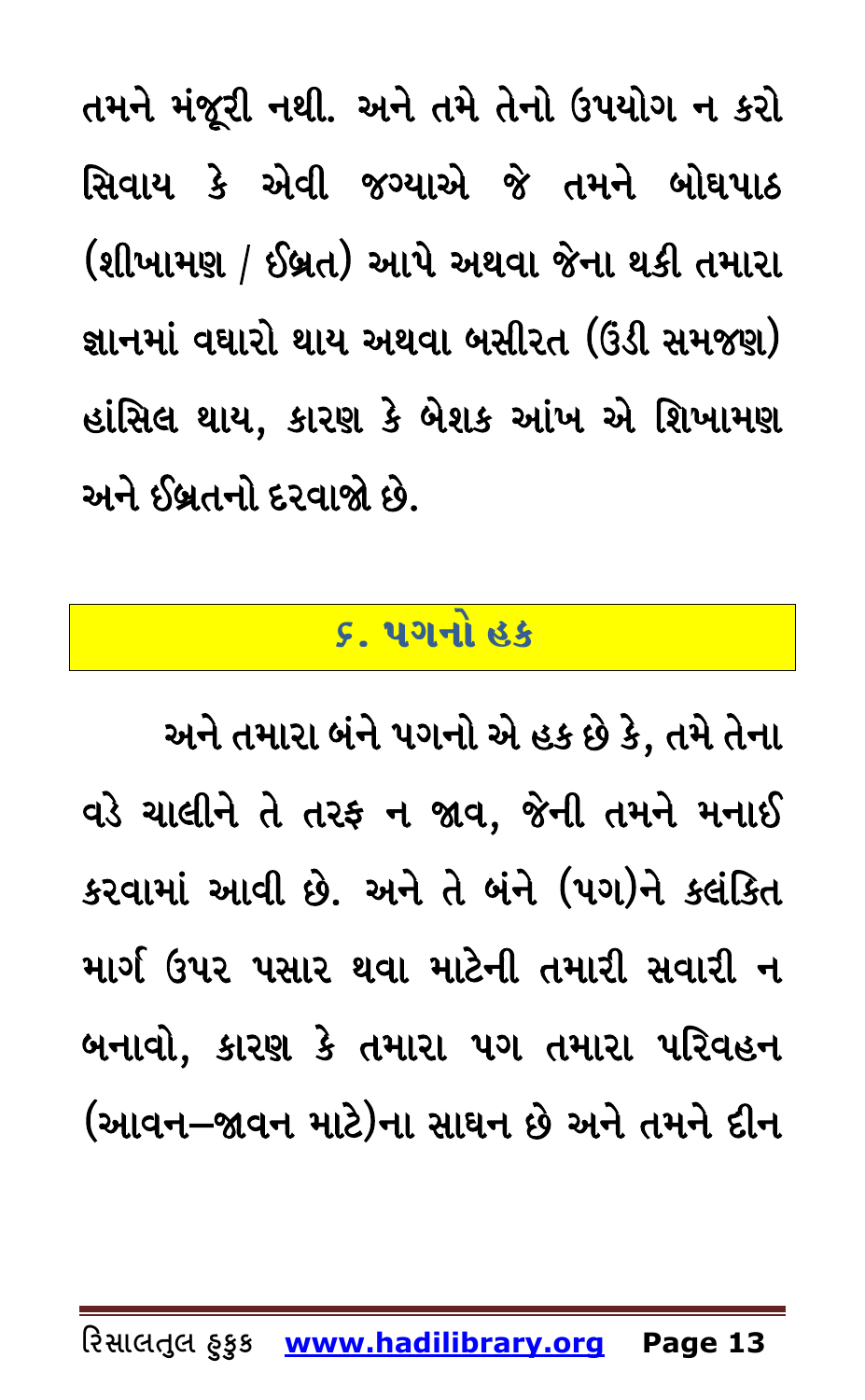તમને મંજૂરી નથી. અને તમે તેનો ઉપયોગ ન કરો સિવાય કે એવી જગ્યાએ જે તમને બોધપાઠ (શીખામણ / ઈબ્રત) આપે અથવા જેના થકી તમારા જ્ઞાનમાં વધારો થાય અથવા બસીરત (ઉંડી સમજણ) હાંસિલ થાય, કારણ કે બેશક આંખ એ શિખામણ અને ઈબ્રતનો દરવાજો છે.

## ૬. પગનો હક

અને તમારા બંને પગનો એ હક છે કે, તમે તેના વડે ચાલીને તે તરફ ન જાવ, જેની તમને મનાઈ કરવામાં આવી છે. અને તે બંને (પગ)ને કલંકિત માર્ગ ઉપર પસાર થવા માટેની તમારી સવારી ન બનાવો, કારણ કે તમારા પગ તમારા પરિવહન (આવન–જાવન માટે)ના સાધન છે અને તમને દીન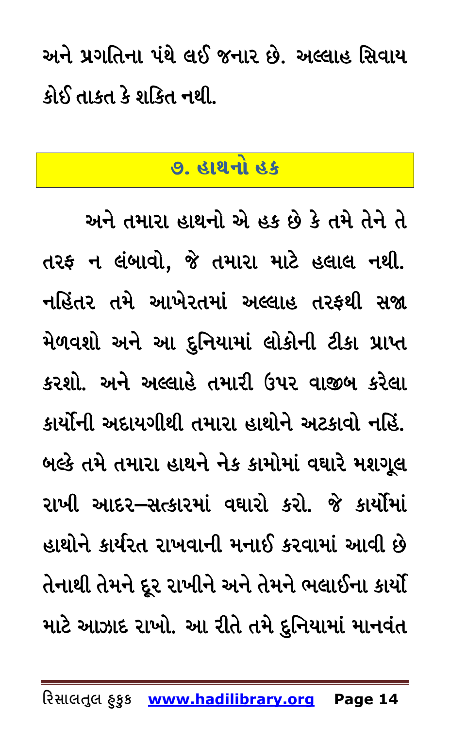અને પ્રગતિના પંથે લઈ જનાર છે. અલ્લાહ સિવાય કોઈ તાકત કે શકિત નથી.

## ૭. હાથનો હક

અને તમારા હાથનો એ હક છે કે તમે તેને તે તરફ ન લંબાવો, જે તમારા માટે હલાલ નથી. નહિંતર તમે આખેરતમાં અલ્લાહ તરફથી સજા મેળવશો અને આ દુનિયામાં લોકોની ટીકા પ્રાપ્ત કરશો. અને અલ્લાહે તમારી ઉપર વાજીબ કરેલા કાર્યોની અદાયગીથી તમારા હાથોને અટકાવો નહિં. બલ્કે તમે તમારા હાથને નેક કામોમાં વધારે મશગૂલ રાખી આદર–સત્કારમાં વધારો કરો. જે કાર્યોમાં હાથોને કાર્યરત રાખવાની મનાઈ કરવામાં આવી છે તેનાથી તેમને દૂર રાખીને અને તેમને ભલાઈના કાર્યો માટે આઝાદ રાખો. આ રીતે તમે દુનિયામાં માનવંત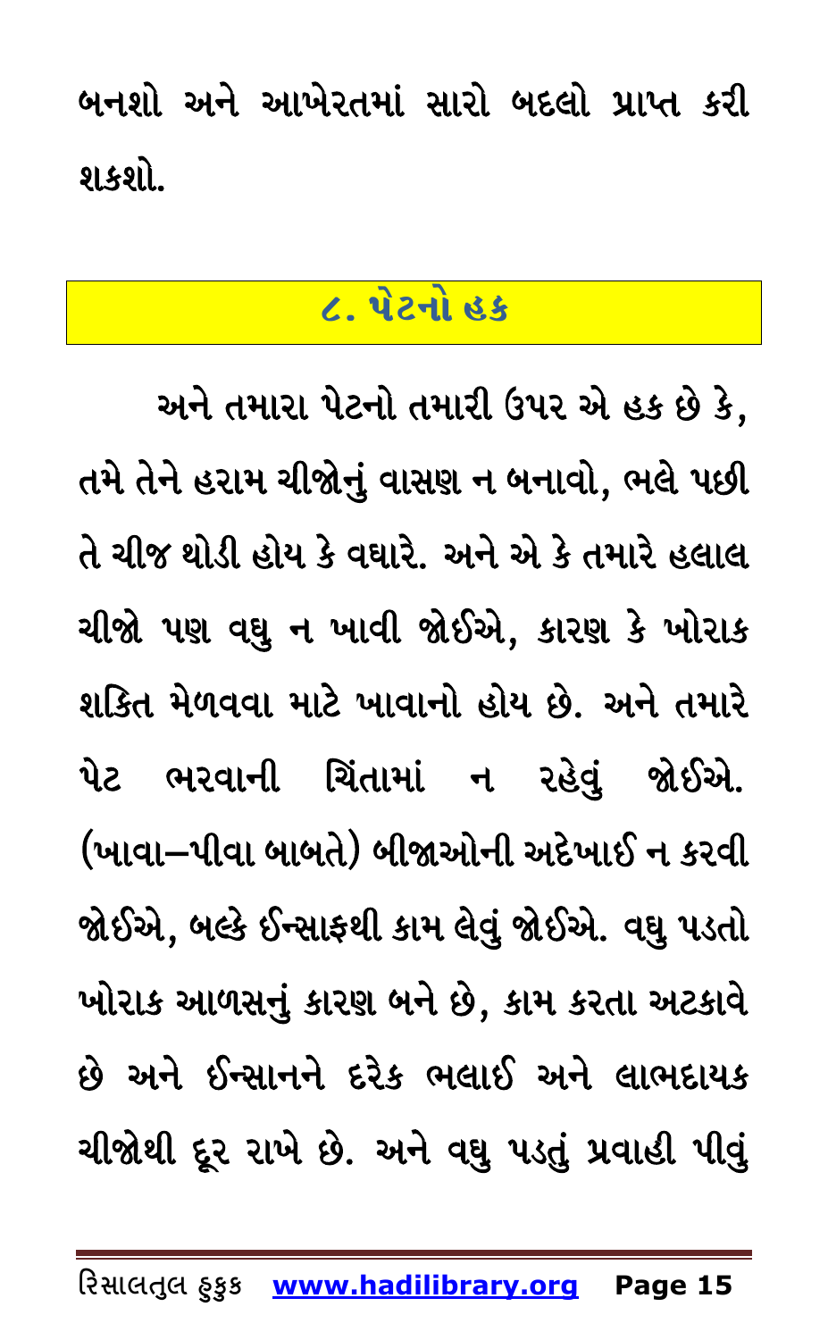બનશો અને આખેરતમાં સારો બદલો પ્રાપ્ત કરી શકશો.

## ૮. પેટનો હક

અને તમારા પેટનો તમારી ઉપર એ હક છે કે, તમે તેને હરામ ચીજોનું વાસણ ન બનાવો, ભલે પછી તે ચીજ થોડી હોય કે વધારે. અને એ કે તમારે હલાલ ચીજો પણ વધુ ન ખાવી જોઈએ, કારણ કે ખોરાક શક્તિ મેળવવા માટે ખાવાનો હોય છે. અને તમારે પેટ ભરવાની ચિંતામાં ન રહેવું જોઈએ. (ખાવા–પીવા બાબતે) બીજાઓની અદેખાઈ ન કરવી જોઈએ, બલ્કે ઈન્સાફથી કામ લેવું જોઈએ. વધુ પડતો ખોરાક આળસનું કારણ બને છે, કામ કરતા અટકાવે છે અને ઈન્સાનને દરેક ભલાઈ અને લાભદાયક ચીજોથી દૂર રાખે છે. અને વધુ પડતું પ્રવાહી પીવું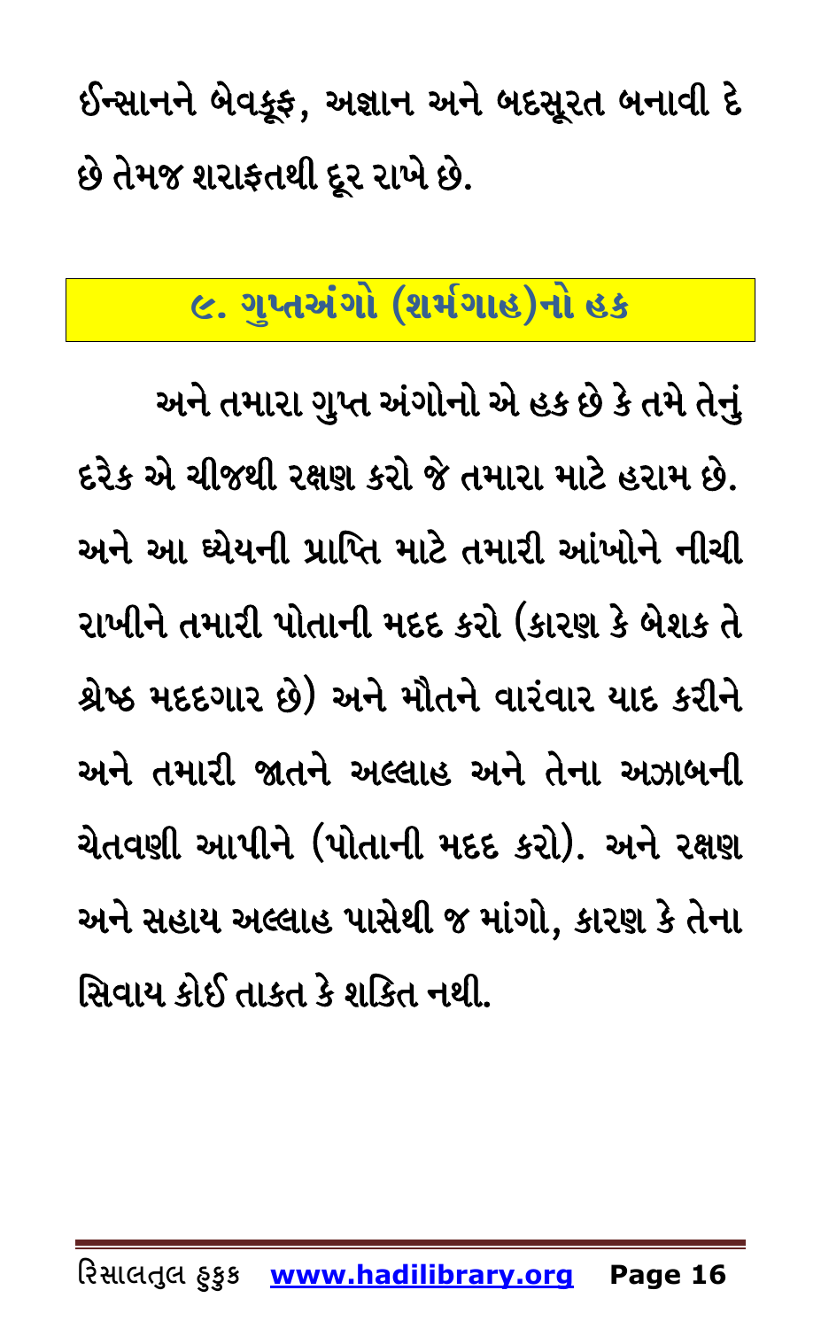ઈન્સાનને બેવકૂફ, અજ્ઞાન અને બદસૂરત બનાવી દે છે તેમજ શરાફતથી દૂર રાખે છે.

## ૯. ગુપ્તઅંગો (શર્મગાહ)નો હક

અને તમારા ગુપ્ત અંગોનો એ હક છે કે તમે તેનું દરેક એ ચીજથી રક્ષણ કરો જે તમારા માટે હરામ છે. અને આ ધ્યેયની પ્રાપ્તિ માટે તમારી આંખોને નીચી રાખીને તમારી પોતાની મદદ કરો (કારણ કે બેશક તે શ્રેષ્ઠ મદદગાર છે) અને મૌતને વારંવાર યાદ કરીને અને તમારી જાતને અલ્લાહ અને તેના અઝાબની ચેતવણી આપીને (પોતાની મદદ કરો). અને રક્ષણ અને સહાય અલ્લાહ પાસેથી જ માંગો, કારણ કે તેના સિવાય કોઈ તાકત કે શકિત નથી.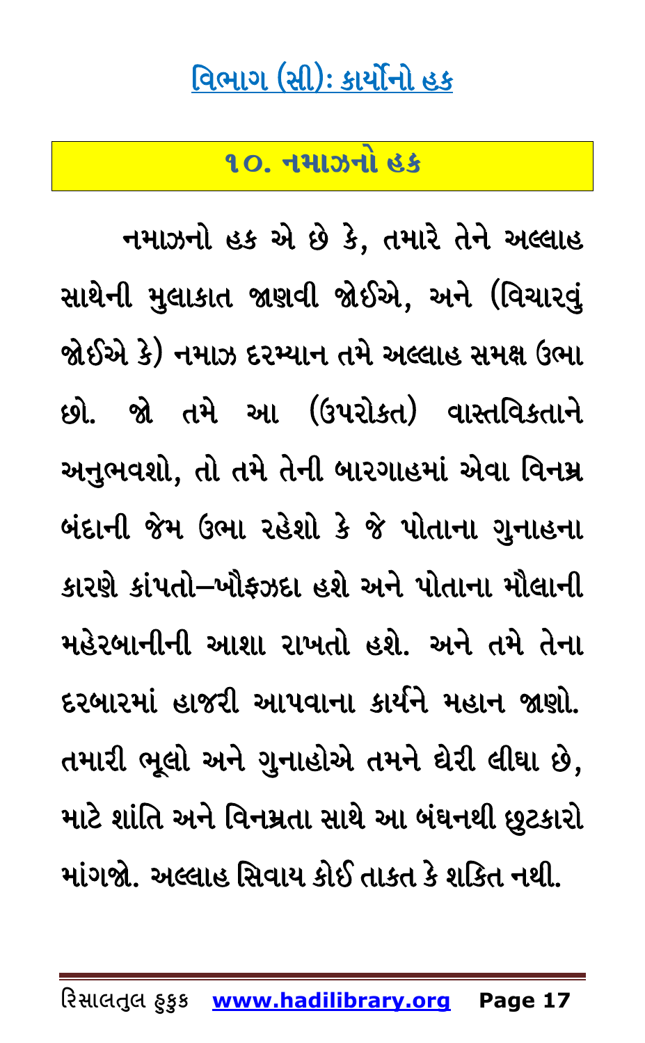## <u>વિભાગ (સી): કાર્યોનો હક</u>

### ૧૦. નમાઝનો હક

નમાઝનો હક એ છે કે, તમારે તેને અલ્લાહ સાથેની મુલાકાત જાણવી જોઈએ, અને (વિચારવું જોઈએ કે) નમાઝ દરમ્યાન તમે અલ્લાહ સમક્ષ ઉભા છો. જો તમે આ (ઉપરોકત) વાસ્તવિકતાને અનુભવશો, તો તમે તેની બારગાહમાં એવા વિનમ્ર બંદાની જેમ ઉભા રહેશો કે જે પોતાના ગુનાહના કારણે કાંપતો–ખૌફઝદા હશે અને પોતાના મૌલાની મહેરબાનીની આશા રાખતો હશે. અને તમે તેના દરબારમાં હાજરી આપવાના કાર્યને મહાન જાણો. તમારી ભૂલો અને ગુનાહોએ તમને ઘેરી લીધા છે, માટે શાંતિ અને વિનમ્રતા સાથે આ બંધનથી છુટકારો માંગજો. અલ્લાહ સિવાય કોઈ તાકત કે શકિત નથી.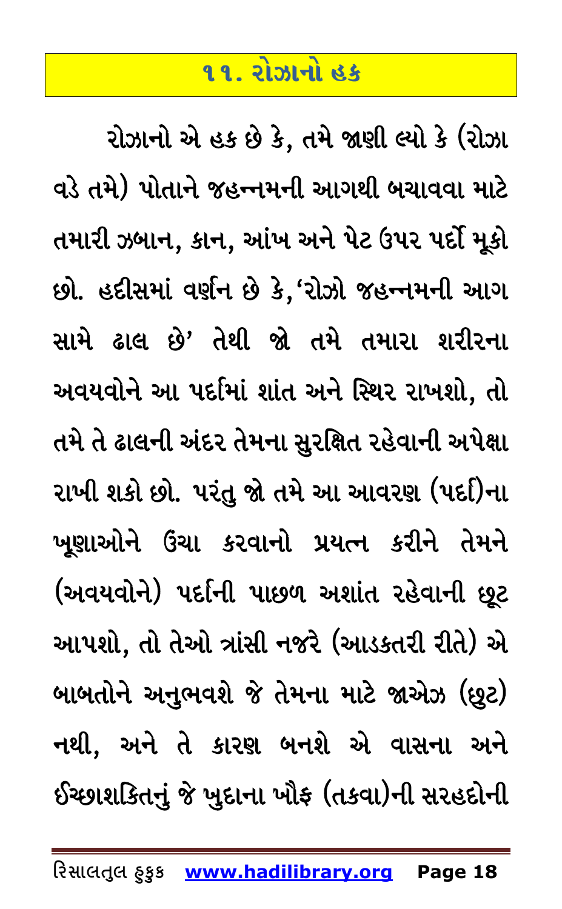## ૧૧. રોઝાનો હક

રોઝાનો એ હક છે કે, તમે જાણી લ્યો કે (રોઝા વડે તમે) પોતાને જહન્નમની આગથી બચાવવા માટે તમારી ઝબાન, કાન, આંખ અને પેટ ઉપર પર્દો મૂકો છો. હદીસમાં વર્ણન છે કે,'રોઝો જહન્નમની આગ સામે ઢાલ છે' તેથી જો તમે તમારા શરીરના અવયવોને આ પર્દામાં શાંત અને સ્થિર રાખશો, તો તમે તે ઢાલની અંદર તેમના સુરક્ષિત રહેવાની અપેક્ષા રાખી શકો છો. પરંતુ જો તમે આ આવરણ (પર્દા)ના ખૂણાઓને ઉંચા કરવાનો પ્રયત્ન કરીને તેમને (અવયવોને) પર્દાની પાછળ અશાંત રહેવાની છૂટ આપશો, તો તેઓ ત્રાંસી નજરે (આડકતરી રીતે) એ બાબતોને અનુભવશે જે તેમના માટે જાએઝ (છુટ) નથી, અને તે કારણ બનશે એ વાસના અને ઈચ્છાશકિતનું જે ખુદાના ખૌફ (તકવા)ની સરહદોની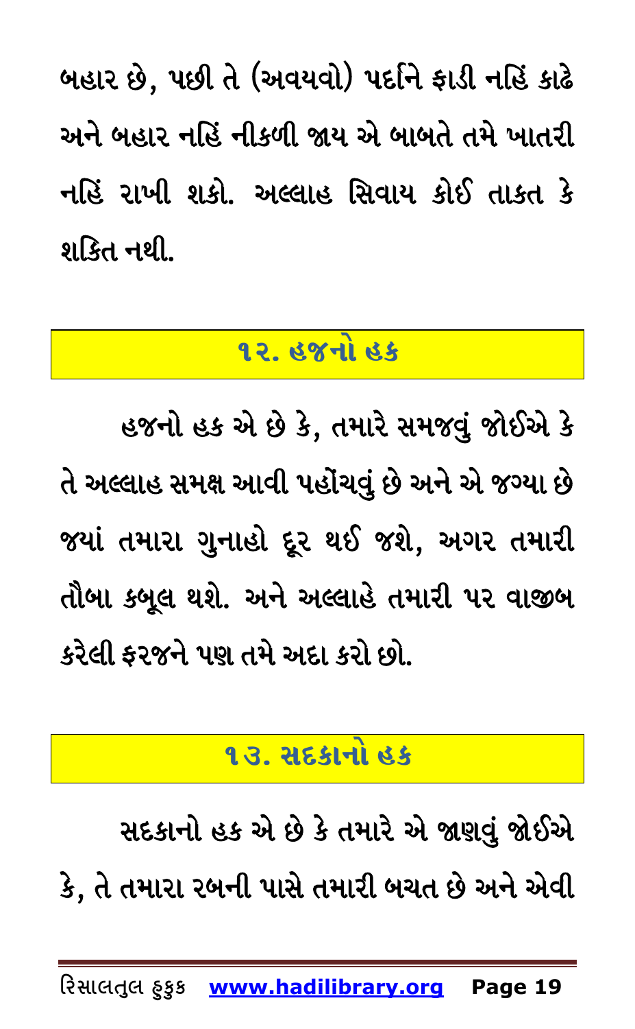બહાર છે, પછી તે (અવયવો) પર્દાને ફાડી નહિં કાઢે અને બહાર નહિં નીકળી જાય એ બાબતે તમે ખાતરી નહિં રાખી શકો. અલ્લાહ સિવાય કોઈ તાકત કે શકિત નથી.

## ૧૨. હજનો હક

હજનો હક એ છે કે, તમારે સમજવું જોઈએ કે તે અલ્લાહ સમક્ષ આવી પહોંચવું છે અને એ જગ્યા છે જ્યાં તમારા ગુનાહો દૂર થઈ જશે, અગર તમારી તૌબા કબૂલ થશે. અને અલ્લાહે તમારી પર વાજીબ કરેલી ફરજને પણ તમે અદા કરો છો.

## ૧૩. સદકાનો હક

સદકાનો હક એ છે કે તમારે એ જાણવું જોઈએ કે, તે તમારા રબની પાસે તમારી બચત છે અને એવી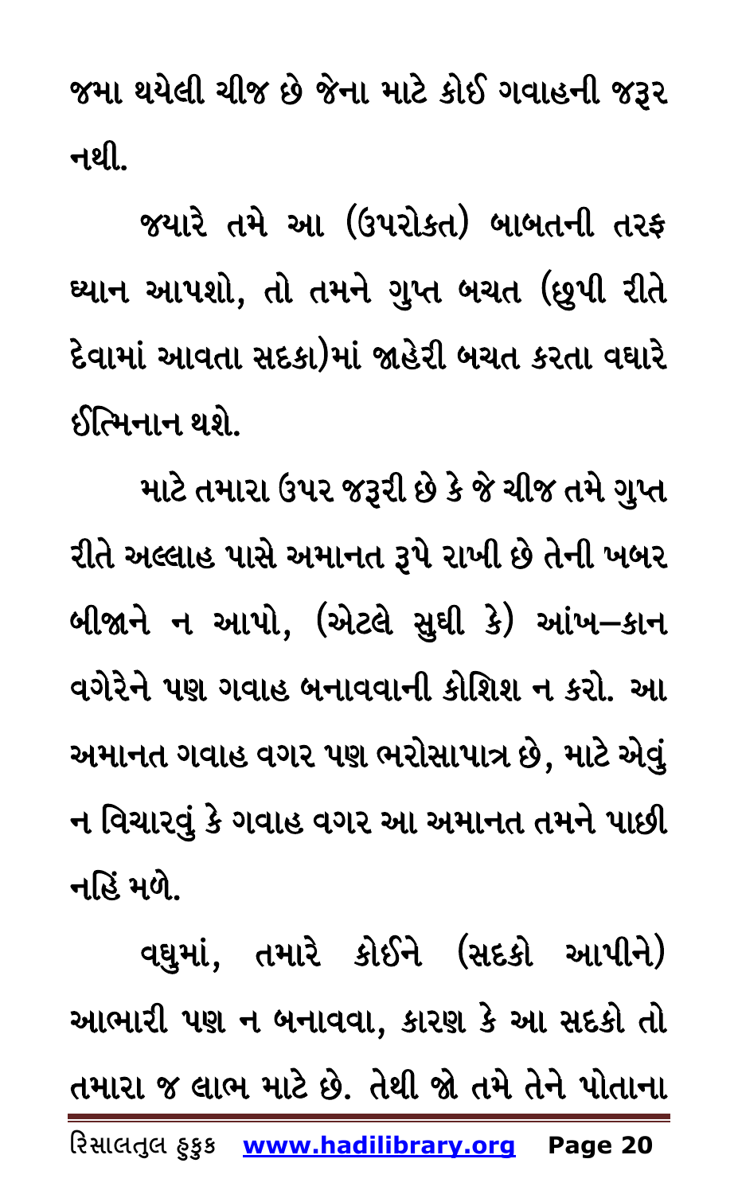જમા થયેલી ચીજ છે જેના માટે કોઈ ગવાહની જરૂર નથી.

જ્યારે તમે આ (ઉપરોક્ત) બાબતની તરફ ધ્યાન આપશો, તો તમને ગુપ્ત બચત (છુપી રીતે દેવામાં આવતા સદકા)માં જાહેરી બચત કરતા વધારે ઈત્મિનાન થશે.

માટે તમારા ઉપર જરૂરી છે કે જે ચીજ તમે ગુપ્ત રીતે અલ્લાહ પાસે અમાનત રૂપે રાખી છે તેની ખબર બીજાને ન આપો, (એટલે સુધી કે) આંખ–કાન વગેરેને પણ ગવાહ બનાવવાની કોશિશ ન કરો. આ અમાનત ગવાહ વગર પણ ભરોસાપાત્ર છે, માટે એવું ન વિચારવું કે ગવાહ વગર આ અમાનત તમને પાછી નહિં મળે.

વધુમાં, તમારે કોઈને (સદકો આપીને) આભારી પણ ન બનાવવા, કારણ કે આ સદકો તો તમારા જ લાભ માટે છે. તેથી જો તમે તેને પોતાના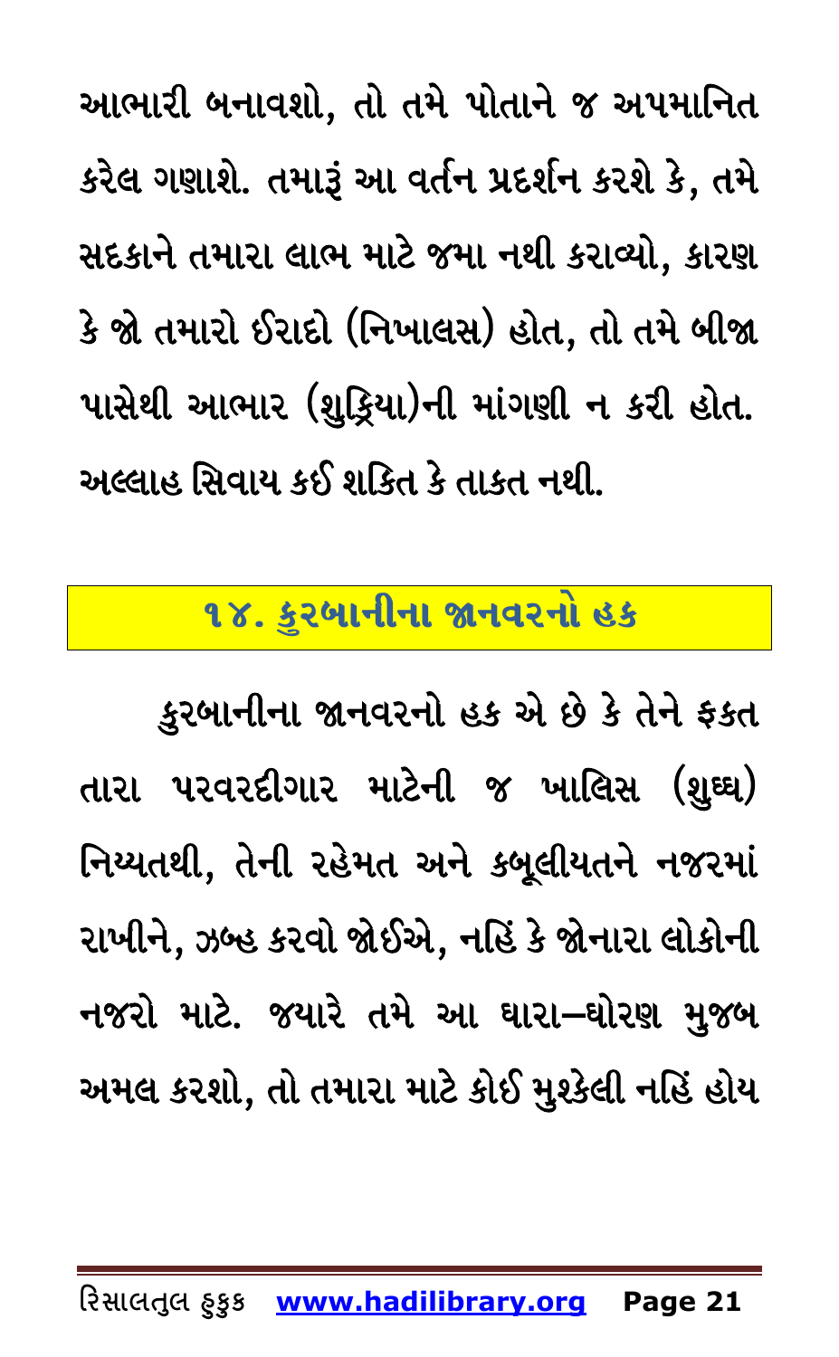આભારી બનાવશો, તો તમે પોતાને જ અપમાનિત કરેલ ગણાશે. તમારૂં આ વર્તન પ્રદર્શન કરશે કે, તમે સદકાને તમારા લાભ માટે જમા નથી કરાવ્યો, કારણ કે જો તમારો ઈરાદો (નિખાલસ) હોત, તો તમે બીજા પાસેથી આભાર (શુક્રિયા)ની માંગણી ન કરી હોત. અલ્લાહ સિવાય કઈ શકિત કે તાકત નથી.

## ૧૪. કુરબાનીના જાનવરનો હક

કુરબાનીના જાનવરનો હક એ છે કે તેને ફકત તારા પરવરદીગાર માટેની જ ખાલિસ (શુધ્ધ) નિય્યતથી, તેની રહેમત અને કબૂલીયતને નજરમાં રાખીને, ઝબ્હ કરવો જોઈએ, નહિં કે જોનારા લોકોની નજરો માટે. જયારે તમે આ ધારા–ધોરણ મુજબ અમલ કરશો, તો તમારા માટે કોઈ મુશ્કેલી નહિં હોય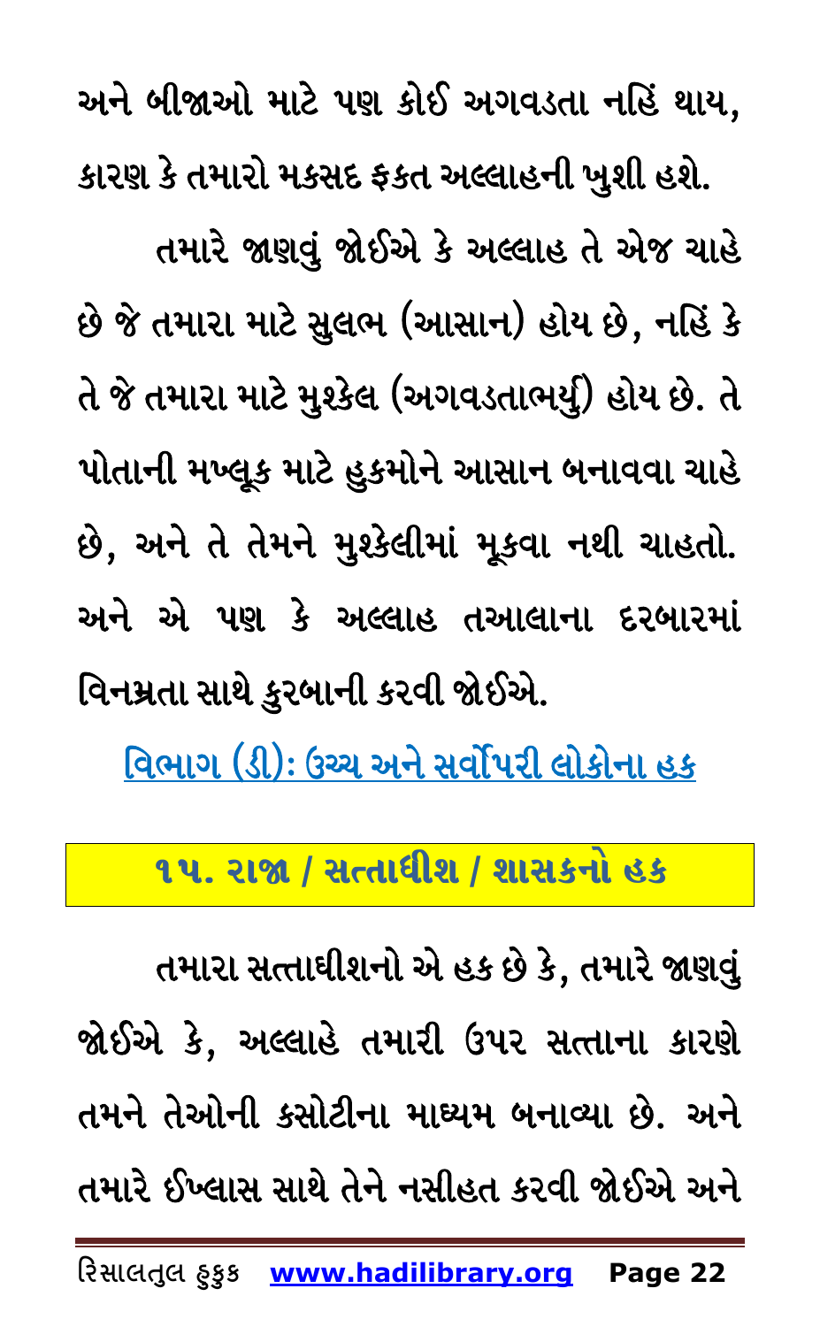અને બીજાઓ માટે પણ કોઈ અગવડતા નહિં થાય, કારણ કે તમારો મકસદ ફકત અલ્લાહની ખુશી હશે.

તમારે જાણવું જોઈએ કે અલ્લાહ તે એજ ચાહે છે જે તમારા માટે સુલભ (આસાન) હોય છે, નહિં કે તે જે તમારા માટે મુશ્કેલ (અગવડતાભર્યુ) હોય છે. તે પોતાની મખ્લૂક માટે હુકમોને આસાન બનાવવા ચાહે છે, અને તે તેમને મુશ્કેલીમાં મૂકવા નથી ચાહતો. અને એ પણ કે અલ્લાહ તઆલાના દરબારમાં વિનમ્રતા સાથે કુરબાની કરવી જોઈએ.

## વિભાગ (ડી): ઉચ્ચ અને સર્વોપરી લોકોના હક

### ૧૫. રાજા / સત્તાધીશ / શાસકનો હક

તમારા સત્તાધીશનો એ હક છે કે, તમારે જાણવું જોઈએ કે, અલ્લાહે તમારી ઉપર સત્તાના કારણે તમને તેઓની કસોટીના માધ્યમ બનાવ્યા છે. અને તમારે ઈખ્લાસ સાથે તેને નસીહત કરવી જોઈએ અને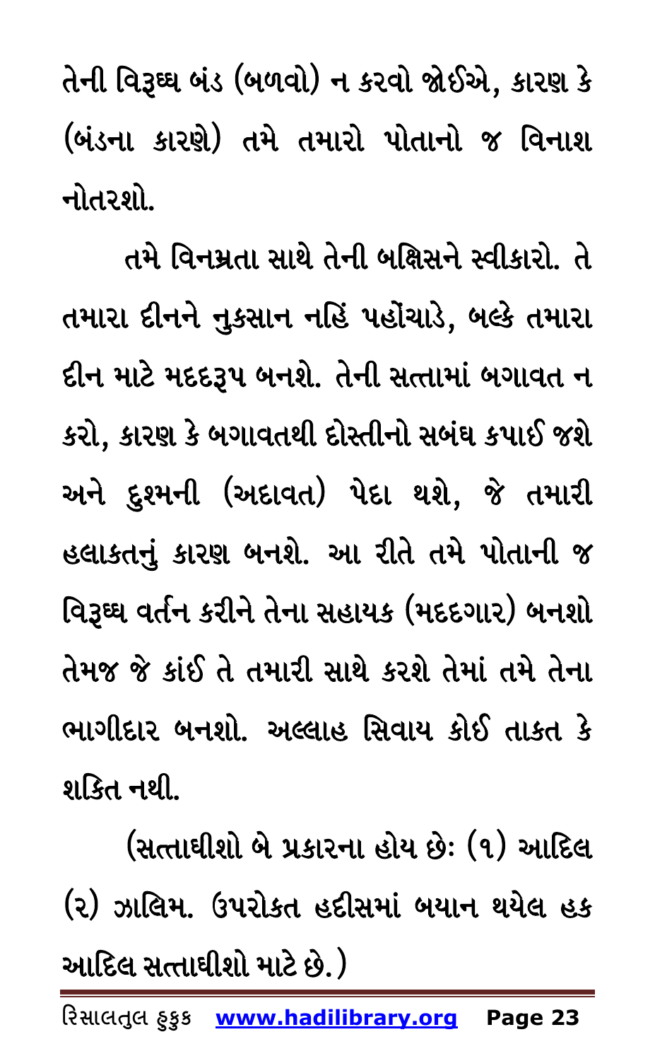તેની વિરૂધ્ધ બંડ (બળવો) ન કરવો જોઈએ, કારણ કે (બંડના કારણે) તમે તમારો પોતાનો જ વિનાશ નોતરશો.

તમે વિનમ્રતા સાથે તેની બક્ષિસને સ્વીકારો. તે તમારા દીનને નુકસાન નહિં પહોંચાડે, બલ્કે તમારા દીન માટે મદદરૂપ બનશે. તેની સત્તામાં બગાવત ન કરો, કારણ કે બગાવતથી દોસ્તીનો સબંધ કપાઈ જશે અને દુશ્મની (અદાવત) પેદા થશે, જે તમારી હલાકતનું કારણ બનશે. આ રીતે તમે પોતાની જ વિરૂધ્ધ વર્તન કરીને તેના સહાયક (મદદગાર) બનશો તેમજ જે કાંઈ તે તમારી સાથે કરશે તેમાં તમે તેના ભાગીદાર બનશો. અલ્લાહ સિવાય કોઈ તાકત કે શકિત નથી.

(સત્તાધીશો બે પ્રકારના હોય છેઃ (૧) આદિલ (૨) ઝાલિમ. ઉપરોકત હદીસમાં બયાન થયેલ હક આદિલ સત્તાધીશો માટે છે.)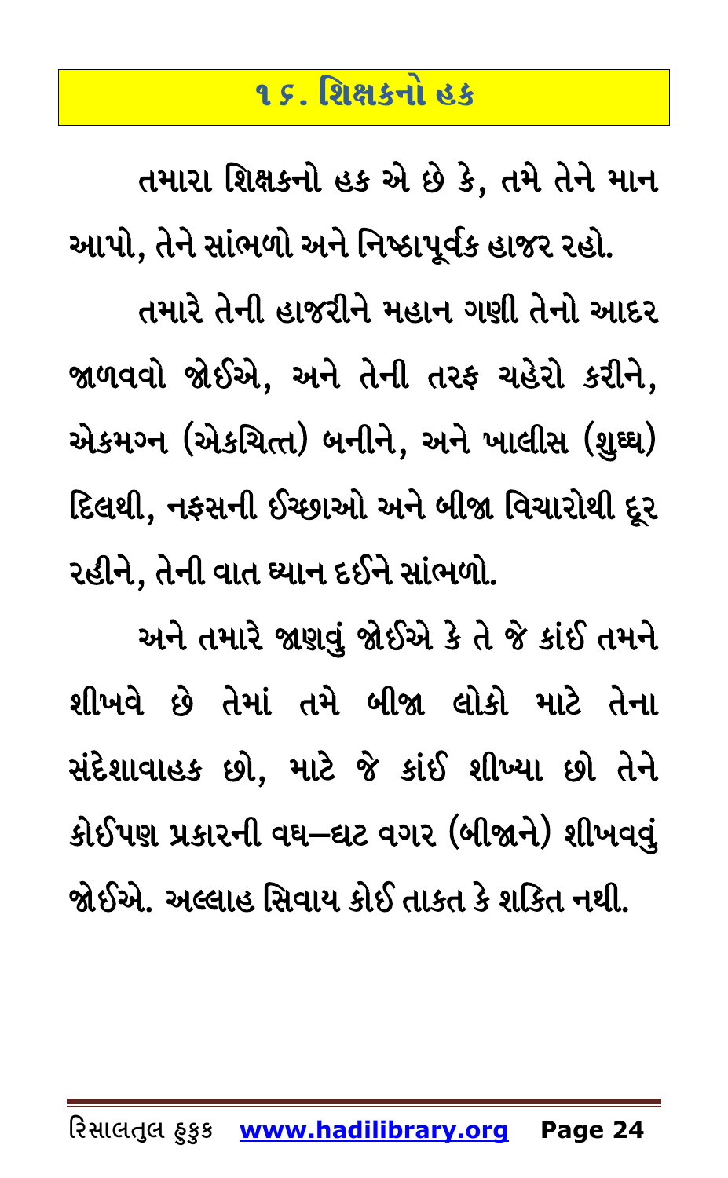## ૧૬. શિક્ષકનો હક

તમારા શિક્ષકનો હક એ છે કે, તમે તેને માન આપો, તેને સાંભળો અને નિષ્ઠાપૂર્વક હાજર રહો.

તમારે તેની હાજરીને મહાન ગણી તેનો આદર જાળવવો જોઈએ, અને તેની તરફ ચહેરો કરીને, એકમગ્ન (એકચિત્ત) બનીને, અને ખાલીસ (શુધ્ધ) દિલથી, નફસની ઈચ્છાઓ અને બીજા વિચારોથી દૂર રહીને, તેની વાત ધ્યાન દઈને સાંભળો.

અને તમારે જાણવું જોઈએ કે તે જે કાંઈ તમને શીખવે છે તેમાં તમે બીજા લોકો માટે તેના સંદેશાવાહક છો, માટે જે કાંઈ શીખ્યા છો તેને કોઈપણ પ્રકારની વધ–ઘટ વગર (બીજાને) શીખવવું જોઈએ. અલ્લાહ સિવાય કોઈ તાકત કે શકિત નથી.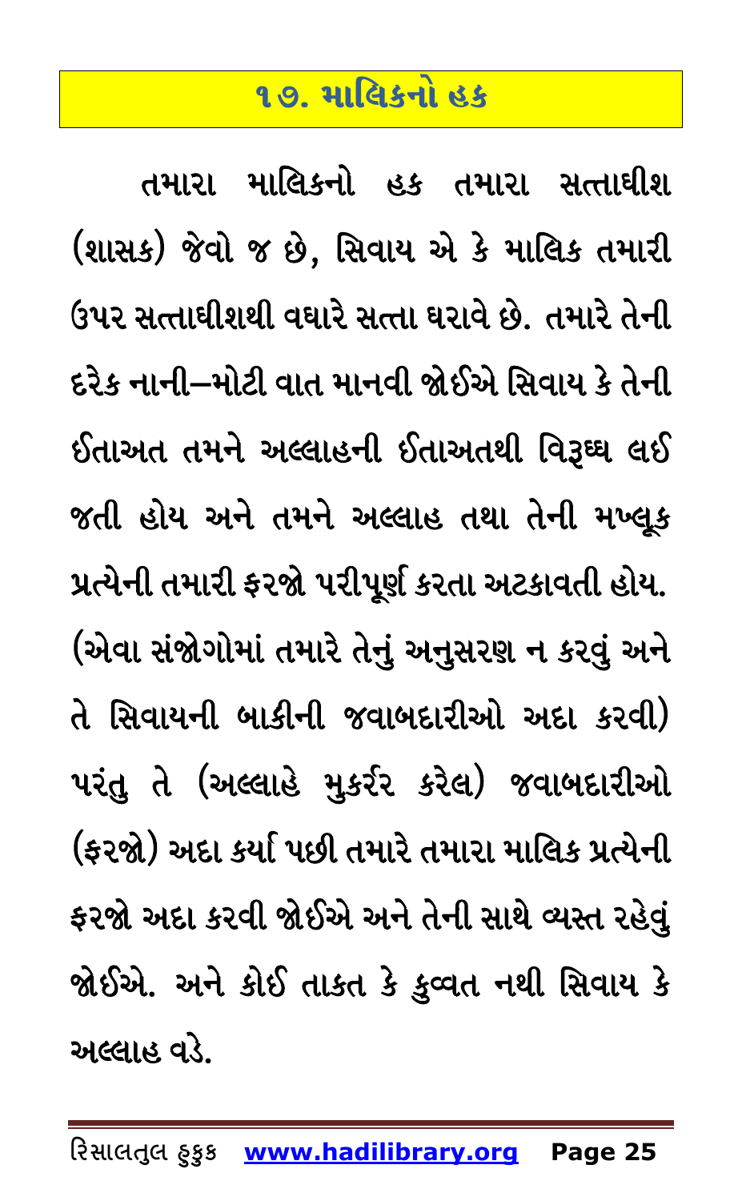## ૧૭. માલિકનો હક

તમારા માલિકનો હક તમારા સત્તાધીશ (શાસક) જેવો જ છે, સિવાય એ કે માલિક તમારી ઉપર સત્તાધીશથી વધારે સત્તા ધરાવે છે. તમારે તેની દરેક નાની–મોટી વાત માનવી જોઈએ સિવાય કે તેની ઈતાઅત તમને અલ્લાહની ઈતાઅતથી વિરૂધ્ધ લઈ જતી હોય અને તમને અલ્લાહ તથા તેની મખ્લૂક પ્રત્યેની તમારી ફરજો પરીપૂર્ણ કરતા અટકાવતી હોય. (એવા સંજોગોમાં તમારે તેનું અનુસરણ ન કરવું અને તે સિવાયની બાકીની જવાબદારીઓ અદા કરવી) પરંતુ તે (અલ્લાહે મુકર્રર કરેલ) જવાબદારીઓ (ફરજો) અદા કર્યા પછી તમારે તમારા માલિક પ્રત્યેની ફરજો અદા કરવી જોઈએ અને તેની સાથે વ્યસ્ત રહેવું જોઈએ. અને કોઈ તાકત કે કુવ્વત નથી સિવાય કે અલ્લાહ વડે.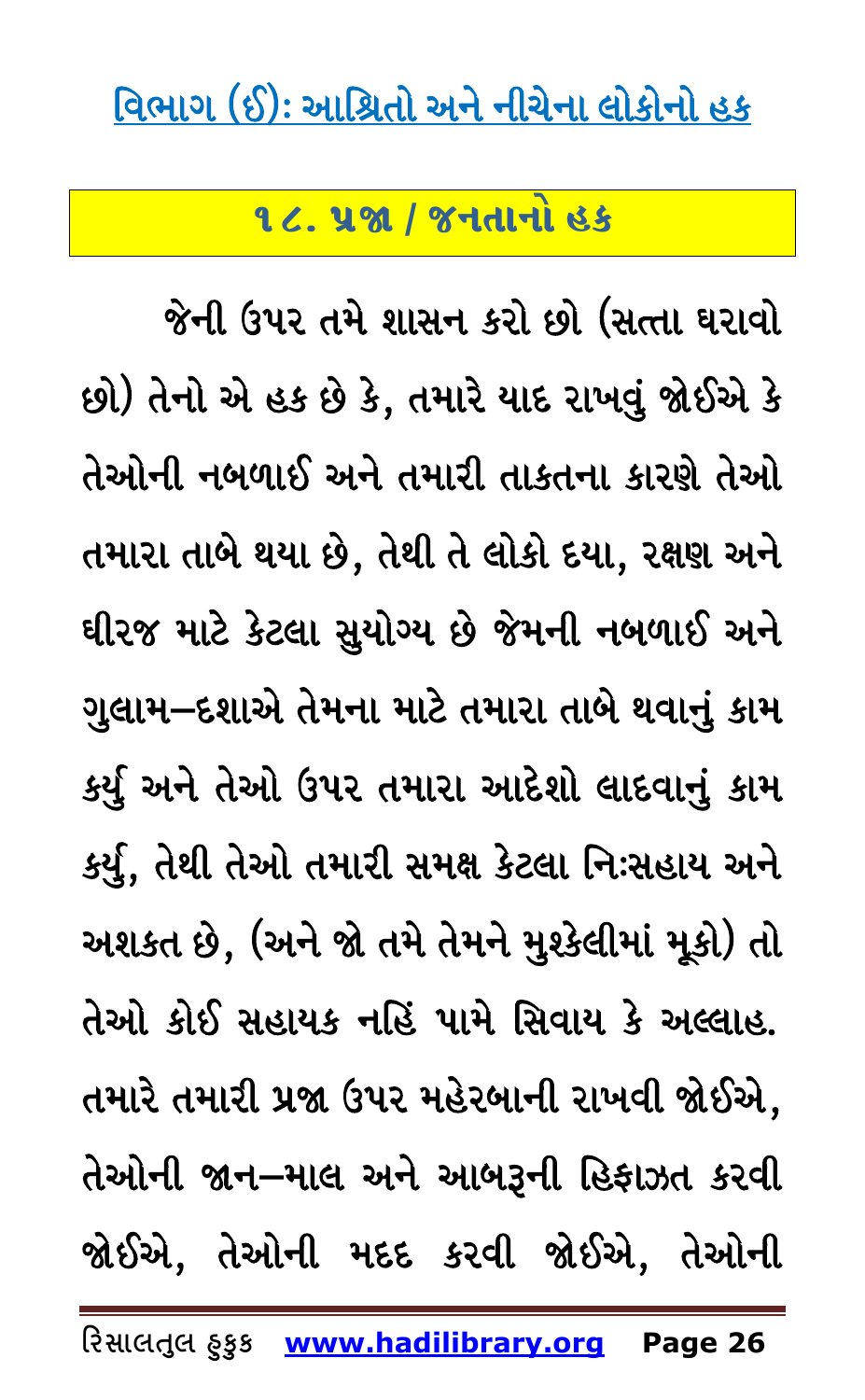## વિભાગ (ઈ): આશ્રિતો અને નીચેના લોકોનો હક

### ૧૮. પ્રજા / જનતાનો હક

જેની ઉપર તમે શાસન કરો છો (સત્તા ધરાવો છો) તેનો એ હક છે કે, તમારે યાદ રાખવું જોઈએ કે તેઓની નબળાઈ અને તમારી તાકતના કારણે તેઓ તમારા તાબે થયા છે, તેથી તે લોકો દયા, રક્ષણ અને ધીરજ માટે કેટલા સુયોગ્ય છે જેમની નબળાઈ અને ગુલામ–દશાએ તેમના માટે તમારા તાબે થવાનું કામ કર્યુ અને તેઓ ઉપર તમારા આદેશો લાદવાનું કામ કર્યુ, તેથી તેઓ તમારી સમક્ષ કેટલા નિઃસહાય અને અશકત છે, (અને જો તમે તેમને મુશ્કેલીમાં મૂકો) તો તેઓ કોઈ સહાયક નહિં પામે સિવાય કે અલ્લાહ. તમારે તમારી પ્રજા ઉપર મહેરબાની રાખવી જોઈએ, તેઓની જાન–માલ અને આબરૂની હિફાઝત કરવી જોઈએ, તેઓની મદદ કરવી જોઈએ, તેઓની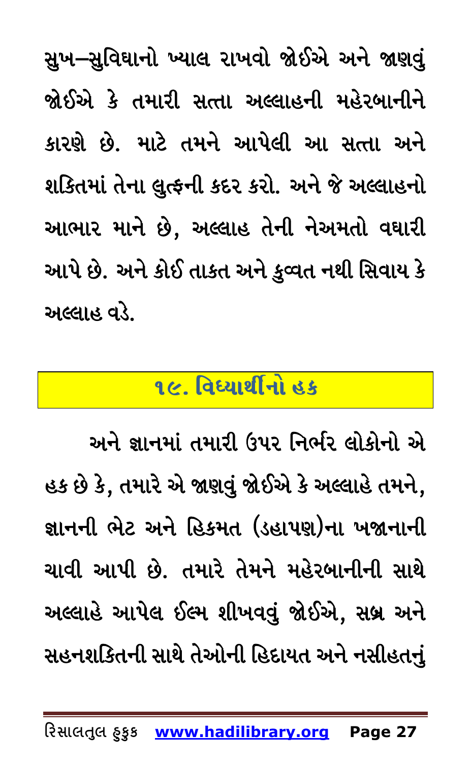સુખ–સુવિધાનો ખ્યાલ રાખવો જોઈએ અને જાણવું જોઈએ કે તમારી સત્તા અલ્લાહની મહેરબાનીને કારણે છે. માટે તમને આપેલી આ સત્તા અને શક્તિમાં તેના લુત્ફની કદર કરો. અને જે અલ્લાહનો આભાર માને છે, અલ્લાહ તેની નેઅમતો વધારી આપે છે. અને કોઈ તાકત અને કુવ્વત નથી સિવાય કે અલ્લાહ વડે.

## ૧૯. વિધ્યાર્થીનો હક

અને જ્ઞાનમાં તમારી ઉપર નિર્ભર લોકોનો એ હક છે કે, તમારે એ જાણવું જોઈએ કે અલ્લાહે તમને, જ્ઞાનની ભેટ અને હિકમત (ડહાપણ)ના ખજાનાની ચાવી આપી છે. તમારે તેમને મહેરબાનીની સાથે અલ્લાહે આપેલ ઈલ્મ શીખવવું જોઈએ, સબ્ર અને સહનશક્તિની સાથે તેઓની હિદાયત અને નસીહતનું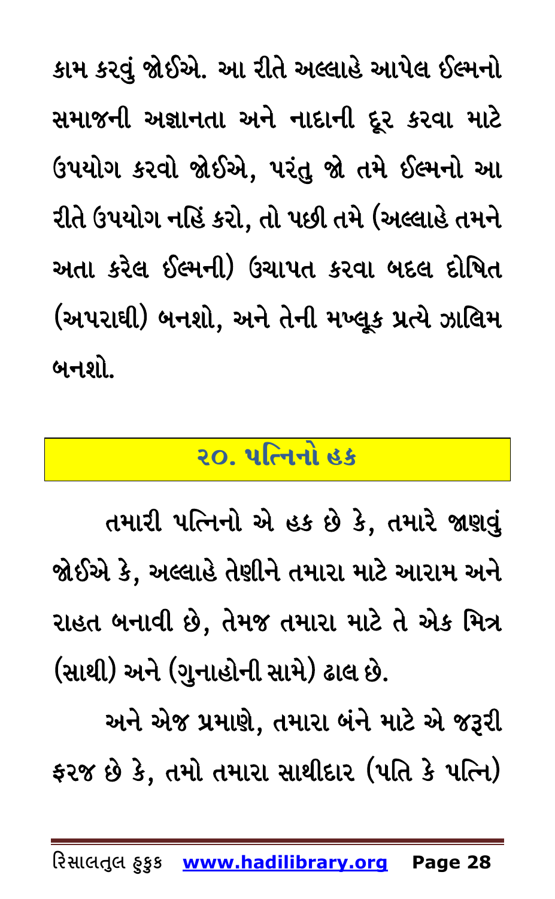કામ કરવું જોઈએ. આ રીતે અલ્લાહે આપેલ ઈલ્મનો સમાજની અજ્ઞાનતા અને નાદાની દૂર કરવા માટે ઉપયોગ કરવો જોઈએ, પરંતુ જો તમે ઈલ્મનો આ રીતે ઉપયોગ નહિં કરો, તો પછી તમે (અલ્લાહે તમને અતા કરેલ ઈલ્મની) ઉચાપત કરવા બદલ દોષિત (અપરાધી) બનશો, અને તેની મખ્લૂક પ્રત્યે ઝાલિમ બનશો.

## ૨૦. પત્નિનો હક

તમારી પત્નિનો એ હક છે કે, તમારે જાણવું જોઈએ કે, અલ્લાહે તેણીને તમારા માટે આરામ અને રાહત બનાવી છે, તેમજ તમારા માટે તે એક મિત્ર (સાથી) અને (ગુનાહોની સામે) ઢાલ છે.

અને એજ પ્રમાણે, તમારા બંને માટે એ જરૂરી ફરજ છે કે, તમો તમારા સાથીદાર (પતિ કે પત્નિ)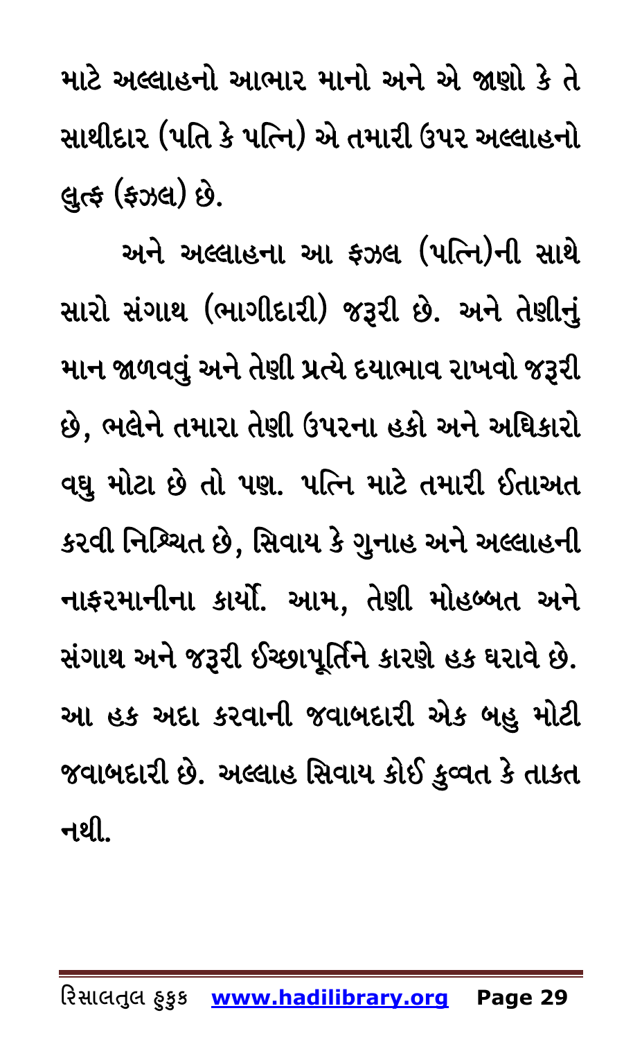માટે અલ્લાહનો આભાર માનો અને એ જાણો કે તે સાથીદાર (પતિ કે પત્નિ) એ તમારી ઉપર અલ્લાહનો લુત્ફ (ફઝલ) છે.

અને અલ્લાહના આ ફઝલ (પત્નિ)ની સાથે સારો સંગાથ (ભાગીદારી) જરૂરી છે. અને તેણીનું માન જાળવવું અને તેણી પ્રત્યે દયાભાવ રાખવો જરૂરી છે, ભલેને તમારા તેણી ઉપરના હકો અને અધિકારો વધુ મોટા છે તો પણ. પત્નિ માટે તમારી ઈતાઅત કરવી નિશ્ચિત છે, સિવાય કે ગુનાહ અને અલ્લાહની નાફરમાનીના કાર્યો. આમ, તેણી મોહબ્બત અને સંગાથ અને જરૂરી ઈચ્છાપૂર્તિને કારણે હક ધરાવે છે. આ હક અદા કરવાની જવાબદારી એક બહુ મોટી જવાબદારી છે. અલ્લાહ સિવાય કોઈ કુવ્વત કે તાકત નથી.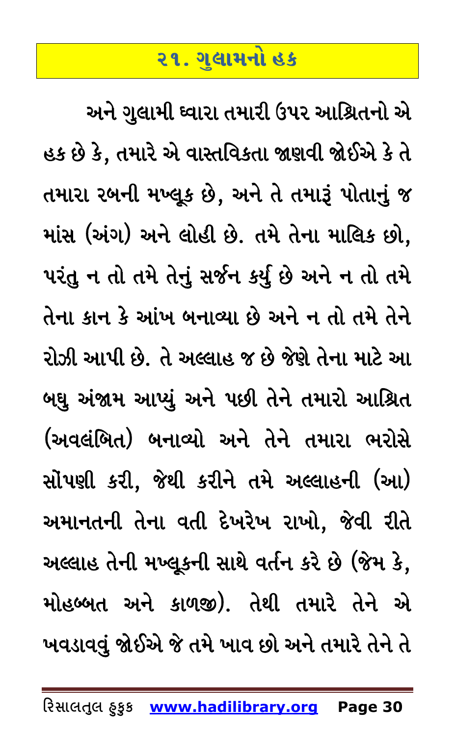## ૨૧. ગુલામનો હક

અને ગુલામી દ્વારા તમારી ઉપર આશ્રિતનો એ હક છે કે, તમારે એ વાસ્તવિકતા જાણવી જોઈએ કે તે તમારા રબની મખ્લૂક છે, અને તે તમારૂં પોતાનું જ માંસ (અંગ) અને લોહી છે. તમે તેના માલિક છો, પરંતુ ન તો તમે તેનું સર્જન કર્યુ છે અને ન તો તમે તેના કાન કે આંખ બનાવ્યા છે અને ન તો તમે તેને રોઝી આપી છે. તે અલ્લાહ જ છે જેણે તેના માટે આ બધુ અંજામ આપ્યું અને પછી તેને તમારો આશ્રિત (અવલંબિત) બનાવ્યો અને તેને તમારા ભરોસે સોંપણી કરી, જેથી કરીને તમે અલ્લાહની (આ) અમાનતની તેના વતી દેખરેખ રાખો, જેવી રીતે અલ્લાહ તેની મખ્લૂકની સાથે વર્તન કરે છે (જેમ કે, મોહબ્બત અને કાળજી). તેથી તમારે તેને એ ખવડાવવું જોઈએ જે તમે ખાવ છો અને તમારે તેને તે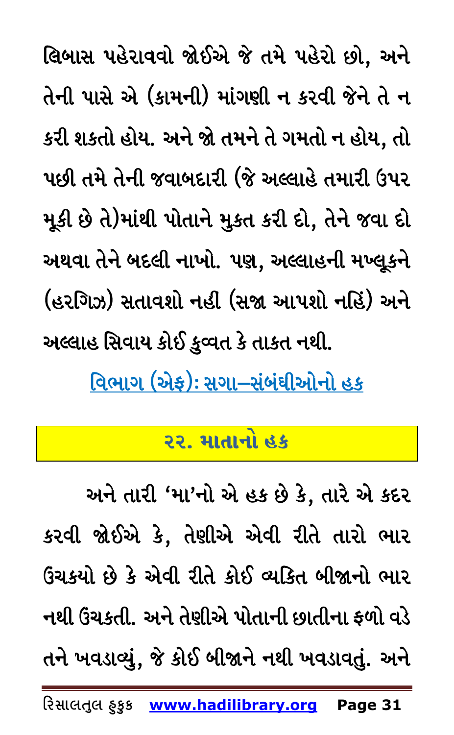લિબાસ પહેરાવવો જોઈએ જે તમે પહેરો છો, અને તેની પાસે એ (કામની) માંગણી ન કરવી જેને તે ન કરી શકતો હોય. અને જો તમને તે ગમતો ન હોય, તો પછી તમે તેની જવાબદારી (જે અલ્લાહે તમારી ઉપર મૂકી છે તે)માંથી પોતાને મુકત કરી દો, તેને જવા દો અથવા તેને બદલી નાખો. પણ, અલ્લાહની મખ્લૂકને (હરગિઝ) સતાવશો નહીં (સજા આપશો નહિં) અને અલ્લાહ સિવાય કોઈ કુવ્વત કે તાકત નથી.

<u>વિભાગ (એફ): સગા–સંબંધીઓનો હક</u>

## ૨૨. માતાનો હક

અને તારી 'મા'નો એ હક છે કે, તારે એ કદર કરવી જોઈએ કે, તેણીએ એવી રીતે તારો ભાર ઉંચકયો છે કે એવી રીતે કોઈ વ્યકિત બીજાનો ભાર નથી ઉંચકતી. અને તેણીએ પોતાની છાતીના ફળો વડે તને ખવડાવ્યું, જે કોઈ બીજાને નથી ખવડાવતું. અને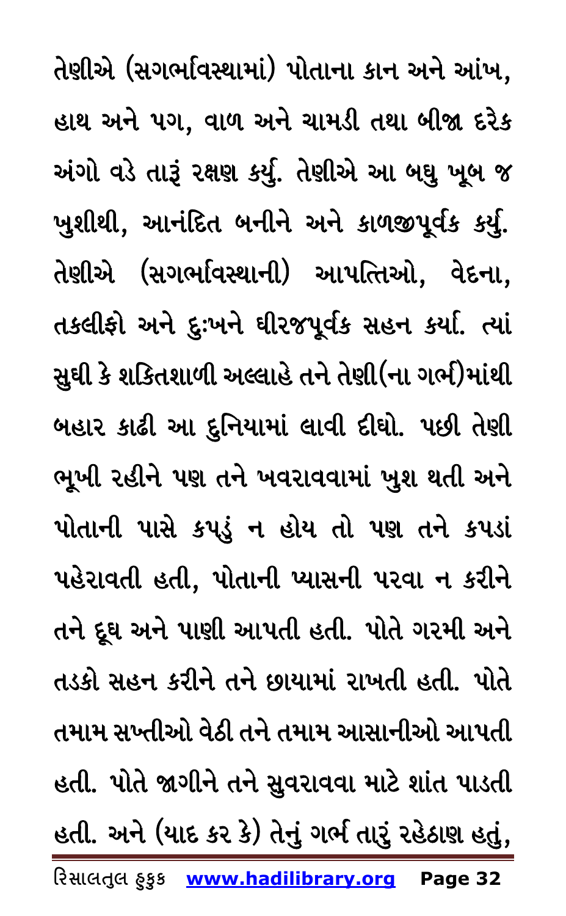તેણીએ (સગર્ભાવસ્થામાં) પોતાના કાન અને આંખ, હાથ અને પગ, વાળ અને ચામડી તથા બીજા દરેક અંગો વડે તારૂં રક્ષણ કર્યું. તેણીએ આ બધુ ખૂબ જ ખુશીથી, આનંદિત બનીને અને કાળજીપૂર્વક કર્યું. તેણીએ (સગર્ભાવસ્થાની) આપત્તિઓ, વેદના, તકલીફો અને દુઃખને ધીરજપૂર્વક સહન કર્યા. ત્યાં સુધી કે શકિતશાળી અલ્લાહે તને તેણી(ના ગર્ભ)માંથી બહાર કાઢી આ દુનિયામાં લાવી દીધો. પછી તેણી ભૂખી રહીને પણ તને ખવરાવવામાં ખુશ થતી અને પોતાની પાસે કપડું ન હોય તો પણ તને કપડાં પહેરાવતી હતી, પોતાની પ્યાસની પરવા ન કરીને તને દૂધ અને પાણી આપતી હતી. પોતે ગરમી અને તડકો સહન કરીને તને છાયામાં રાખતી હતી. પોતે તમામ સખ્તીઓ વેઠી તને તમામ આસાનીઓ આપતી હતી. પોતે જાગીને તને સુવરાવવા માટે શાંત પાડતી હતી. અને (યાદ કર કે) તેનું ગર્ભ તારું રહેઠાણ હતું,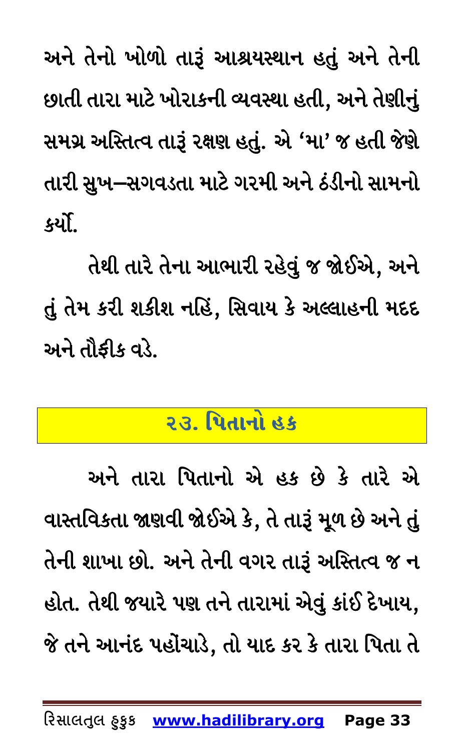અને તેનો ખોળો તારૂં આશ્રયસ્થાન હતું અને તેની છાતી તારા માટે ખોરાકની વ્યવસ્થા હતી, અને તેણીનું સમગ્ર અસ્તિત્વ તારૂં રક્ષણ હતું. એ 'મા' જ હતી જેણે તારી સુખ–સગવડતા માટે ગરમી અને ઠંડીનો સામનો કર્યો.

તેથી તારે તેના આભારી રહેવું જ જોઈએ, અને તું તેમ કરી શકીશ નહિં, સિવાય કે અલ્લાહની મદદ અને તૌફીક વડે.

## ૨૩. પિતાનો હક

અને તારા પિતાનો એ હક છે કે તારે એ વાસ્તવિકતા જાણવી જોઈએ કે, તે તારૂં મૂળ છે અને તું તેની શાખા છો. અને તેની વગર તારૂં અસ્તિત્વ જ ન હોત. તેથી જ્યારે પણ તને તારામાં એવું કાંઈ દેખાય, જે તને આનંદ પહોંચાડે, તો યાદ કર કે તારા પિતા તે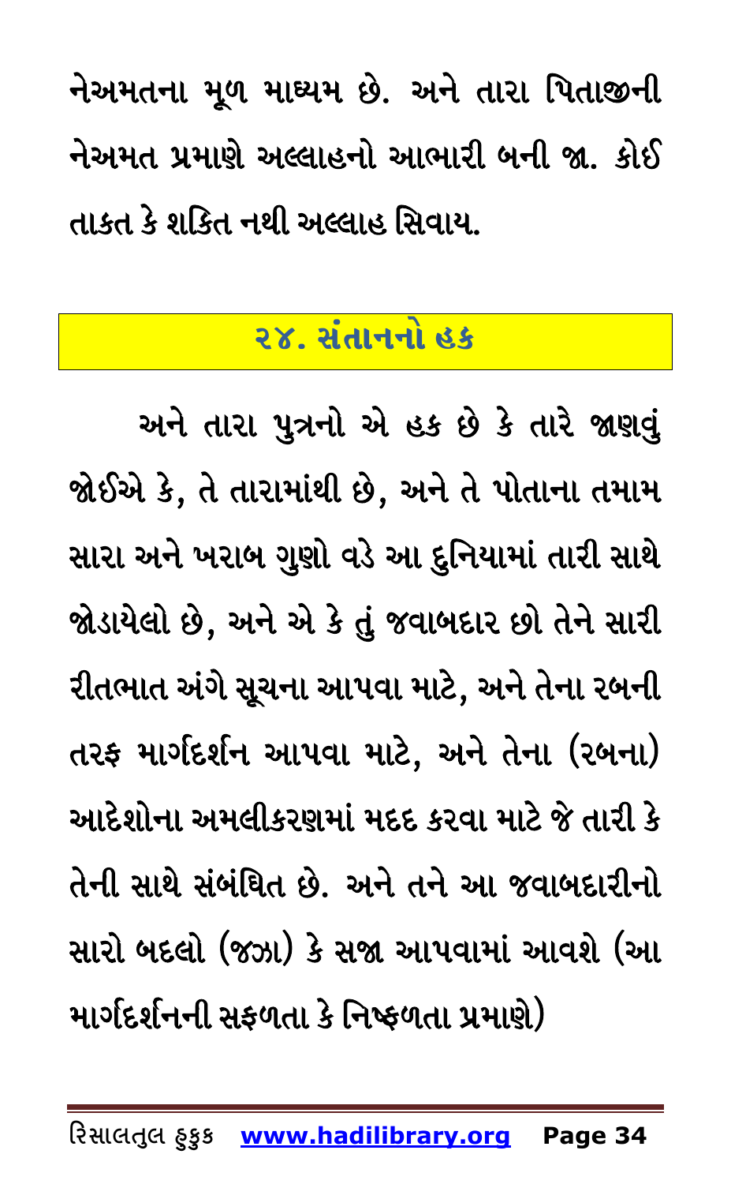નેઅમતના મૂળ માધ્યમ છે. અને તારા પિતાજીની નેઅમત પ્રમાણે અલ્લાહનો આભારી બની જા. કોઈ તાકત કે શકિત નથી અલ્લાહ સિવાય.

## ૨૪. સંતાનનો હક

અને તારા પુત્રનો એ હક છે કે તારે જાણવું જોઈએ કે, તે તારામાંથી છે, અને તે પોતાના તમામ સારા અને ખરાબ ગુણો વડે આ દુનિયામાં તારી સાથે જોડાયેલો છે, અને એ કે તું જવાબદાર છો તેને સારી રીતભાત અંગે સૂચના આપવા માટે, અને તેના રબની તરફ માર્ગદર્શન આપવા માટે, અને તેના (રબના) આદેશોના અમલીકરણમાં મદદ કરવા માટે જે તારી કે તેની સાથે સંબંધિત છે. અને તને આ જવાબદારીનો સારો બદલો (જઝા) કે સજા આપવામાં આવશે (આ માર્ગદર્શનની સફળતા કે નિષ્ફળતા પ્રમાણે)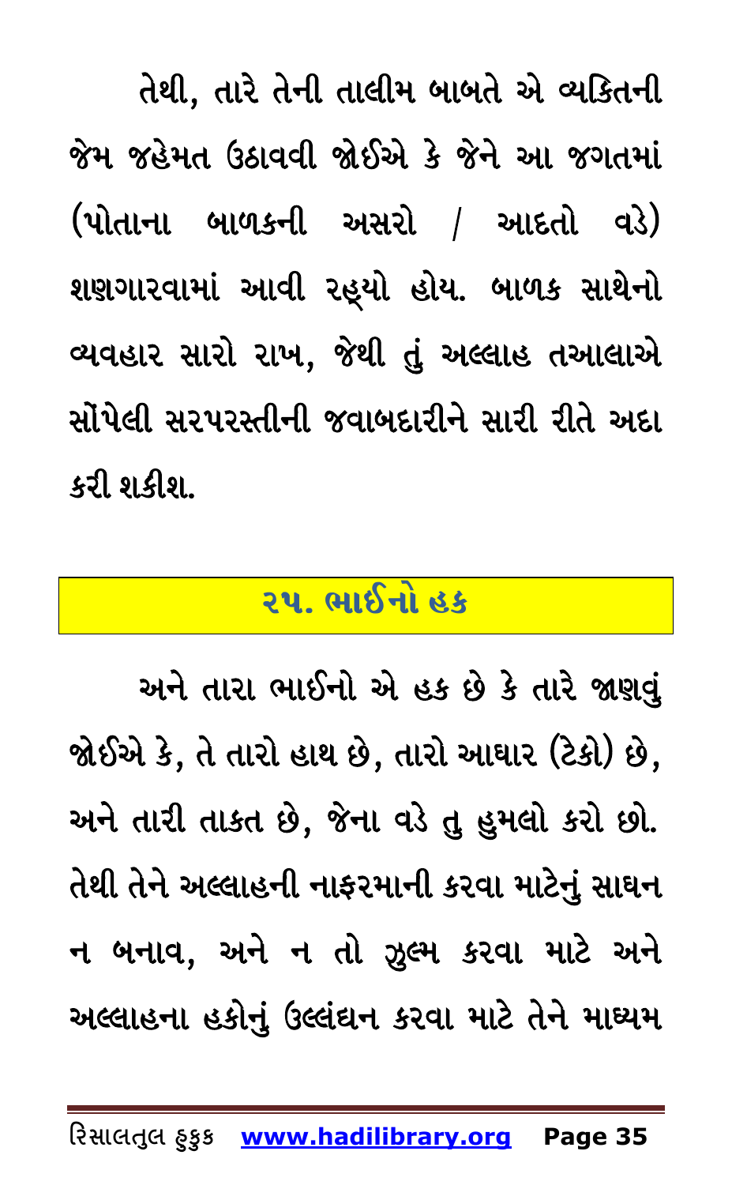તેથી, તારે તેની તાલીમ બાબતે એ વ્યકિતની જેમ જહેમત ઉઠાવવી જોઈએ કે જેને આ જગતમાં (પોતાના બાળકની અસરો / આદતો વડે) શણગારવામાં આવી રહ્યો હોય. બાળક સાથેનો વ્યવહાર સારો રાખ, જેથી તું અલ્લાહ તઆલાએ સોંપેલી સરપરસ્તીની જવાબદારીને સારી રીતે અદા કરી શકીશ.

## ૨૫. ભાઈનો હક

અને તારા ભાઈનો એ હક છે કે તારે જાણવું જોઈએ કે, તે તારો હાથ છે, તારો આધાર (ટેકો) છે, અને તારી તાકત છે, જેના વડે તુ હુમલો કરો છો. તેથી તેને અલ્લાહની નાફરમાની કરવા માટેનું સાધન ન બનાવ, અને ન તો ઝુલ્મ કરવા માટે અને અલ્લાહના હકોનું ઉલ્લંઘન કરવા માટે તેને માધ્યમ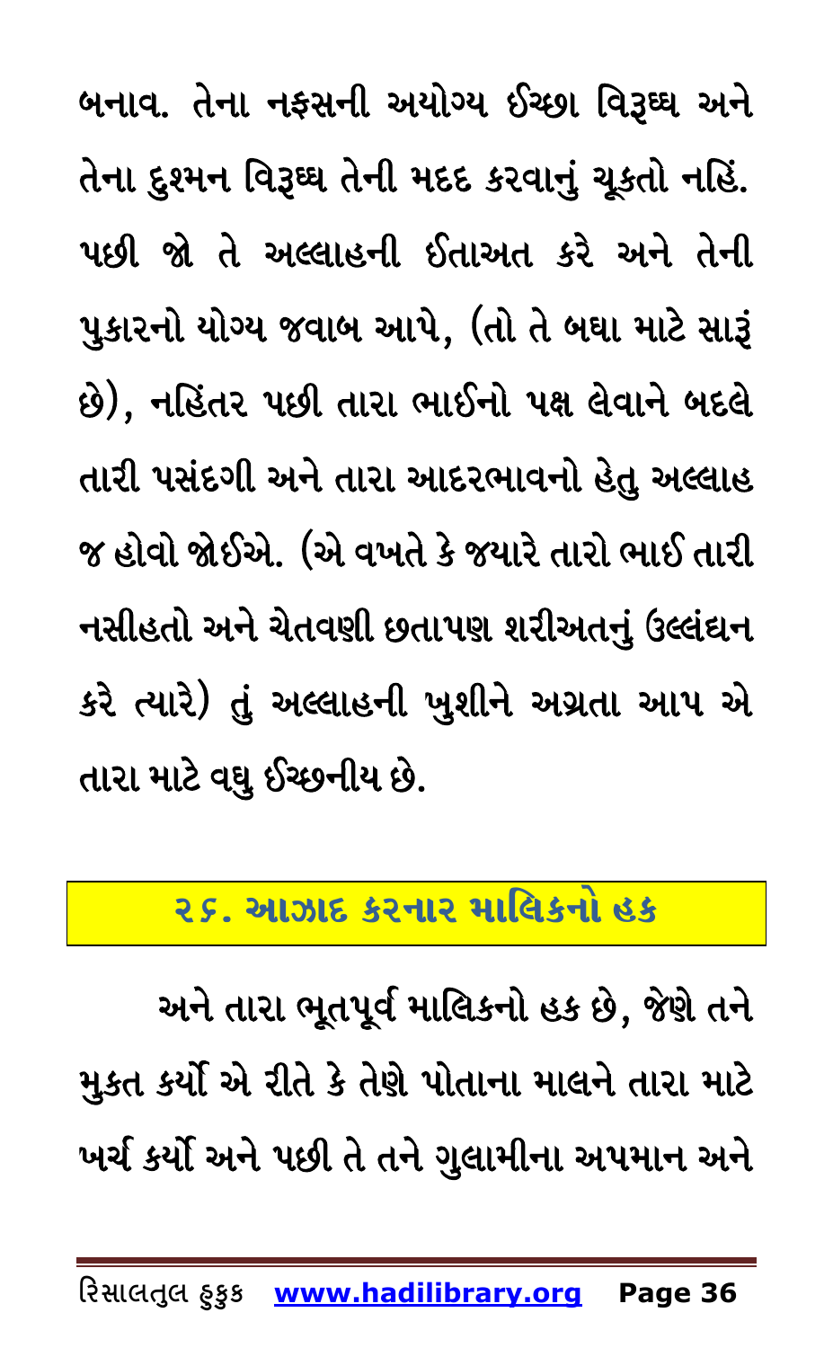બનાવ. તેના નફસની અયોગ્ય ઈચ્છા વિરૂઘ્ધ અને તેના દુશ્મન વિરૂઘ્ધ તેની મદદ કરવાનું ચૂકતો નહિં. પછી જો તે અલ્લાહની ઈતાઅત કરે અને તેની પુકારનો યોગ્ય જવાબ આપે, (તો તે બઘા માટે સારૂં છે), નહિંતર પછી તારા ભાઈનો પક્ષ લેવાને બદલે તારી પસંદગી અને તારા આદરભાવનો હેતુ અલ્લાહ જ હોવો જોઈએ. (એ વખતે કે જયારે તારો ભાઈ તારી નસીહતો અને ચેતવણી છતાપણ શરીઅતનું ઉલ્લંઘન કરે ત્યારે) તું અલ્લાહની ખુશીને અગ્રતા આપ એ તારા માટે વઘુ ઈચ્છનીય છે.

## ૨૬. આઝાદ કરનાર માલિકનો હક

અને તારા ભૂતપૂર્વ માલિકનો હક છે, જેણે તને મુકત કર્યો એ રીતે કે તેણે પોતાના માલને તારા માટે ખર્ચ કર્યો અને પછી તે તને ગુલામીના અપમાન અને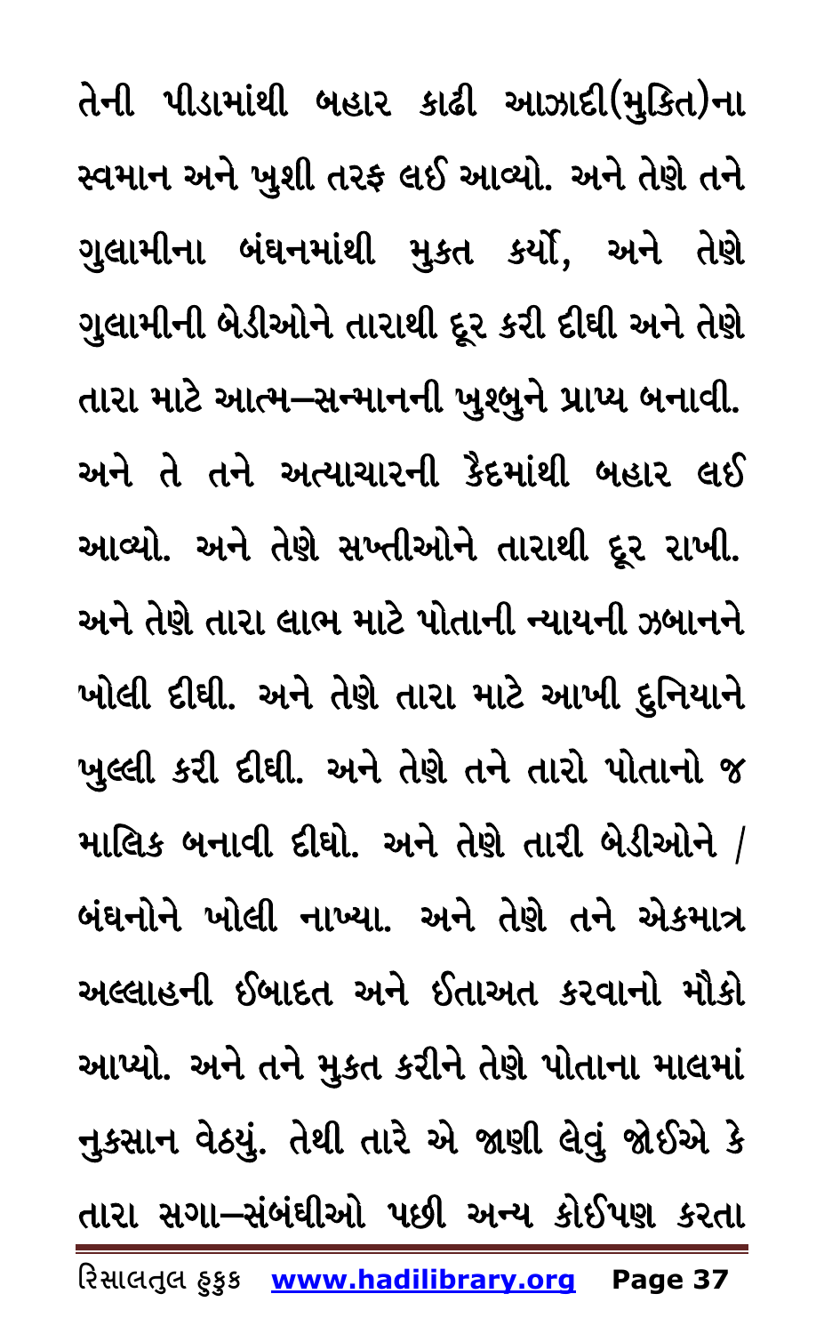તેની પીડામાંથી બહાર કાઢી આઝાદી(મુકિત)ના સ્વમાન અને ખુશી તરફ લઈ આવ્યો. અને તેણે તને ગુલામીના બંધનમાંથી મુકત કર્યો, અને તેણે ગુલામીની બેડીઓને તારાથી દૂર કરી દીધી અને તેણે તારા માટે આત્મ–સન્માનની ખુશ્બુને પ્રાપ્ય બનાવી. અને તે તને અત્યાચારની કૈદમાંથી બહાર લઈ આવ્યો. અને તેણે સખ્તીઓને તારાથી દૂર રાખી. અને તેણે તારા લાભ માટે પોતાની ન્યાયની ઝબાનને ખોલી દીધી. અને તેણે તારા માટે આખી દુનિયાને ખુલ્લી કરી દીધી. અને તેણે તને તારો પોતાનો જ માલિક બનાવી દીધો. અને તેણે તારી બેડીઓને / બંધનોને ખોલી નાખ્યા. અને તેણે તને એકમાત્ર અલ્લાહની ઈબાદત અને ઈતાઅત કરવાનો મૌકો આપ્યો. અને તને મુકત કરીને તેણે પોતાના માલમાં નુકસાન વેઠયું. તેથી તારે એ જાણી લેવું જોઈએ કે તારા સગા–સંબંધીઓ પછી અન્ય કોઈપણ કરતા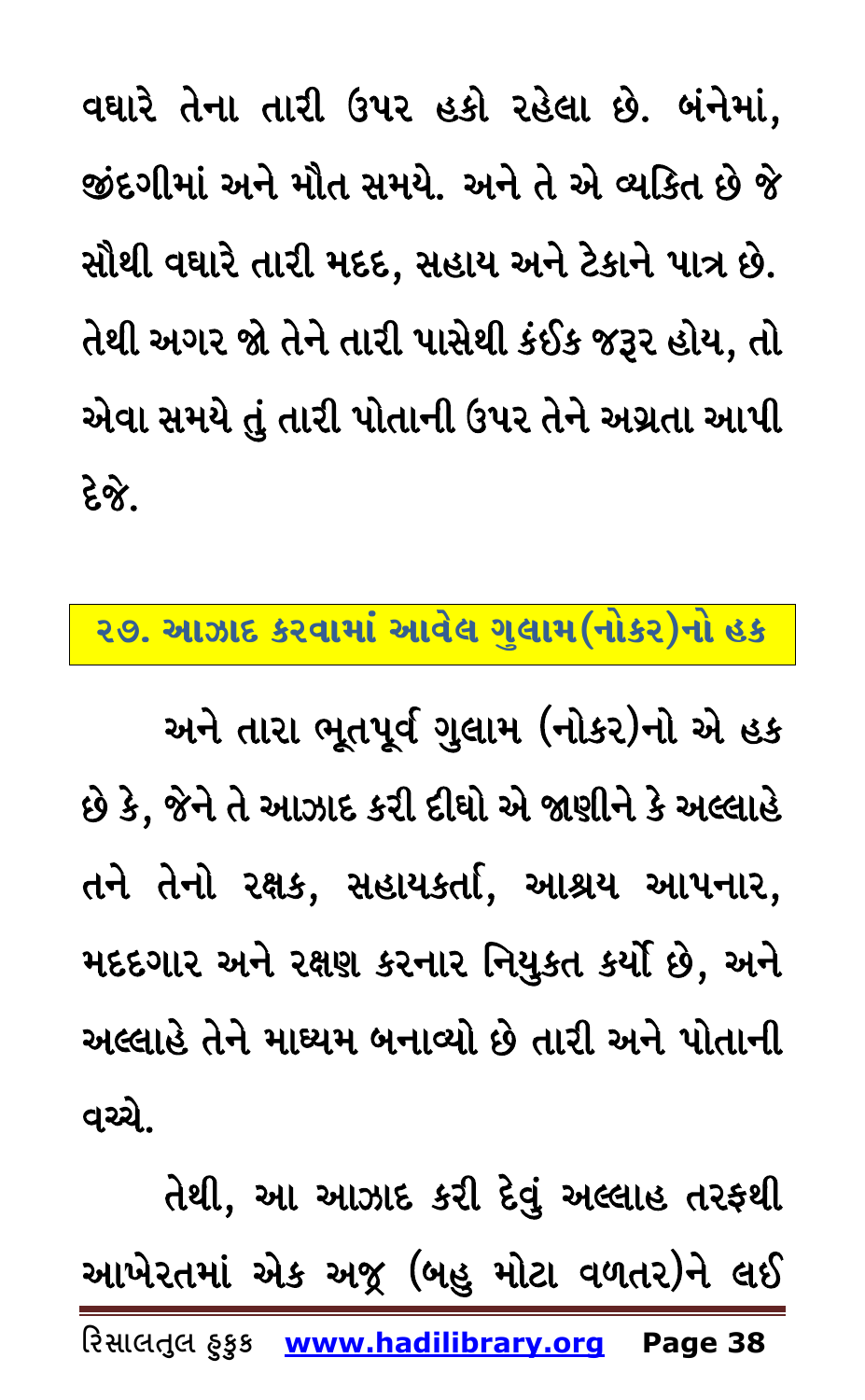વધારે તેના તારી ઉપર હકો રહેલા છે. બંનેમાં, જીંદગીમાં અને મૌત સમયે. અને તે એ વ્યકિત છે જે સૌથી વધારે તારી મદદ, સહાય અને ટેકાને પાત્ર છે. તેથી અગર જો તેને તારી પાસેથી કંઈક જરૂર હોય, તો એવા સમયે તું તારી પોતાની ઉપર તેને અગ્રતા આપી દેજે.

## ૨૭. આઝાદ કરવામાં આવેલ ગુલામ(નોકર)નો હક

અને તારા ભૂતપૂર્વ ગુલામ (નોકર)નો એ હક છે કે, જેને તે આઝાદ કરી દીધો એ જાણીને કે અલ્લાહે તને તેનો રક્ષક, સહાયકર્તા, આશ્રય આપનાર, મદદગાર અને રક્ષણ કરનાર નિયુકત કર્યો છે, અને અલ્લાહે તેને માધ્યમ બનાવ્યો છે તારી અને પોતાની વચ્ચે.

તેથી, આ આઝાદ કરી દેવું અલ્લાહ તરફથી આખેરતમાં એક અજ્ર (બહુ મોટા વળતર)ને લઈ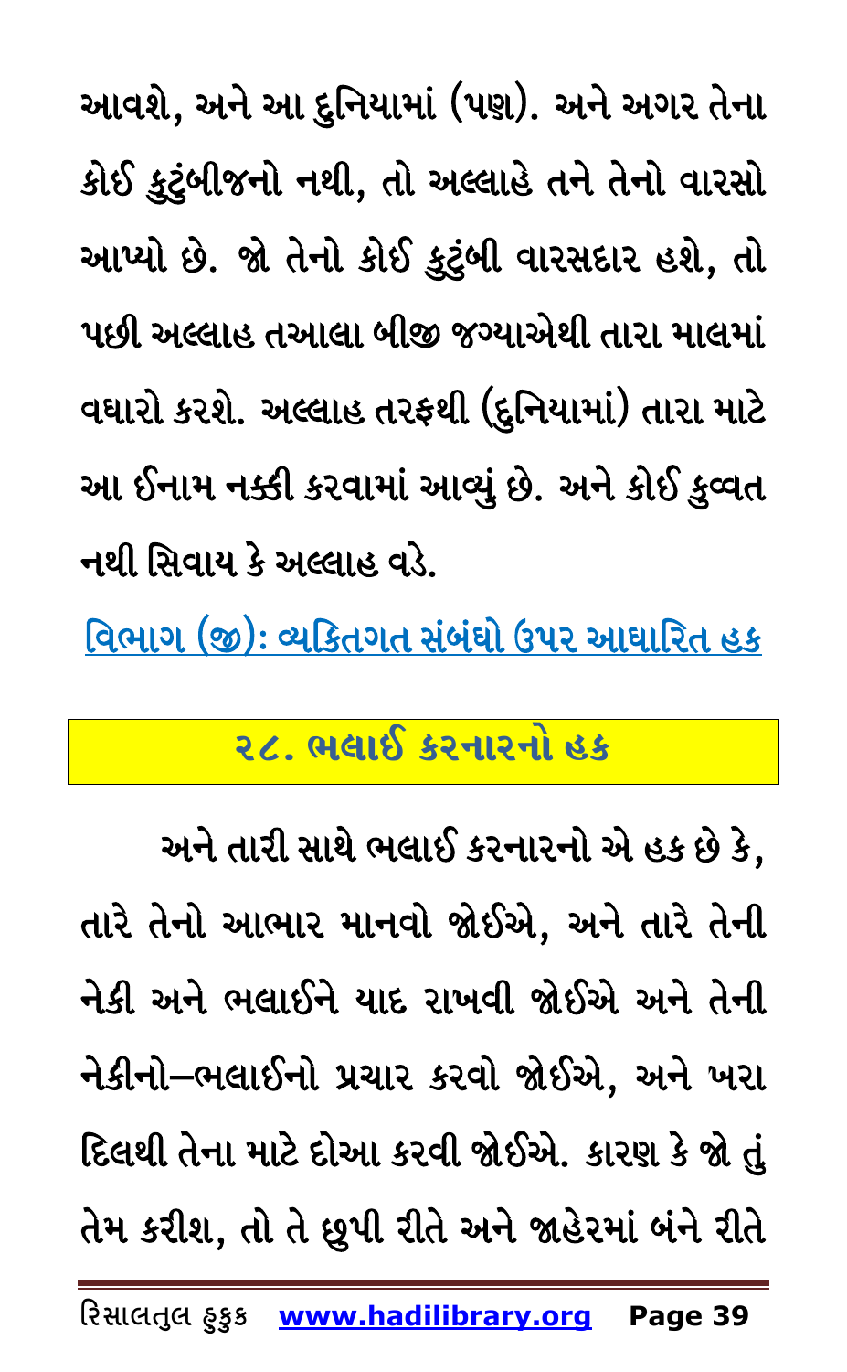આવશે, અને આ દુનિયામાં (પણ). અને અગર તેના કોઈ કુટુંબીજનો નથી, તો અલ્લાહે તને તેનો વારસો આપ્યો છે. જો તેનો કોઈ કુટુંબી વારસદાર હશે, તો પછી અલ્લાહ તઆલા બીજી જગ્યાએથી તારા માલમાં વધારો કરશે. અલ્લાહ તરફથી (દુનિયામાં) તારા માટે આ ઈનામ નક્કી કરવામાં આવ્યું છે. અને કોઈ કુવ્વત નથી સિવાય કે અલ્લાહ વડે.

<u>વિભાગ (જી): વ્યકિતગત સંબંધો ઉપર આધારિત હક</u>

## ૨૮. ભલાઈ કરનારનો હક

અને તારી સાથે ભલાઈ કરનારનો એ હક છે કે, તારે તેનો આભાર માનવો જોઈએ, અને તારે તેની નેકી અને ભલાઈને યાદ રાખવી જોઈએ અને તેની નેકીનો–ભલાઈનો પ્રચાર કરવો જોઈએ, અને ખરા દિલથી તેના માટે દોઆ કરવી જોઈએ. કારણ કે જો તું તેમ કરીશ, તો તે છુપી રીતે અને જાહેરમાં બંને રીતે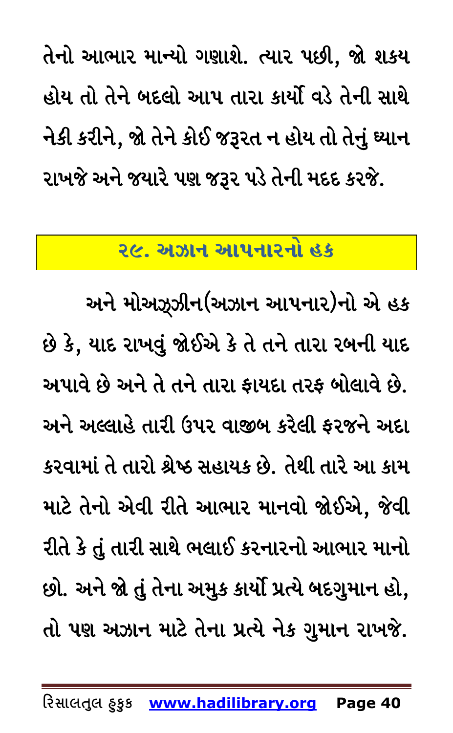તેનો આભાર માન્યો ગણાશે. ત્યાર પછી, જો શકય હોય તો તેને બદલો આપ તારા કાર્યો વડે તેની સાથે નેકી કરીને, જો તેને કોઈ જરૂરત ન હોય તો તેનું ધ્યાન રાખજે અને જયારે પણ જરૂર પડે તેની મદદ કરજે.

## ૨૯. અઝાન આપનારનો હક

અને મોઅઝ્ઝીન(અઝાન આપનાર)નો એ હક છે કે, યાદ રાખવું જોઈએ કે તે તને તારા રબની યાદ અપાવે છે અને તે તને તારા ફાયદા તરફ બોલાવે છે. અને અલ્લાહે તારી ઉપર વાજીબ કરેલી ફરજને અદા કરવામાં તે તારો શ્રેષ્ઠ સહાયક છે. તેથી તારે આ કામ માટે તેનો એવી રીતે આભાર માનવો જોઈએ, જેવી રીતે કે તું તારી સાથે ભલાઈ કરનારનો આભાર માનો છો. અને જો તું તેના અમુક કાર્યો પ્રત્યે બદગુમાન હો, તો પણ અઝાન માટે તેના પ્રત્યે નેક ગુમાન રાખજે.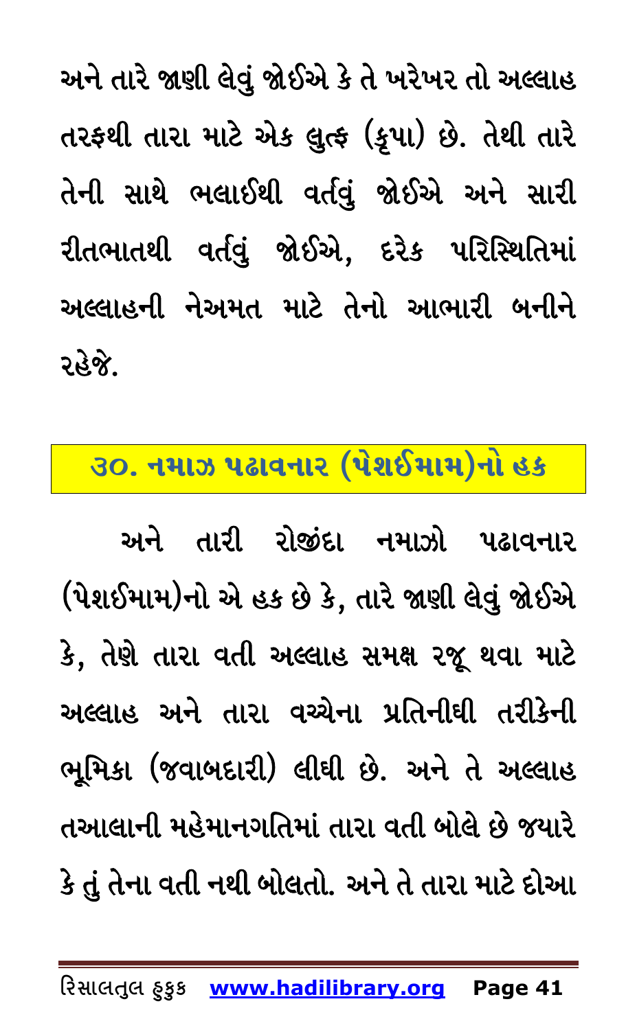અને તારે જાણી લેવું જોઈએ કે તે ખરેખર તો અલ્લાહ તરફથી તારા માટે એક લુત્ફ (કૃપા) છે. તેથી તારે તેની સાથે ભલાઈથી વર્તવું જોઈએ અને સારી રીતભાતથી વર્તવું જોઈએ, દરેક પરિસ્થિતિમાં અલ્લાહની નેઅમત માટે તેનો આભારી બનીને રહેજે.

## ૩૦. નમાઝ પઢાવનાર (પેશઈમામ)નો હક

અને તારી રોજીંદા નમાઝો પઢાવનાર (પેશઈમામ)નો એ હક છે કે, તારે જાણી લેવું જોઈએ કે, તેણે તારા વતી અલ્લાહ સમક્ષ રજૂ થવા માટે અલ્લાહ અને તારા વચ્ચેના પ્રતિનીધી તરીકેની ભૂમિકા (જવાબદારી) લીધી છે. અને તે અલ્લાહ તઆલાની મહેમાનગતિમાં તારા વતી બોલે છે જયારે કે તું તેના વતી નથી બોલતો. અને તે તારા માટે દોઆ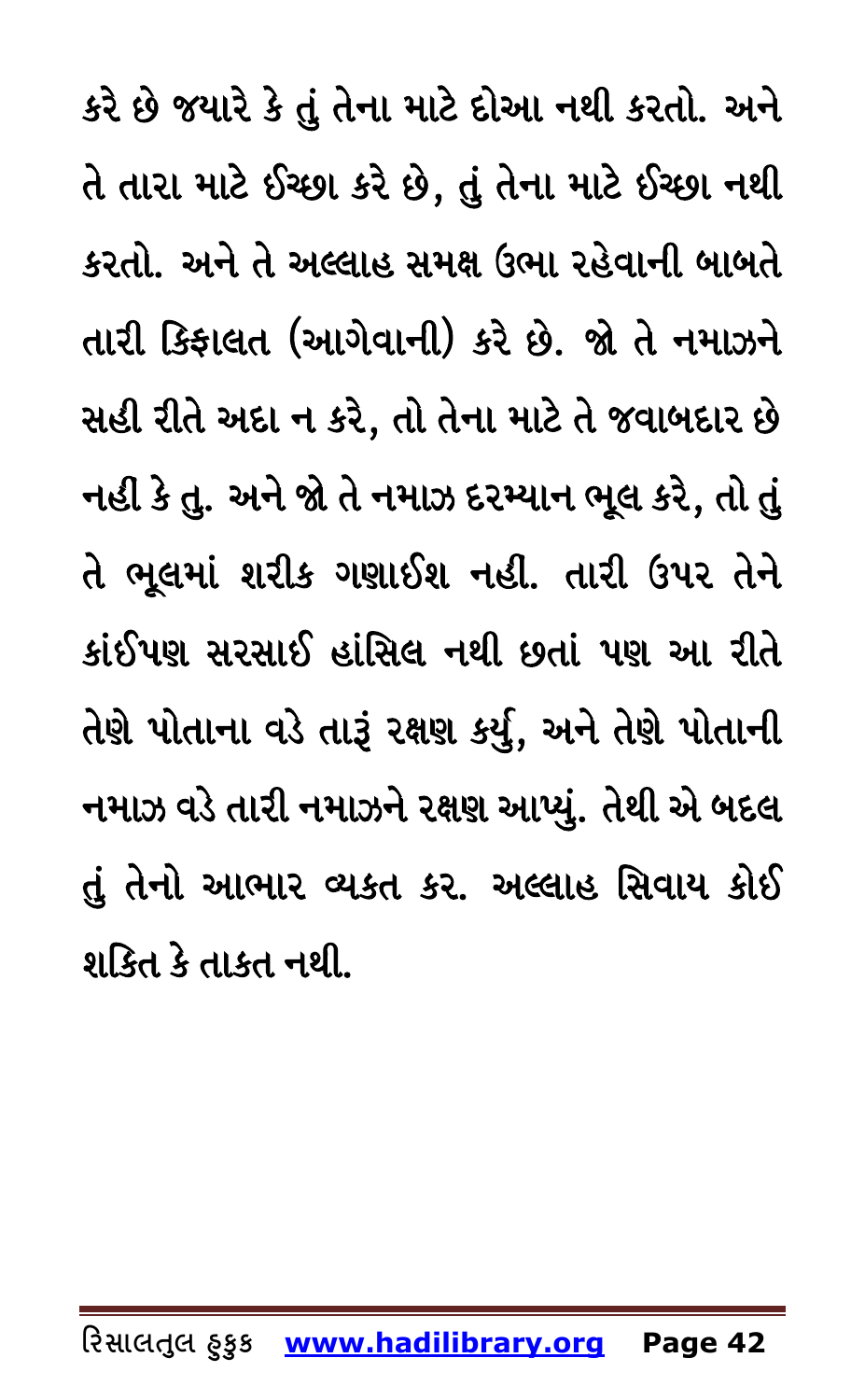કરે છે જયારે કે તું તેના માટે દોઆ નથી કરતો. અને તે તારા માટે ઈચ્છા કરે છે, તું તેના માટે ઈચ્છા નથી કરતો. અને તે અલ્લાહ સમક્ષ ઉભા રહેવાની બાબતે તારી કિફાલત (આગેવાની) કરે છે. જો તે નમાઝને સહી રીતે અદા ન કરે, તો તેના માટે તે જવાબદાર છે નહી કે તુ. અને જો તે નમાઝ દરમ્યાન ભૂલ કરે, તો તું તે ભૂલમાં શરીક ગણાઈશ નહી. તારી ઉપર તેને કાંઈપણ સરસાઈ હાંસિલ નથી છતાં પણ આ રીતે તેણે પોતાના વડે તારૂં રક્ષણ કર્યુ, અને તેણે પોતાની નમાઝ વડે તારી નમાઝને રક્ષણ આપ્યું. તેથી એ બદલ તું તેનો આભાર વ્યકત કર. અલ્લાહ સિવાય કોઈ શકિત કે તાકત નથી.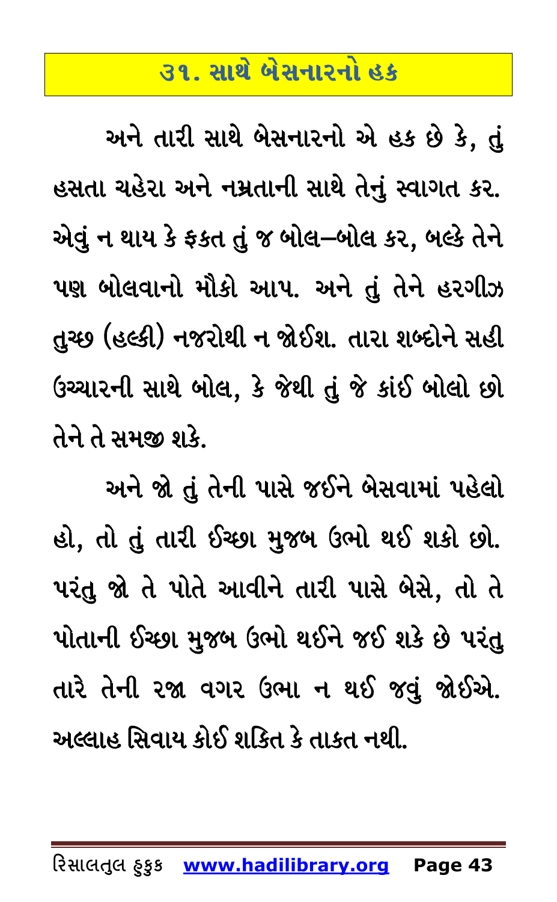## ૩૧. સાથે બેસનારનો હક

અને તારી સાથે બેસનારનો એ હક છે કે, તું હસતા ચહેરા અને નમ્રતાની સાથે તેનું સ્વાગત કર. એવું ન થાય કે ફકત તું જ બોલ–બોલ કર, બલ્કે તેને પણ બોલવાનો મૌકો આપ. અને તું તેને હરગીઝ તુચ્છ (હલ્કી) નજરોથી ન જોઈશ. તારા શબ્દોને સહી ઉચ્ચારની સાથે બોલ, કે જેથી તું જે કાંઈ બોલો છો તેને તે સમજી શકે.

અને જો તું તેની પાસે જઈને બેસવામાં પહેલો હો, તો તું તારી ઈચ્છા મુજબ ઉભો થઈ શકો છો. પરંતુ જો તે પોતે આવીને તારી પાસે બેસે, તો તે પોતાની ઈચ્છા મુજબ ઉભો થઈને જઈ શકે છે પરંતુ તારે તેની રજા વગર ઉભા ન થઈ જવું જોઈએ. અલ્લાહ સિવાય કોઈ શકિત કે તાકત નથી.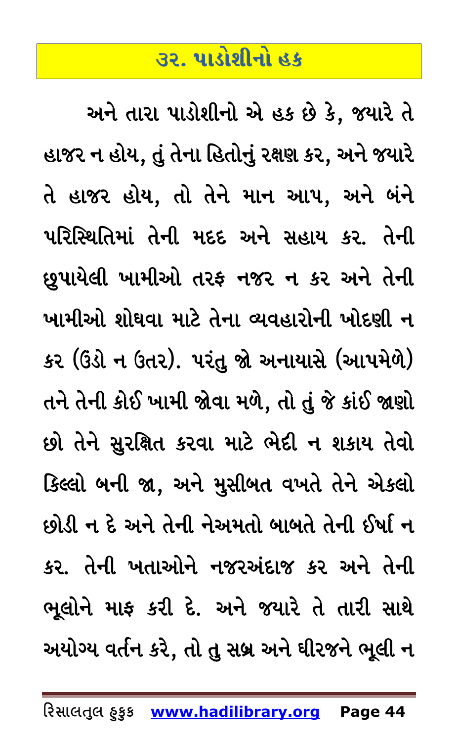## ૩૨. પાડોશીનો હક

અને તારા પાડોશીનો એ હક છે કે, જયારે તે હાજર ન હોય, તું તેના હિતોનું રક્ષણ કર, અને જયારે તે હાજર હોય, તો તેને માન આપ, અને બંને પરિસ્થિતિમાં તેની મદદ અને સહાય કર. તેની છુપાયેલી ખામીઓ તરફ નજર ન કર અને તેની ખામીઓ શોધવા માટે તેના વ્યવહારોની ખોદણી ન કર (ઉંડો ન ઉતર). પરંતુ જો અનાયાસે (આપમેળે) તને તેની કોઈ ખામી જોવા મળે, તો તું જે કાંઈ જાણો છો તેને સુરક્ષિત કરવા માટે ભેદી ન શકાય તેવો કિલ્લો બની જા, અને મુસીબત વખતે તેને એકલો છોડી ન દે અને તેની નેઅમતો બાબતે તેની ઈર્ષા ન કર. તેની ખતાઓને નજરઅંદાજ કર અને તેની ભૂલોને માફ કરી દે. અને જયારે તે તારી સાથે અયોગ્ય વર્તન કરે, તો તુ સબ્ર અને ધીરજને ભૂલી ન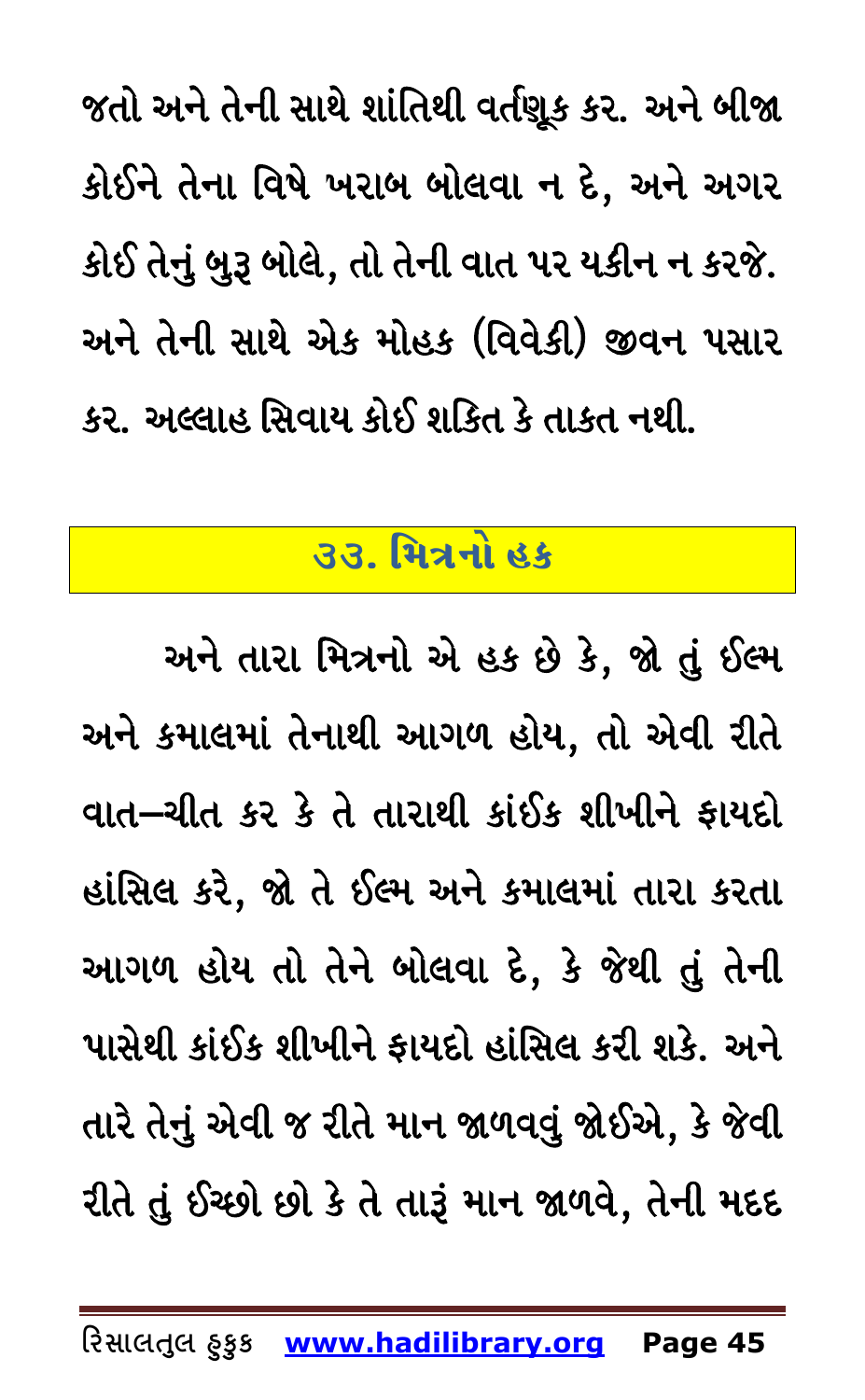જતો અને તેની સાથે શાંતિથી વર્તણૂક કર. અને બીજા કોઈને તેના વિષે ખરાબ બોલવા ન દે, અને અગર કોઈ તેનું બુરૂ બોલે, તો તેની વાત પર યકીન ન કરજે. અને તેની સાથે એક મોહક (વિવેકી) જીવન પસાર કર. અલ્લાહ સિવાય કોઈ શકિત કે તાકત નથી.

## ૩૩. મિત્રનો હક

અને તારા મિત્રનો એ હક છે કે, જો તું ઈલ્મ અને કમાલમાં તેનાથી આગળ હોય, તો એવી રીતે વાત–ચીત કર કે તે તારાથી કાંઈક શીખીને ફાયદો હાંસિલ કરે, જો તે ઈલ્મ અને કમાલમાં તારા કરતા આગળ હોય તો તેને બોલવા દે, કે જેથી તું તેની પાસેથી કાંઈક શીખીને ફાયદો હાંસિલ કરી શકે. અને તારે તેનું એવી જ રીતે માન જાળવવું જોઈએ, કે જેવી રીતે તું ઈચ્છો છો કે તે તારૂં માન જાળવે, તેની મદદ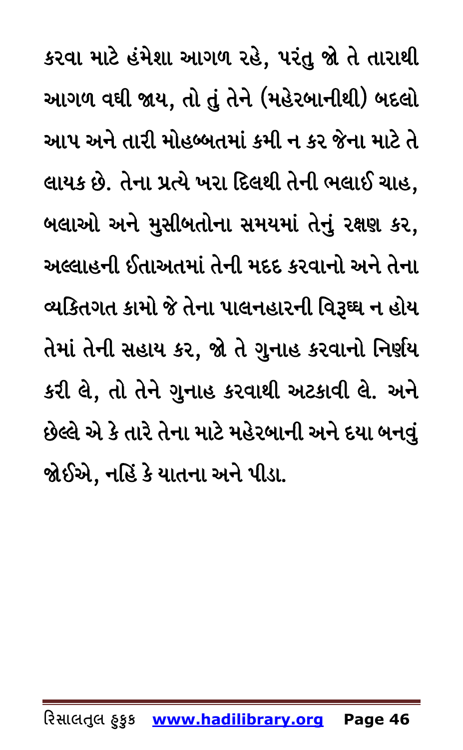કરવા માટે હંમેશા આગળ રહે, પરંતુ જો તે તારાથી આગળ વધી જાય, તો તું તેને (મહેરબાનીથી) બદલો આપ અને તારી મોહબ્બતમાં કમી ન કર જેના માટે તે લાયક છે. તેના પ્રત્યે ખરા દિલથી તેની ભલાઈ ચાહ, બલાઓ અને મુસીબતોના સમયમાં તેનું રક્ષણ કર, અલ્લાહની ઈતાઅતમાં તેની મદદ કરવાનો અને તેના વ્યક્તિગત કામો જે તેના પાલનહારની વિરૂધ્ધ ન હોય તેમાં તેની સહાય કર, જો તે ગુનાહ કરવાનો નિર્ણય કરી લે, તો તેને ગુનાહ કરવાથી અટકાવી લે. અને છેલ્લે એ કે તારે તેના માટે મહેરબાની અને દયા બનવું જોઈએ, નહિં કે યાતના અને પીડા.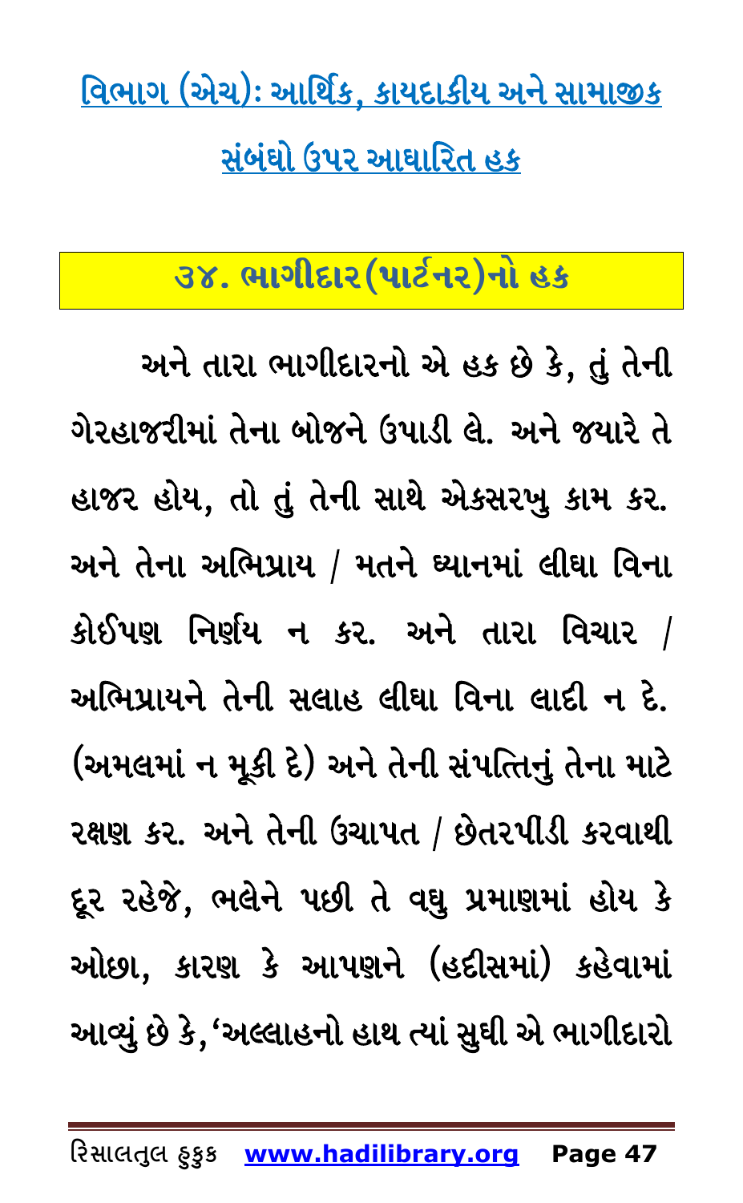## વિભાગ (એચ): આર્થિક, કાયદાકીય અને સામાજીક સંબંધો ઉપર આધારિત હક

### ૩૪. ભાગીદાર(પાર્ટનર)નો હક

અને તારા ભાગીદારનો એ હક છે કે, તું તેની ગેરહાજરીમાં તેના બોજને ઉપાડી લે. અને જયારે તે હાજર હોય, તો તું તેની સાથે એકસરખુ કામ કર. અને તેના અભિપ્રાય / મતને ધ્યાનમાં લીધા વિના કોઈપણ નિર્ણય ન કર. અને તારા વિચાર / અભિપ્રાયને તેની સલાહ લીધા વિના લાદી ન દે. (અમલમાં ન મૂકી દે) અને તેની સંપત્તિનું તેના માટે રક્ષણ કર. અને તેની ઉચાપત / છેતરપીડી કરવાથી દૂર રહેજે, ભલેને પછી તે વઘુ પ્રમાણમાં હોય કે ઓછા, કારણ કે આપણને (હદીસમાં) કહેવામાં આવ્યું છે કે, 'અલ્લાહનો હાથ ત્યાં સુઘી એ ભાગીદારો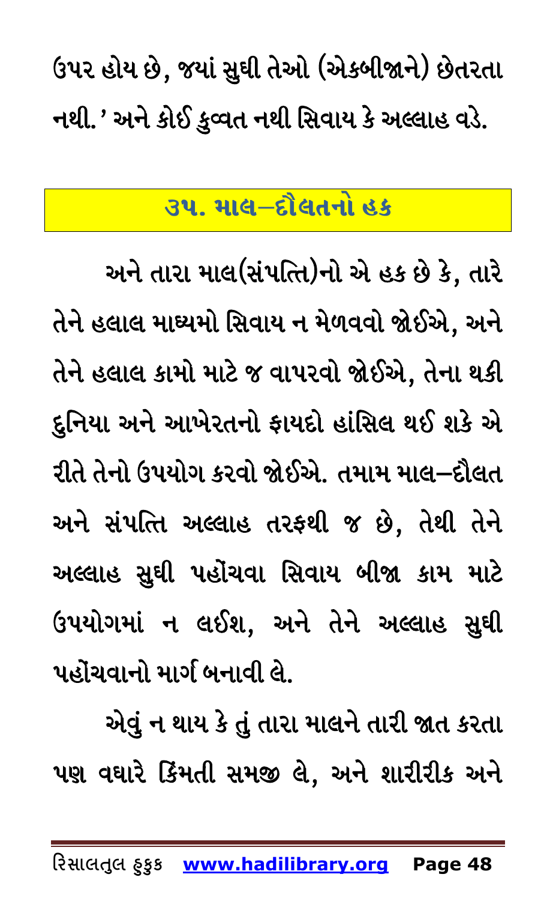ઉપર હોય છે, જયાં સુધી તેઓ (એકબીજાને) છેતરતા નથી.' અને કોઈ કુવ્વત નથી સિવાય કે અલ્લાહ વડે.

## ૩૫. માલ–દૌલતનો હક

અને તારા માલ(સંપત્તિ)નો એ હક છે કે, તારે તેને હલાલ માધ્યમો સિવાય ન મેળવવો જોઈએ, અને તેને હલાલ કામો માટે જ વાપરવો જોઈએ, તેના થકી દુનિયા અને આખેરતનો ફાયદો હાંસિલ થઈ શકે એ રીતે તેનો ઉપયોગ કરવો જોઈએ. તમામ માલ–દૌલત અને સંપત્તિ અલ્લાહ તરફથી જ છે, તેથી તેને અલ્લાહ સુધી પહોંચવા સિવાય બીજા કામ માટે ઉપયોગમાં ન લઈશ, અને તેને અલ્લાહ સુધી પહોંચવાનો માર્ગ બનાવી લે.

એવું ન થાય કે તું તારા માલને તારી જાત કરતા પણ વધારે કિંમતી સમજી લે, અને શારીરીક અને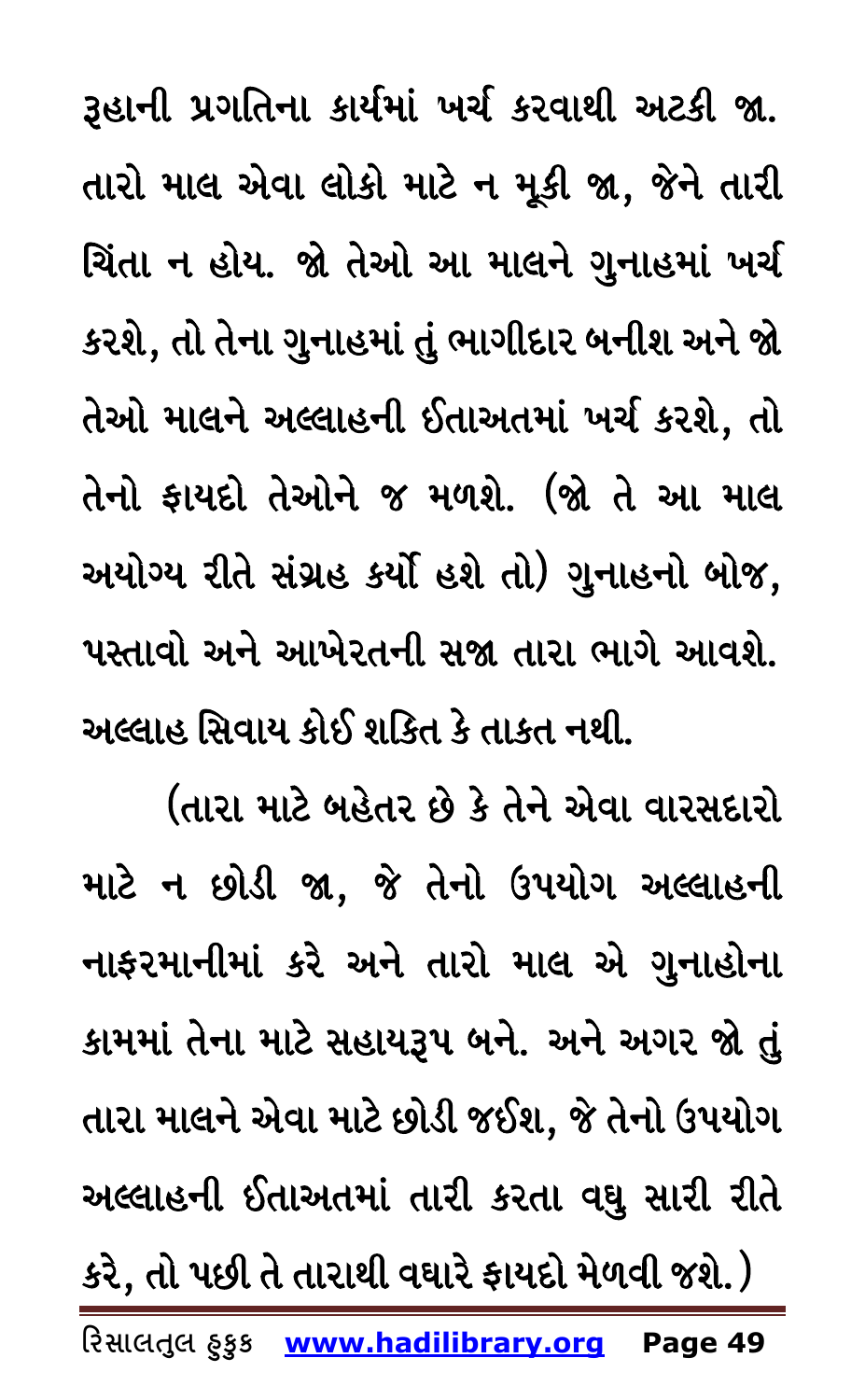રૂહાની પ્રગતિના કાર્યમાં ખર્ચ કરવાથી અટકી જા. તારો માલ એવા લોકો માટે ન મૂકી જા, જેને તારી ચિંતા ન હોય. જો તેઓ આ માલને ગુનાહમાં ખર્ચ કરશે, તો તેના ગુનાહમાં તું ભાગીદાર બનીશ અને જો તેઓ માલને અલ્લાહની ઈતાઅતમાં ખર્ચ કરશે, તો તેનો ફાયદો તેઓને જ મળશે. (જો તે આ માલ અયોગ્ય રીતે સંગ્રહ કર્યો હશે તો) ગુનાહનો બોજ, પસ્તાવો અને આખેરતની સજા તારા ભાગે આવશે. અલ્લાહ સિવાય કોઈ શકિત કે તાકત નથી.

(તારા માટે બહેતર છે કે તેને એવા વારસદારો માટે ન છોડી જા, જે તેનો ઉપયોગ અલ્લાહની નાફરમાનીમાં કરે અને તારો માલ એ ગુનાહોના કામમાં તેના માટે સહાયરૂપ બને. અને અગર જો તું તારા માલને એવા માટે છોડી જઈશ, જે તેનો ઉપયોગ અલ્લાહની ઈતાઅતમાં તારી કરતા વધુ સારી રીતે કરે, તો પછી તે તારાથી વધારે ફાયદો મેળવી જશે.)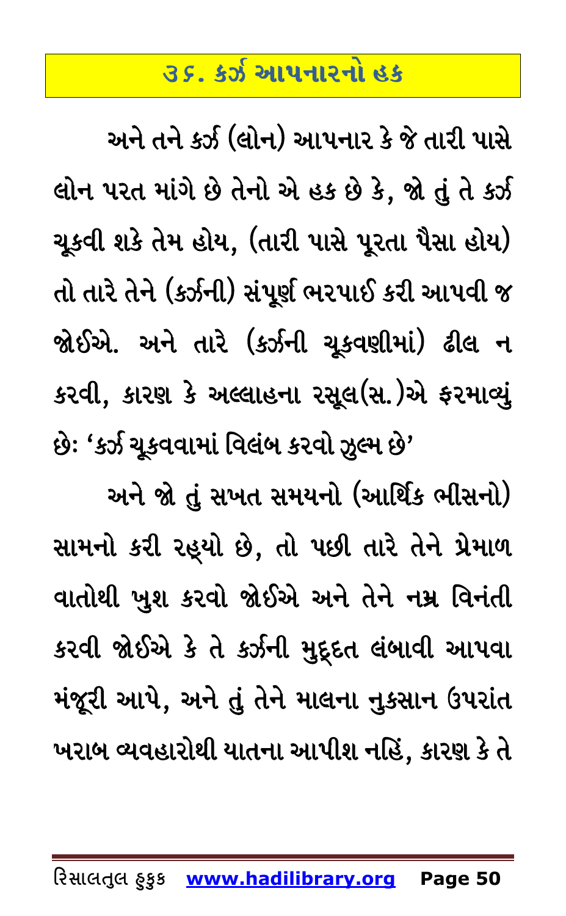## ૩૬. કર્ઝ આપનારનો હક

અને તને કર્ઝ (લોન) આપનાર કે જે તારી પાસે લોન પરત માંગે છે તેનો એ હક છે કે, જો તું તે કર્ઝ ચૂકવી શકે તેમ હોય, (તારી પાસે પૂરતા પૈસા હોય) તો તારે તેને (કર્ઝની) સંપૂર્ણ ભરપાઈ કરી આપવી જ જોઈએ. અને તારે (કર્ઝની ચૂકવણીમાં) ઢીલ ન કરવી, કારણ કે અલ્લાહના રસૂલ(સ.)એ ફરમાવ્યું છેઃ 'કર્ઝ ચૂકવવામાં વિલંબ કરવો ઝુલ્મ છે'

અને જો તું સખત સમયનો (આર્થિક ભીસનો) સામનો કરી રહ્યો છે, તો પછી તારે તેને પ્રેમાળ વાતોથી ખુશ કરવો જોઈએ અને તેને નમ્ર વિનંતી કરવી જોઈએ કે તે કર્ઝની મુદ્દત લંબાવી આપવા મંજૂરી આપે, અને તું તેને માલના નુકસાન ઉપરાંત ખરાબ વ્યવહારોથી યાતના આપીશ નહિં, કારણ કે તે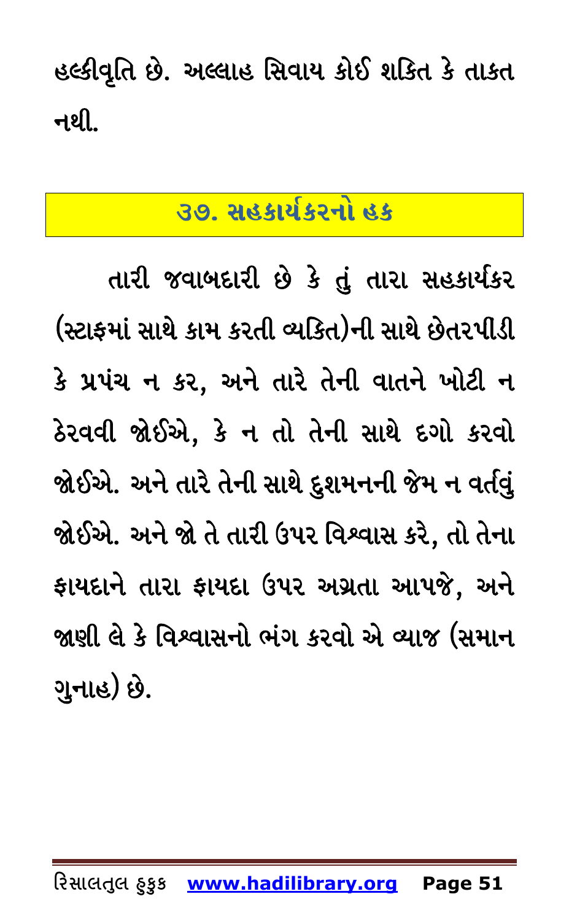હલ્કીવૃતિ છે. અલ્લાહ સિવાય કોઈ શકિત કે તાકત નથી.

## ૩૭. સહકાર્યકરનો હક

તારી જવાબદારી છે કે તું તારા સહકાર્યકર (સ્ટાફમાં સાથે કામ કરતી વ્યકિત)ની સાથે છેતરપીડી કે પ્રપંચ ન કર, અને તારે તેની વાતને ખોટી ન ઠેરવવી જોઈએ, કે ન તો તેની સાથે દગો કરવો જોઈએ. અને તારે તેની સાથે દુશમનની જેમ ન વર્તવું જોઈએ. અને જો તે તારી ઉપર વિશ્વાસ કરે, તો તેના ફાયદાને તારા ફાયદા ઉપર અગ્રતા આપજે, અને જાણી લે કે વિશ્વાસનો ભંગ કરવો એ વ્યાજ (સમાન ગુનાહ) છે.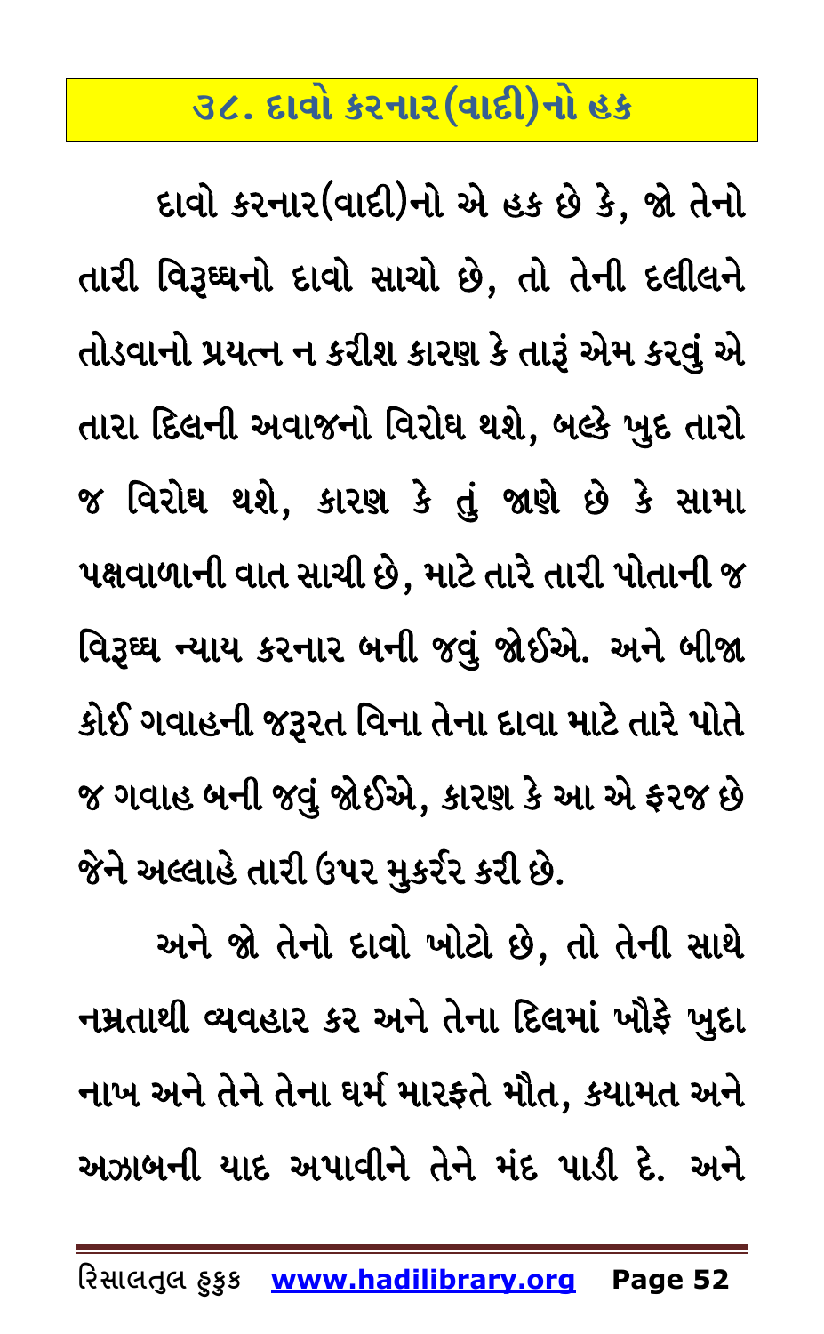## ૩૮. દાવો કરનાર(વાદી)નો હક

દાવો કરનાર(વાદી)નો એ હક છે કે, જો તેનો તારી વિરૂધ્ધનો દાવો સાચો છે, તો તેની દલીલને તોડવાનો પ્રયત્ન ન કરીશ કારણ કે તારૂં એમ કરવું એ તારા દિલની અવાજનો વિરોધ થશે, બલ્કે ખુદ તારો જ વિરોધ થશે, કારણ કે તું જાણે છે કે સામા પક્ષવાળાની વાત સાચી છે, માટે તારે તારી પોતાની જ વિરૂધ્ધ ન્યાય કરનાર બની જવું જોઈએ. અને બીજા કોઈ ગવાહની જરૂરત વિના તેના દાવા માટે તારે પોતે જ ગવાહ બની જવું જોઈએ, કારણ કે આ એ ફરજ છે જેને અલ્લાહે તારી ઉપર મુકર્રર કરી છે.

અને જો તેનો દાવો ખોટો છે, તો તેની સાથે નમ્રતાથી વ્યવહાર કર અને તેના દિલમાં ખૌફે ખુદા નાખ અને તેને તેના ધર્મ મારફતે મૌત, કયામત અને અઝાબની યાદ અપાવીને તેને મંદ પાડી દે. અને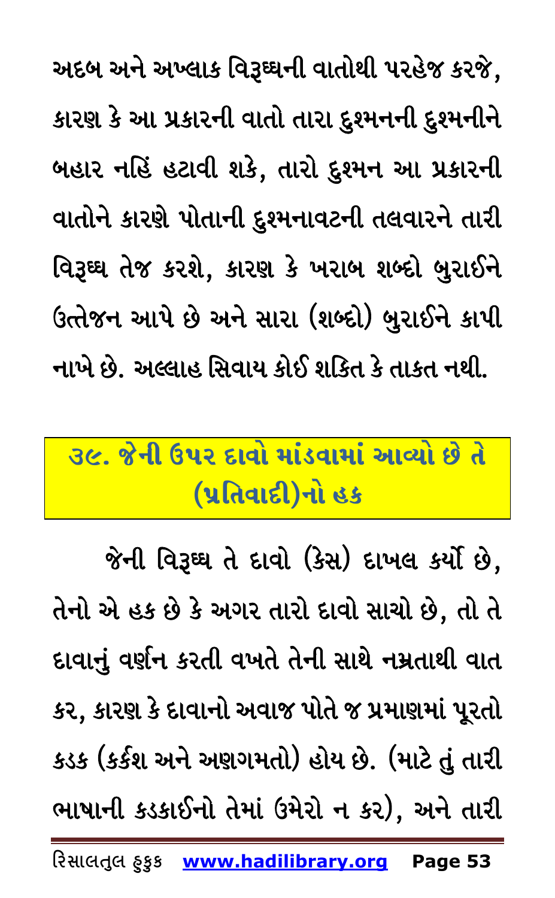અદબ અને અખ્લાક વિરૂધ્ધની વાતોથી પરહેજ કરજે, કારણ કે આ પ્રકારની વાતો તારા દુશ્મનની દુશ્મનીને બહાર નહિં હટાવી શકે, તારો દુશ્મન આ પ્રકારની વાતોને કારણે પોતાની દુશ્મનાવટની તલવારને તારી વિરૂધ્ધ તેજ કરશે, કારણ કે ખરાબ શબ્દો બુરાઈને ઉત્તેજન આપે છે અને સારા (શબ્દો) બુરાઈને કાપી નાખે છે. અલ્લાહ સિવાય કોઈ શકિત કે તાકત નથી.

## ૩૯. જેની ઉપર દાવો માંડવામાં આવ્યો છે તે (પ્રતિવાદી)નો હક

જેની વિરૂધ્ધ તે દાવો (કેસ) દાખલ કર્યો છે, તેનો એ હક છે કે અગર તારો દાવો સાચો છે, તો તે દાવાનું વર્ણન કરતી વખતે તેની સાથે નમ્રતાથી વાત કર, કારણ કે દાવાનો અવાજ પોતે જ પ્રમાણમાં પૂરતો કડક (કર્કશ અને અણગમતો) હોય છે. (માટે તું તારી ભાષાની કડકાઈનો તેમાં ઉમેરો ન કર), અને તારી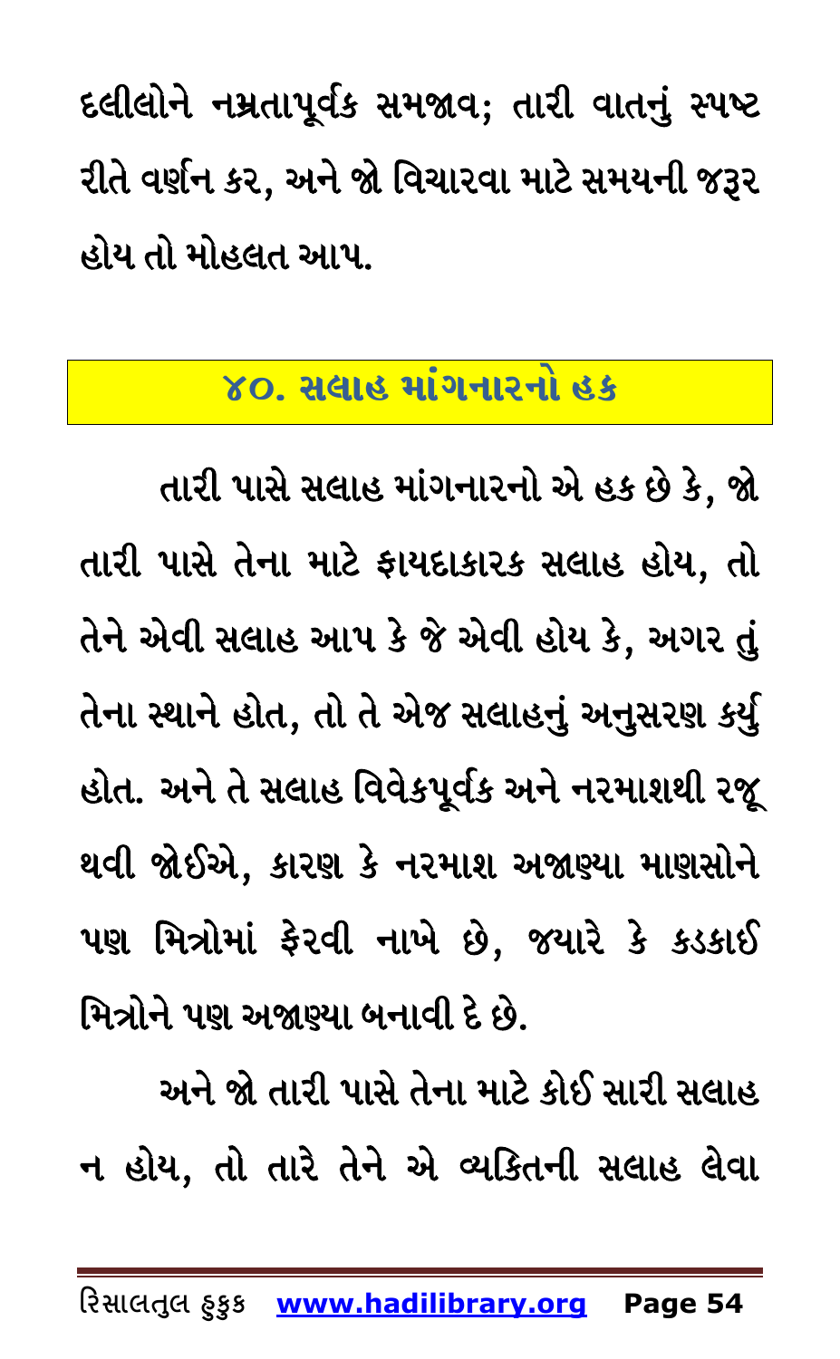દલીલોને નમ્રતાપૂર્વક સમજાવ; તારી વાતનું સ્પષ્ટ રીતે વર્ણન કર, અને જો વિચારવા માટે સમયની જરૂર હોય તો મોહલત આપ.

## ૪૦. સલાહ માંગનારનો હક

તારી પાસે સલાહ માંગનારનો એ હક છે કે, જો તારી પાસે તેના માટે ફાયદાકારક સલાહ હોય, તો તેને એવી સલાહ આપ કે જે એવી હોય કે, અગર તું તેના સ્થાને હોત, તો તે એજ સલાહનું અનુસરણ કર્યુ હોત. અને તે સલાહ વિવેકપૂર્વક અને નરમાશથી રજૂ થવી જોઈએ, કારણ કે નરમાશ અજાણ્યા માણસોને પણ મિત્રોમાં ફેરવી નાખે છે, જયારે કે કડકાઈ મિત્રોને પણ અજાણ્યા બનાવી દે છે.

અને જો તારી પાસે તેના માટે કોઈ સારી સલાહ ન હોય, તો તારે તેને એ વ્યક્તિની સલાહ લેવા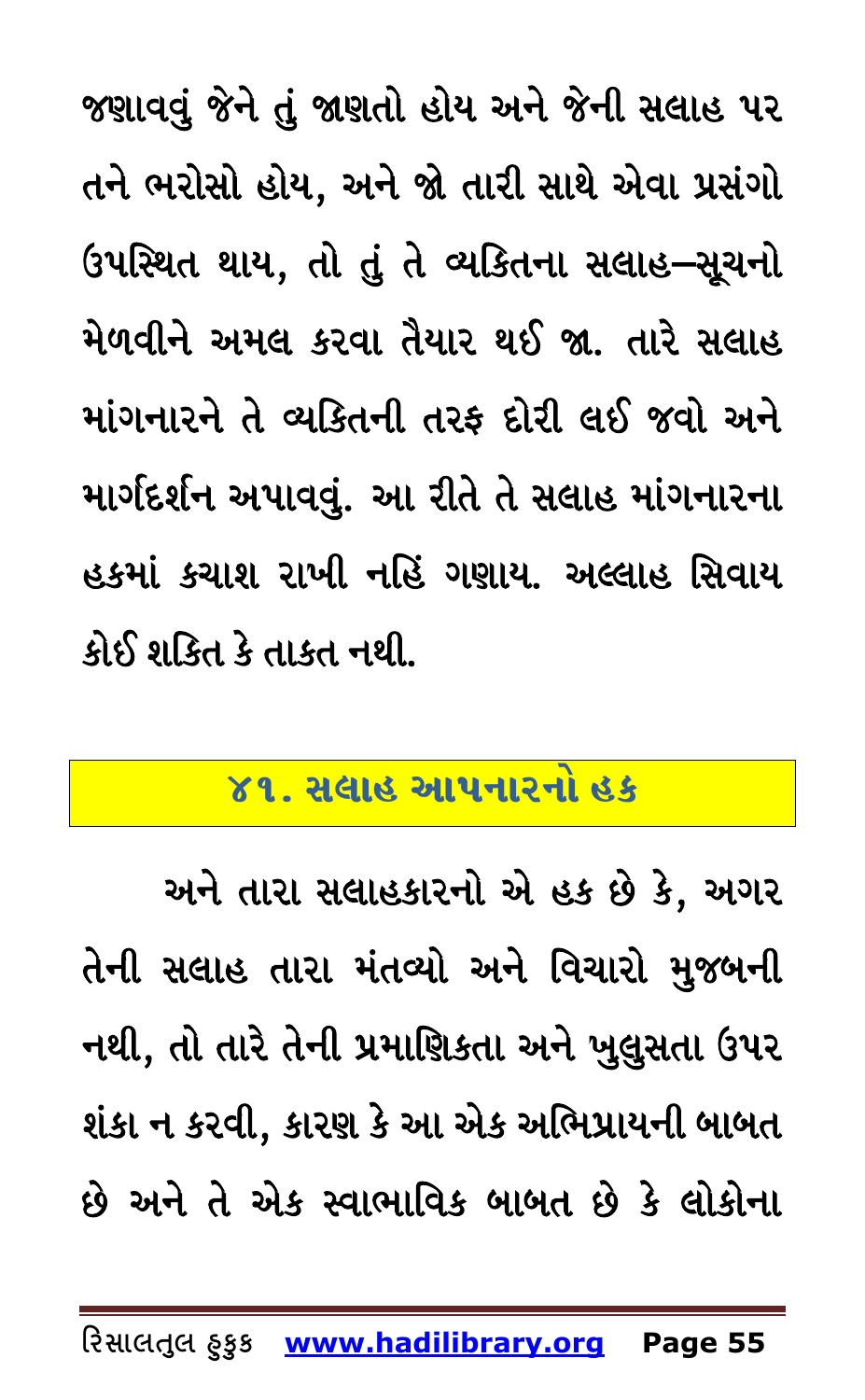જણાવવું જેને તું જાણતો હોય અને જેની સલાહ પર તને ભરોસો હોય, અને જો તારી સાથે એવા પ્રસંગો ઉપસ્થિત થાય, તો તું તે વ્યકિતના સલાહ–સૂચનો મેળવીને અમલ કરવા તૈયાર થઈ જા. તારે સલાહ માંગનારને તે વ્યકિતની તરફ દોરી લઈ જવો અને માર્ગદર્શન અપાવવું. આ રીતે તે સલાહ માંગનારના હકમાં કચાશ રાખી નહિં ગણાય. અલ્લાહ સિવાય કોઈ શકિત કે તાકત નથી.

## ૪૧. સલાહ આપનારનો હક

અને તારા સલાહકારનો એ હક છે કે, અગર તેની સલાહ તારા મંતવ્યો અને વિચારો મુજબની નથી, તો તારે તેની પ્રમાણિકતા અને ખુલુસતા ઉપર શંકા ન કરવી, કારણ કે આ એક અભિપ્રાયની બાબત છે અને તે એક સ્વાભાવિક બાબત છે કે લોકોના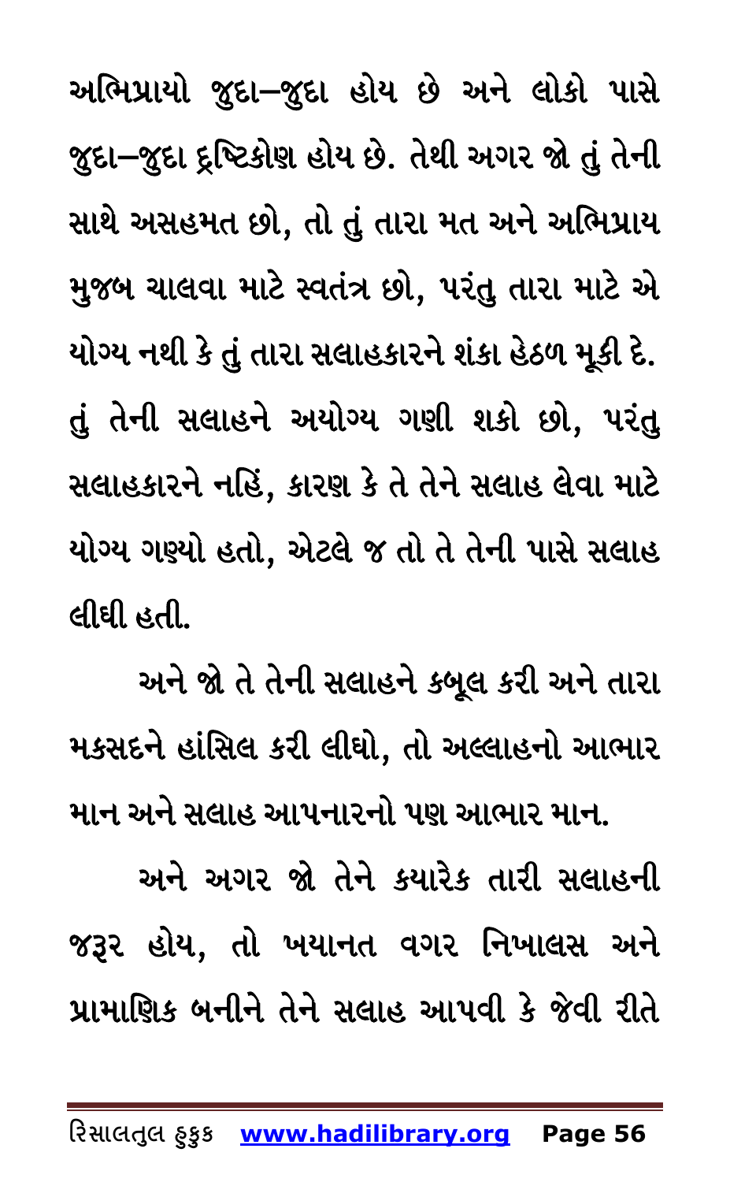અભિપ્રાયો જુદા–જુદા હોય છે અને લોકો પાસે જુદા–જુદા દ્રષ્ટિકોણ હોય છે. તેથી અગર જો તું તેની સાથે અસહમત છો, તો તું તારા મત અને અભિપ્રાય મુજબ ચાલવા માટે સ્વતંત્ર છો, પરંતુ તારા માટે એ યોગ્ય નથી કે તું તારા સલાહકારને શંકા હેઠળ મૂકી દે. તું તેની સલાહને અયોગ્ય ગણી શકો છો, પરંતુ સલાહકારને નહિં, કારણ કે તે તેને સલાહ લેવા માટે યોગ્ય ગણ્યો હતો, એટલે જ તો તે તેની પાસે સલાહ લીધી હતી.

અને જો તે તેની સલાહને કબૂલ કરી અને તારા મકસદને હાંસિલ કરી લીધો, તો અલ્લાહનો આભાર માન અને સલાહ આપનારનો પણ આભાર માન.

અને અગર જો તેને કયારેક તારી સલાહની જરૂર હોય, તો ખયાનત વગર નિખાલસ અને પ્રામાણિક બનીને તેને સલાહ આપવી કે જેવી રીતે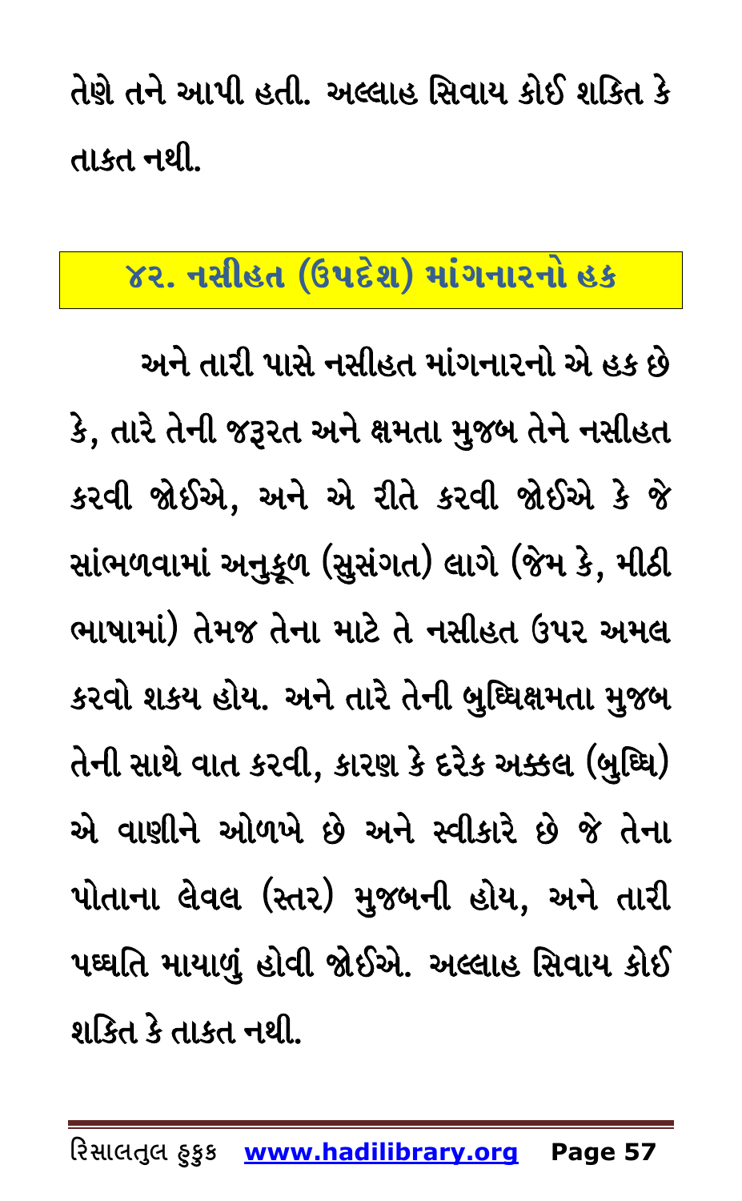તેણે તને આપી હતી. અલ્લાહ સિવાય કોઈ શકિત કે તાકત નથી.

## ૪૨. નસીહત (ઉપદેશ) માંગનારનો હક

અને તારી પાસે નસીહત માંગનારનો એ હક છે કે, તારે તેની જરૂરત અને ક્ષમતા મુજબ તેને નસીહત કરવી જોઈએ, અને એ રીતે કરવી જોઈએ કે જે સાંભળવામાં અનુકૂળ (સુસંગત) લાગે (જેમ કે, મીઠી ભાષામાં) તેમજ તેના માટે તે નસીહત ઉપર અમલ કરવો શકય હોય. અને તારે તેની બુધ્ધિક્ષમતા મુજબ તેની સાથે વાત કરવી, કારણ કે દરેક અક્કલ (બુધ્ધિ) એ વાણીને ઓળખે છે અને સ્વીકારે છે જે તેના પોતાના લેવલ (સ્તર) મુજબની હોય, અને તારી પધ્ધતિ માયાળું હોવી જોઈએ. અલ્લાહ સિવાય કોઈ શકિત કે તાકત નથી.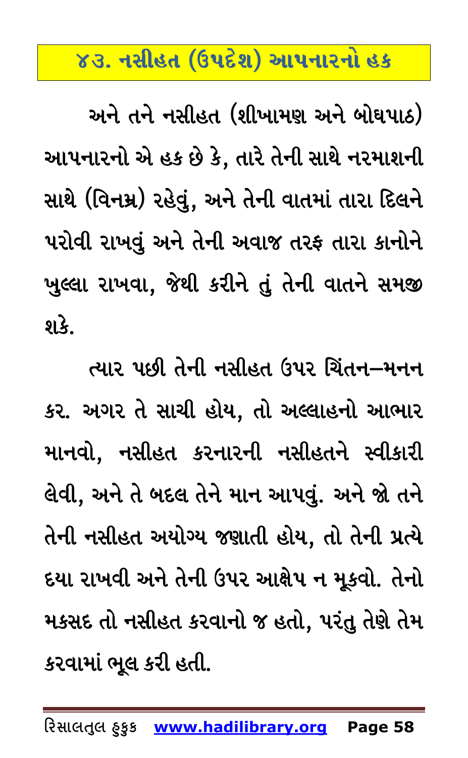## ૪૩. નસીહત (ઉપદેશ) આપનારનો હક

અને તને નસીહત (શીખામણ અને બોધપાઠ) આપનારનો એ હક છે કે, તારે તેની સાથે નરમાશની સાથે (વિનમ્ર) રહેવું, અને તેની વાતમાં તારા દિલને પરોવી રાખવું અને તેની અવાજ તરફ તારા કાનોને ખુલ્લા રાખવા, જેથી કરીને તું તેની વાતને સમજી શકે.

ત્યાર પછી તેની નસીહત ઉપર ચિંતન–મનન કર. અગર તે સાચી હોય, તો અલ્લાહનો આભાર માનવો, નસીહત કરનારની નસીહતને સ્વીકારી લેવી, અને તે બદલ તેને માન આપવું. અને જો તને તેની નસીહત અયોગ્ય જણાતી હોય, તો તેની પ્રત્યે દયા રાખવી અને તેની ઉપર આક્ષેપ ન મૂકવો. તેનો મકસદ તો નસીહત કરવાનો જ હતો, પરંતુ તેણે તેમ કરવામાં ભૂલ કરી હતી.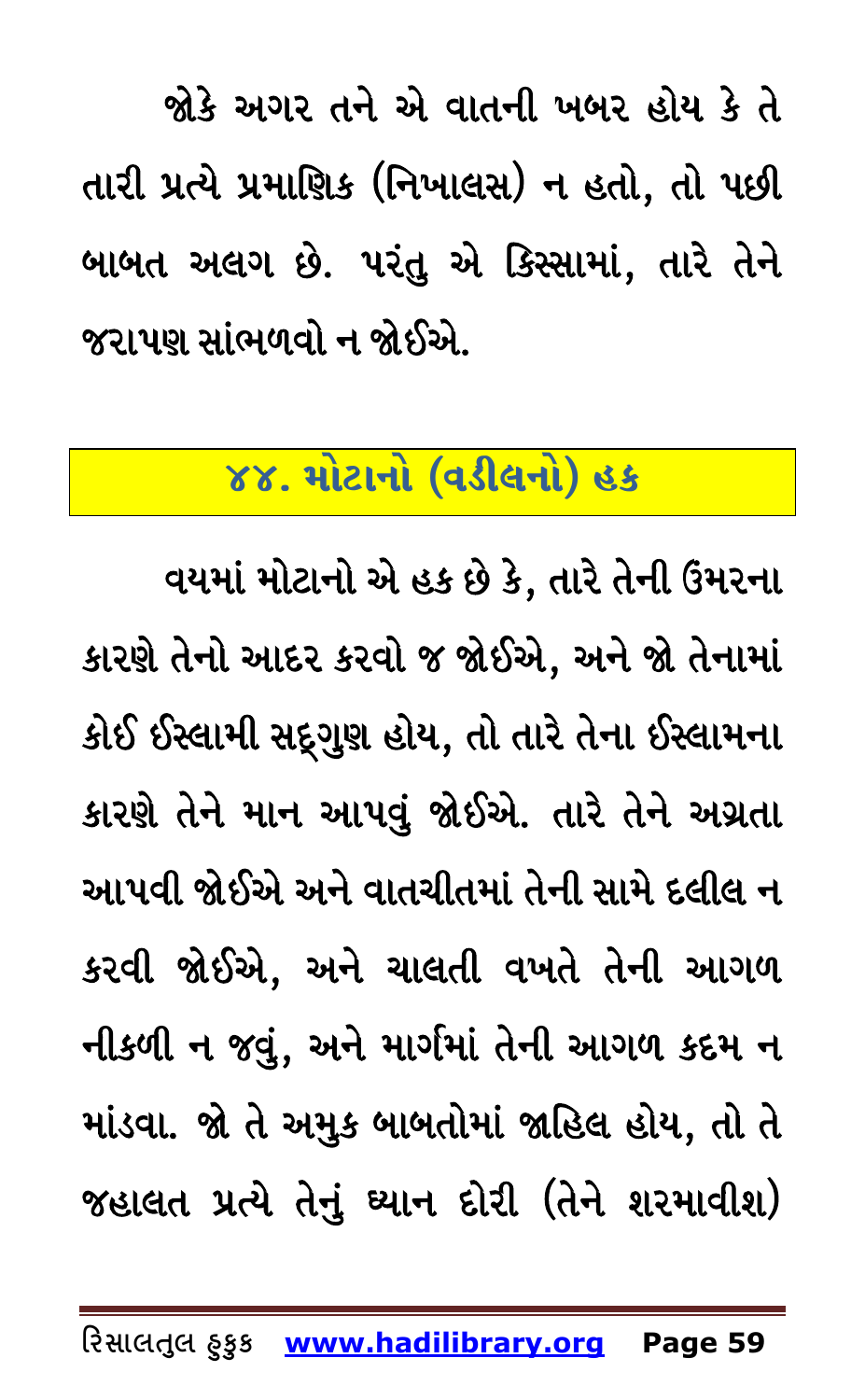જોકે અગર તને એ વાતની ખબર હોય કે તે તારી પ્રત્યે પ્રમાણિક (નિખાલસ) ન હતો, તો પછી બાબત અલગ છે. પરંતુ એ કિસ્સામાં, તારે તેને જરાપણ સાંભળવો ન જોઈએ.

## ૪૪. મોટાનો (વડીલનો) હક

વયમાં મોટાનો એ હક છે કે, તારે તેની ઉંમરના કારણે તેનો આદર કરવો જ જોઈએ, અને જો તેનામાં કોઈ ઈસ્લામી સદ્‌ગુણ હોય, તો તારે તેના ઈસ્લામના કારણે તેને માન આપવું જોઈએ. તારે તેને અગ્રતા આપવી જોઈએ અને વાતચીતમાં તેની સામે દલીલ ન કરવી જોઈએ, અને ચાલતી વખતે તેની આગળ નીકળી ન જવું, અને માર્ગમાં તેની આગળ કદમ ન માંડવા. જો તે અમુક બાબતોમાં જાહિલ હોય, તો તે જહાલત પ્રત્યે તેનું ધ્યાન દોરી (તેને શરમાવીશ)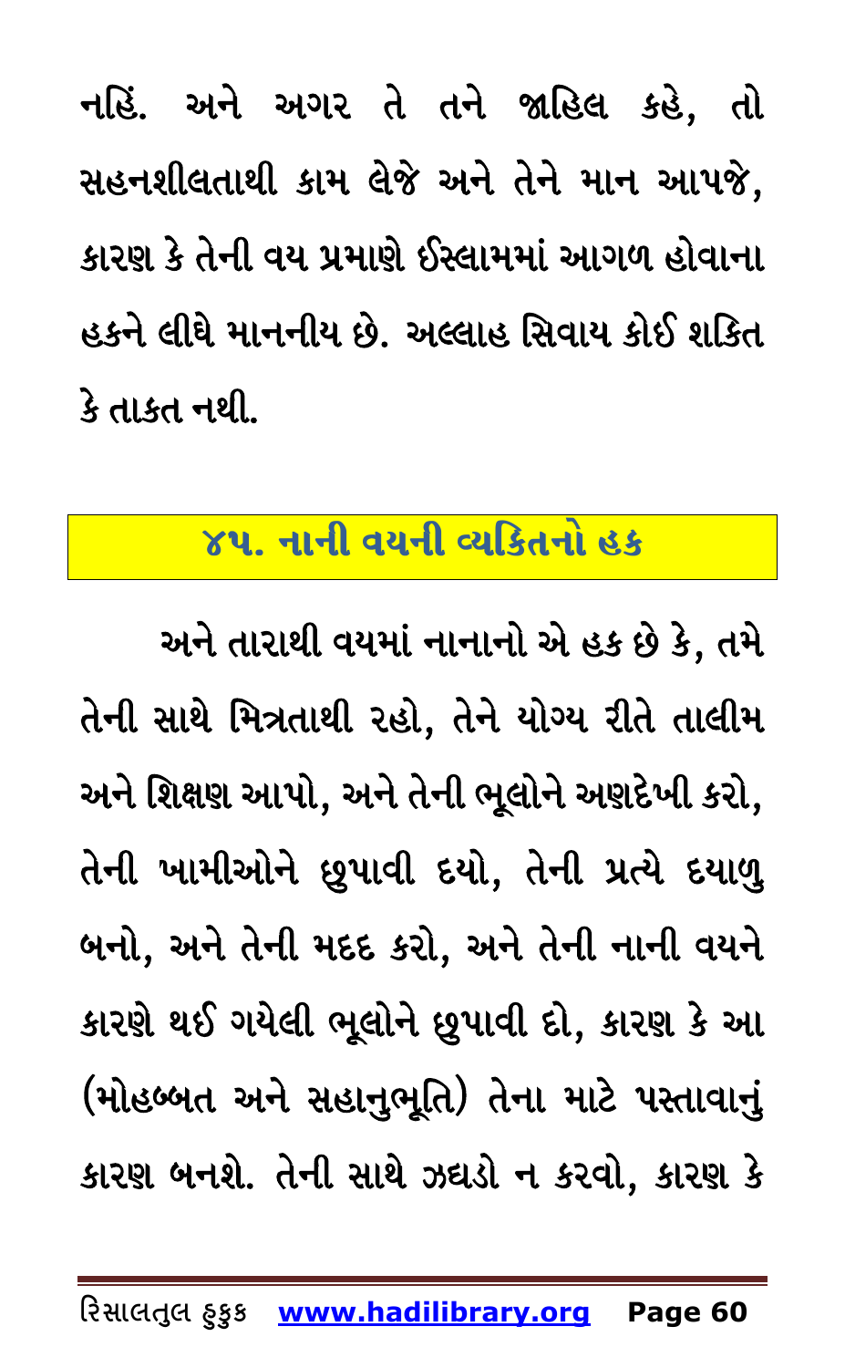નહિં. અને અગર તે તને જાહિલ કહે, તો સહનશીલતાથી કામ લેજે અને તેને માન આપજે, કારણ કે તેની વય પ્રમાણે ઈસ્લામમાં આગળ હોવાના હકને લીધે માનનીય છે. અલ્લાહ સિવાય કોઈ શકિત કે તાકત નથી.

## ૪૫. નાની વયની વ્યકિતનો હક

અને તારાથી વયમાં નાનાનો એ હક છે કે, તમે તેની સાથે મિત્રતાથી રહો, તેને યોગ્ય રીતે તાલીમ અને શિક્ષણ આપો, અને તેની ભૂલોને અણદેખી કરો, તેની ખામીઓને છુપાવી દયો, તેની પ્રત્યે દયાળુ બનો, અને તેની મદદ કરો, અને તેની નાની વયને કારણે થઈ ગયેલી ભૂલોને છુપાવી દો, કારણ કે આ (મોહબ્બત અને સહાનુભૂતિ) તેના માટે પસ્તાવાનું કારણ બનશે. તેની સાથે ઝઘડો ન કરવો, કારણ કે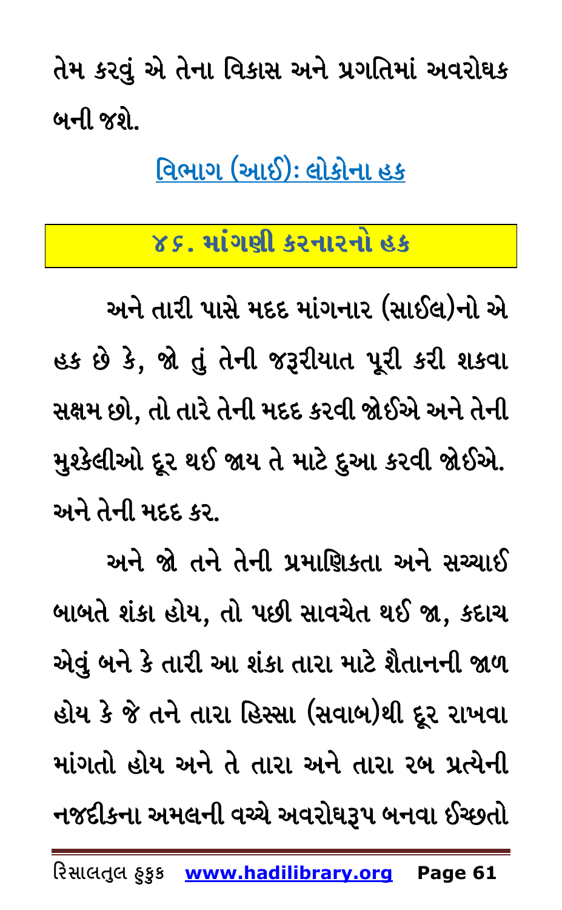તેમ કરવું એ તેના વિકાસ અને પ્રગતિમાં અવરોધક બની જશે.

## [વિભાગ (આઈ): લોકોના હક]

## ૪૬. માંગણી કરનારનો હક

અને તારી પાસે મદદ માંગનાર (સાઈલ)નો એ હક છે કે, જો તું તેની જરૂરીયાત પૂરી કરી શકવા સક્ષમ છો, તો તારે તેની મદદ કરવી જોઈએ અને તેની મુશ્કેલીઓ દૂર થઈ જાય તે માટે દુઆ કરવી જોઈએ. અને તેની મદદ કર.

અને જો તને તેની પ્રમાણિકતા અને સચ્ચાઈ બાબતે શંકા હોય, તો પછી સાવચેત થઈ જા, કદાચ એવું બને કે તારી આ શંકા તારા માટે શૈતાનની જાળ હોય કે જે તને તારા હિસ્સા (સવાબ)થી દૂર રાખવા માંગતો હોય અને તે તારા અને તારા રબ પ્રત્યેની નજદીકના અમલની વચ્ચે અવરોધરૂપ બનવા ઈચ્છતો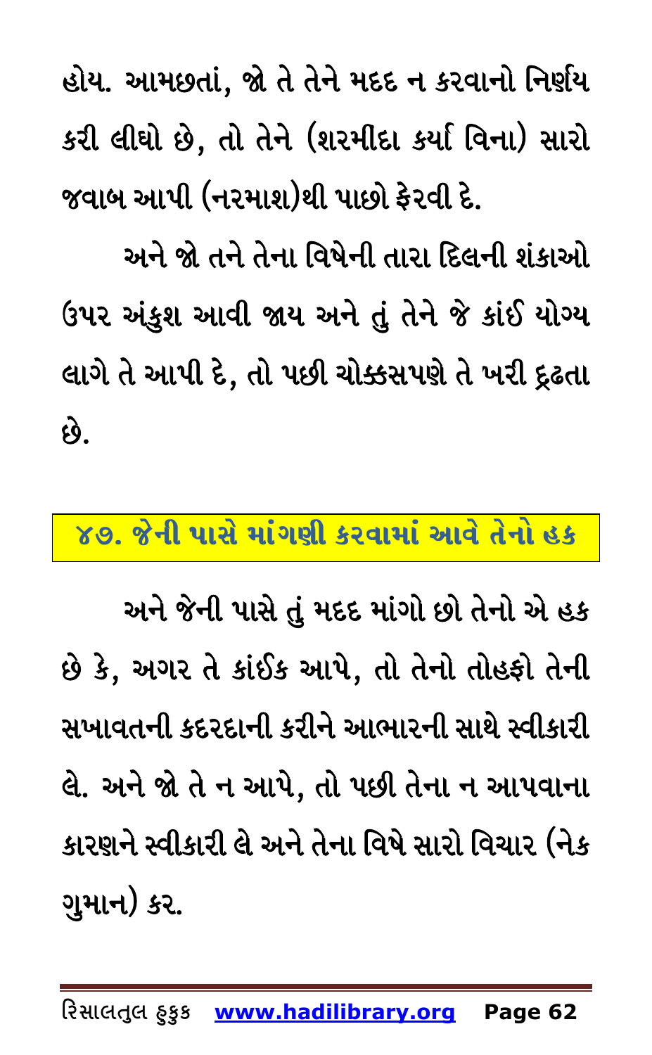હોય. આમછતાં, જો તે તેને મદદ ન કરવાનો નિર્ણય કરી લીધો છે, તો તેને (શરમીદા કર્યા વિના) સારો જવાબ આપી (નરમાશ)થી પાછો ફેરવી દે.

અને જો તને તેના વિષેની તારા દિલની શંકાઓ ઉપર અંકુશ આવી જાય અને તું તેને જે કાંઈ યોગ્ય લાગે તે આપી દે, તો પછી ચોક્કસપણે તે ખરી દ્રઢતા છે.

## ૪૭. જેની પાસે માંગણી કરવામાં આવે તેનો હક

અને જેની પાસે તું મદદ માંગો છો તેનો એ હક છે કે, અગર તે કાંઈક આપે, તો તેનો તોહફો તેની સખાવતની કદરદાની કરીને આભારની સાથે સ્વીકારી લે. અને જો તે ન આપે, તો પછી તેના ન આપવાના કારણને સ્વીકારી લે અને તેના વિષે સારો વિચાર (નેક ગુમાન) કર.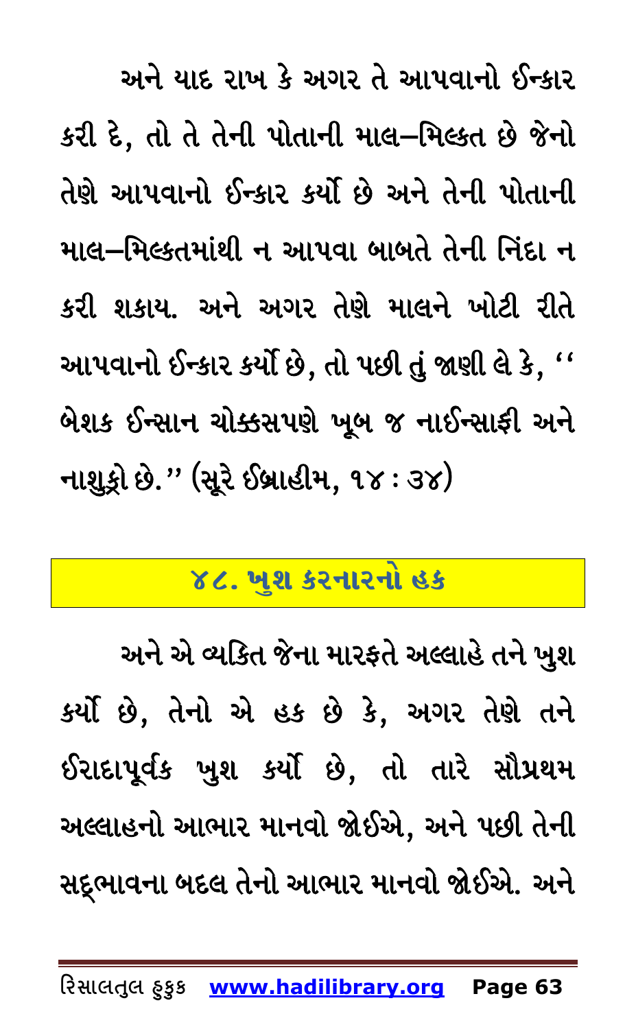અને યાદ રાખ કે અગર તે આપવાનો ઈન્કાર કરી દે, તો તે તેની પોતાની માલ–મિલ્કત છે જેનો તેણે આપવાનો ઈન્કાર કર્યો છે અને તેની પોતાની માલ–મિલ્કતમાંથી ન આપવા બાબતે તેની નિંદા ન કરી શકાય. અને અગર તેણે માલને ખોટી રીતે આપવાનો ઈન્કાર કર્યો છે, તો પછી તું જાણી લે કે, '' બેશક ઈન્સાન ચોક્કસપણે ખૂબ જ નાઈન્સાફી અને નાશુક્રો છે.'' (સૂરે ઈબ્રાહીમ, ૧૪ : ૩૪)

## ૪૮. ખુશ કરનારનો હક

અને એ વ્યકિત જેના મારફતે અલ્લાહે તને ખુશ કર્યો છે, તેનો એ હક છે કે, અગર તેણે તને ઈરાદાપૂર્વક ખુશ કર્યો છે, તો તારે સૌપ્રથમ અલ્લાહનો આભાર માનવો જોઈએ, અને પછી તેની સદ્ભાવના બદલ તેનો આભાર માનવો જોઈએ. અને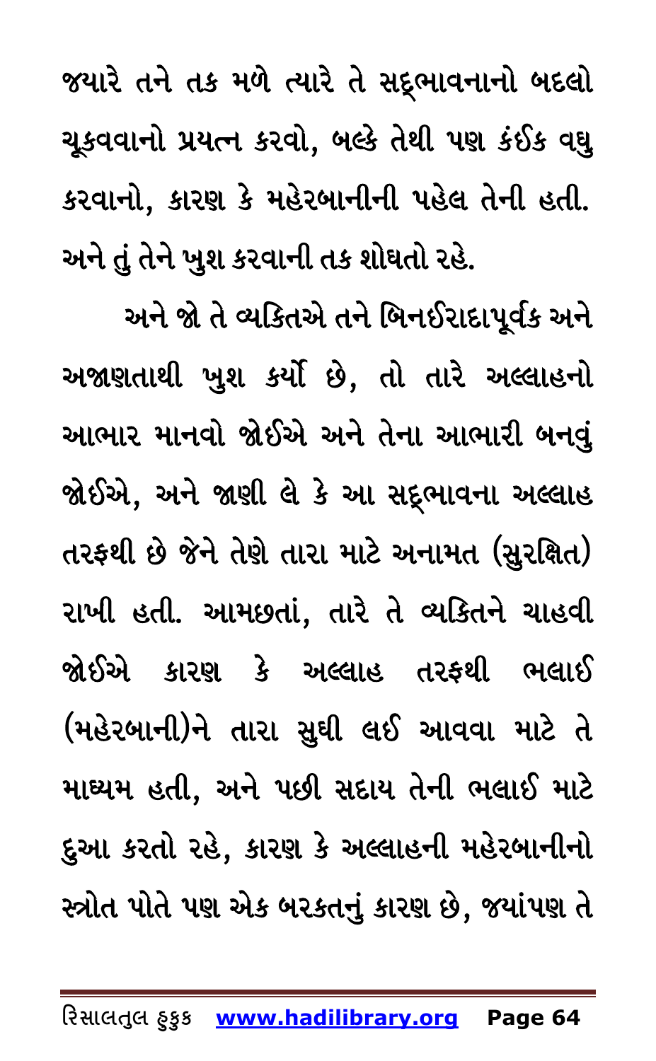જ્યારે તને તક મળે ત્યારે તે સદ્ભાવનાનો બદલો ચૂકવવાનો પ્રયત્ન કરવો, બલ્કે તેથી પણ કંઈક વધુ કરવાનો, કારણ કે મહેરબાનીની પહેલ તેની હતી. અને તું તેને ખુશ કરવાની તક શોધતો રહે.

અને જો તે વ્યક્તિએ તને બિનઈરાદાપૂર્વક અને અજાણતાથી ખુશ કર્યો છે, તો તારે અલ્લાહનો આભાર માનવો જોઈએ અને તેના આભારી બનવું જોઈએ, અને જાણી લે કે આ સદ્ભાવના અલ્લાહ તરફથી છે જેને તેણે તારા માટે અનામત (સુરક્ષિત) રાખી હતી. આમછતાં, તારે તે વ્યક્તિને ચાહવી જોઈએ કારણ કે અલ્લાહ તરફથી ભલાઈ (મહેરબાની)ને તારા સુધી લઈ આવવા માટે તે માધ્યમ હતી, અને પછી સદાય તેની ભલાઈ માટે દુઆ કરતો રહે, કારણ કે અલ્લાહની મહેરબાનીનો સ્ત્રોત પોતે પણ એક બરકતનું કારણ છે, જ્યાંપણ તે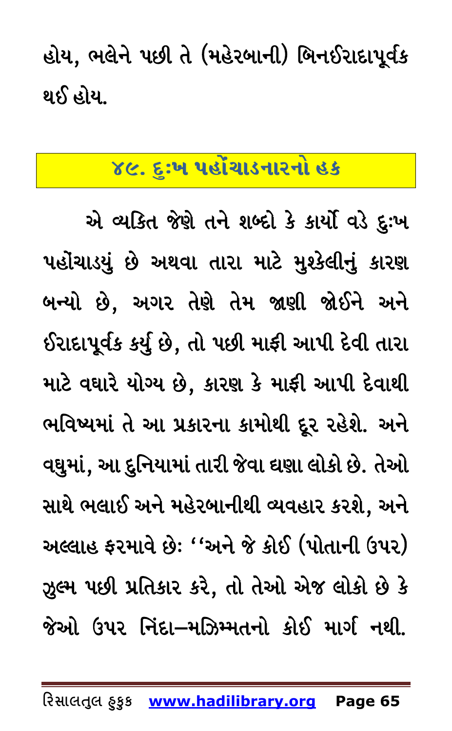હોય, ભલેને પછી તે (મહેરબાની) બિનઈરાદાપૂર્વક થઈ હોય.

## ૪૯. દુઃખ પહોંચાડનારનો હક

એ વ્યકિત જેણે તને શબ્દો કે કાર્યો વડે દુઃખ પહોંચાડયું છે અથવા તારા માટે મુશ્કેલીનું કારણ બન્યો છે, અગર તેણે તેમ જાણી જોઈને અને ઈરાદાપૂર્વક કર્યુ છે, તો પછી માફી આપી દેવી તારા માટે વધારે યોગ્ય છે, કારણ કે માફી આપી દેવાથી ભવિષ્યમાં તે આ પ્રકારના કામોથી દૂર રહેશે. અને વધુમાં, આ દુનિયામાં તારી જેવા ઘણા લોકો છે. તેઓ સાથે ભલાઈ અને મહેરબાનીથી વ્યવહાર કરશે, અને અલ્લાહ ફરમાવે છેઃ ''અને જે કોઈ (પોતાની ઉપર) ઝુલ્મ પછી પ્રતિકાર કરે, તો તેઓ એજ લોકો છે કે જેઓ ઉપર નિંદા–મઝિમ્મતનો કોઈ માર્ગ નથી.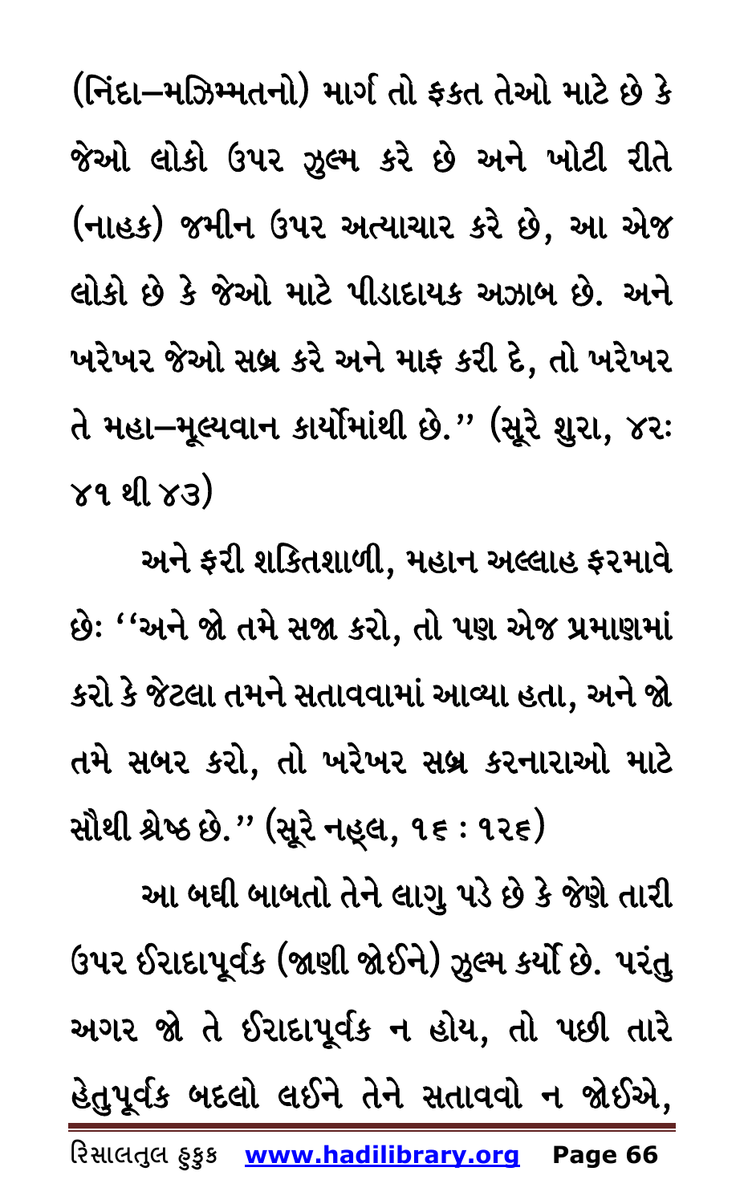(નિંદા–મઝિમ્મતનો) માર્ગ તો ફકત તેઓ માટે છે કે જેઓ લોકો ઉપર ઝુલ્મ કરે છે અને ખોટી રીતે (નાહક) જમીન ઉપર અત્યાચાર કરે છે, આ એજ લોકો છે કે જેઓ માટે પીડાદાયક અઝાબ છે. અને ખરેખર જેઓ સબ્ર કરે અને માફ કરી દે, તો ખરેખર તે મહા–મૂલ્યવાન કાર્યોમાંથી છે.'' (સૂરે શુરા, ૪૨: ૪૧ થી ૪૩)

અને ફરી શકિતશાળી, મહાન અલ્લાહ ફરમાવે છે: ''અને જો તમે સજા કરો, તો પણ એજ પ્રમાણમાં કરો કે જેટલા તમને સતાવવામાં આવ્યા હતા, અને જો તમે સબર કરો, તો ખરેખર સબ્ર કરનારાઓ માટે સૌથી શ્રેષ્ઠ છે.'' (સૂરે નહ્લ, ૧૬ : ૧૨૬)

આ બધી બાબતો તેને લાગુ પડે છે કે જેણે તારી ઉપર ઈરાદાપૂર્વક (જાણી જોઈને) ઝુલ્મ કર્યો છે. પરંતુ અગર જો તે ઈરાદાપૂર્વક ન હોય, તો પછી તારે હેતુપૂર્વક બદલો લઈને તેને સતાવવો ન જોઈએ,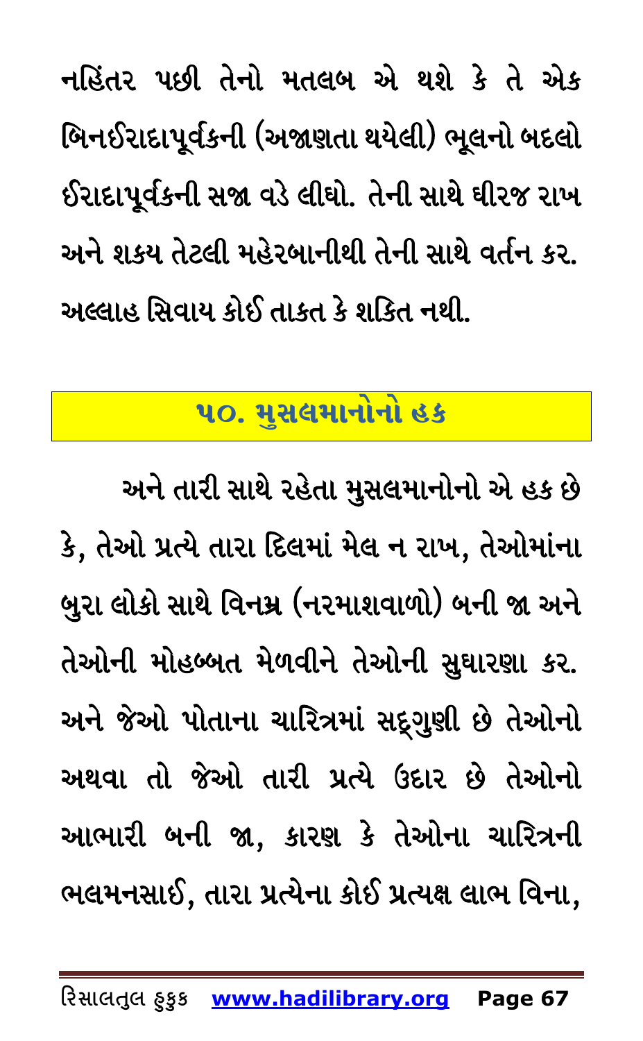નહિંતર પછી તેનો મતલબ એ થશે કે તે એક બિનઈરાદાપૂર્વકની (અજાણતા થયેલી) ભૂલનો બદલો ઈરાદાપૂર્વકની સજા વડે લીધો. તેની સાથે ધીરજ રાખ અને શકય તેટલી મહેરબાનીથી તેની સાથે વર્તન કર. અલ્લાહ સિવાય કોઈ તાકત કે શકિત નથી.

## ૫૦. મુસલમાનોનો હક

અને તારી સાથે રહેતા મુસલમાનોનો એ હક છે કે, તેઓ પ્રત્યે તારા દિલમાં મેલ ન રાખ, તેઓમાંના બુરા લોકો સાથે વિનમ્ર (નરમાશવાળો) બની જા અને તેઓની મોહબ્બત મેળવીને તેઓની સુધારણા કર. અને જેઓ પોતાના ચારિત્રમાં સદ્‌ગુણી છે તેઓનો અથવા તો જેઓ તારી પ્રત્યે ઉદાર છે તેઓનો આભારી બની જા, કારણ કે તેઓના ચારિત્રની ભલમનસાઈ, તારા પ્રત્યેના કોઈ પ્રત્યક્ષ લાભ વિના,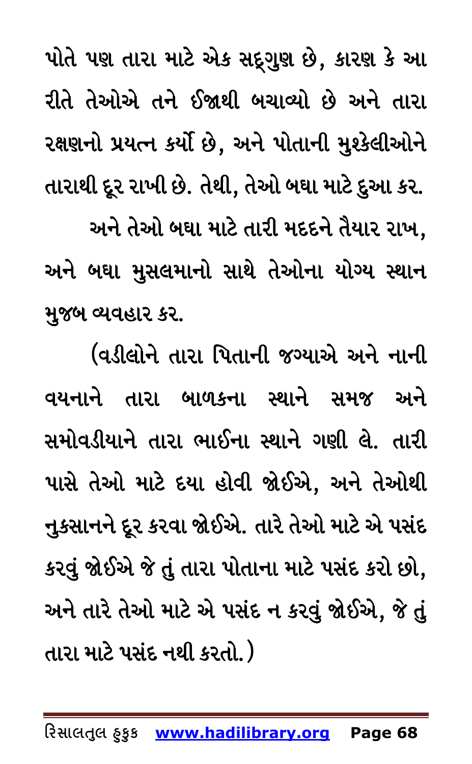પોતે પણ તારા માટે એક સદ્‌ગુણ છે, કારણ કે આ રીતે તેઓએ તને ઈજાથી બચાવ્યો છે અને તારા રક્ષણનો પ્રયત્ન કર્યો છે, અને પોતાની મુશ્કેલીઓને તારાથી દૂર રાખી છે. તેથી, તેઓ બધા માટે દુઆ કર.

અને તેઓ બધા માટે તારી મદદને તૈયાર રાખ, અને બધા મુસલમાનો સાથે તેઓના યોગ્ય સ્થાન મુજબ વ્યવહાર કર.

(વડીલોને તારા પિતાની જગ્યાએ અને નાની વયનાને તારા બાળકના સ્થાને સમજ અને સમોવડીયાને તારા ભાઈના સ્થાને ગણી લે. તારી પાસે તેઓ માટે દયા હોવી જોઈએ, અને તેઓથી નુકસાનને દૂર કરવા જોઈએ. તારે તેઓ માટે એ પસંદ કરવું જોઈએ જે તું તારા પોતાના માટે પસંદ કરો છો, અને તારે તેઓ માટે એ પસંદ ન કરવું જોઈએ, જે તું તારા માટે પસંદ નથી કરતો.)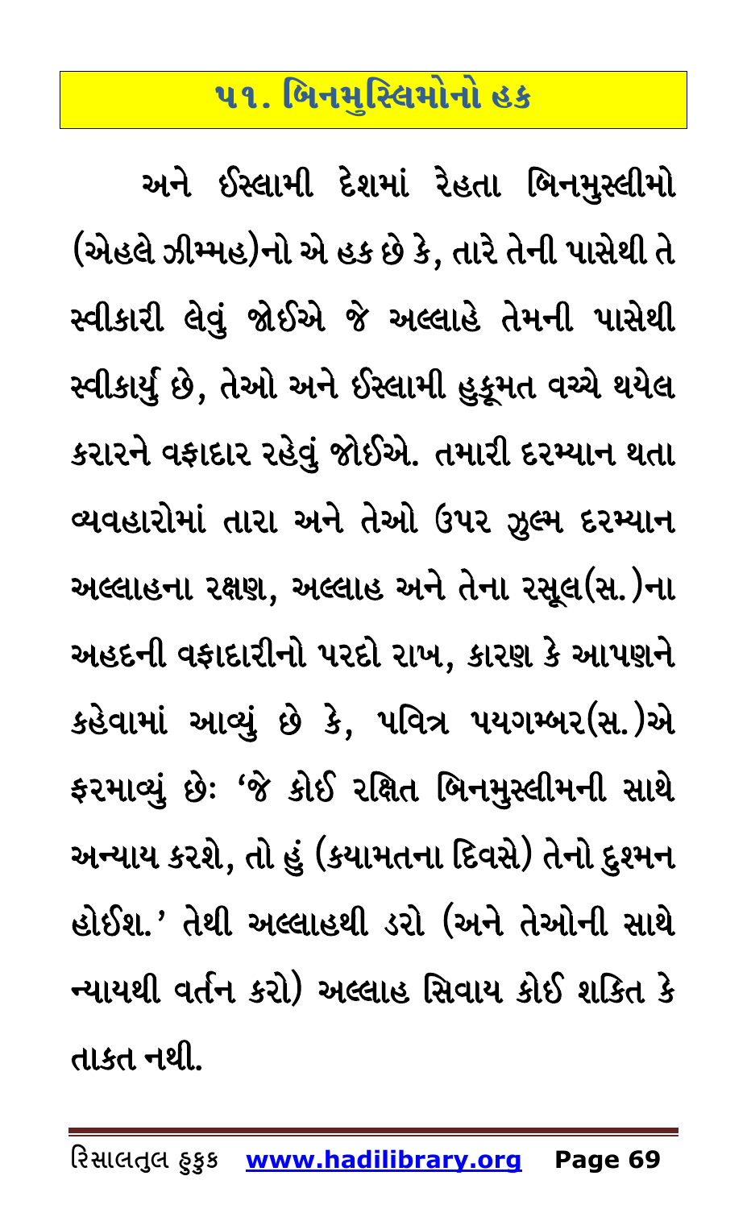## ૫૧. બિનમુસ્લિમોનો હક

અને ઈસ્લામી દેશમાં રેહતા બિનમુસ્લીમો (એહલે ઝીમ્મહ)નો એ હક છે કે, તારે તેની પાસેથી તે સ્વીકારી લેવું જોઈએ જે અલ્લાહે તેમની પાસેથી સ્વીકાર્યુ છે, તેઓ અને ઈસ્લામી હુકૂમત વચ્ચે થયેલ કરારને વફાદાર રહેવું જોઈએ. તમારી દરમ્યાન થતા વ્યવહારોમાં તારા અને તેઓ ઉપર ઝુલ્મ દરમ્યાન અલ્લાહના રક્ષણ, અલ્લાહ અને તેના રસૂલ(સ.)ના અહદની વફાદારીનો પરદો રાખ, કારણ કે આપણને કહેવામાં આવ્યું છે કે, પવિત્ર પયગમ્બર(સ.)એ ફરમાવ્યું છેઃ 'જે કોઈ રક્ષિત બિનમુસ્લીમની સાથે અન્યાય કરશે, તો હું (કયામતના દિવસે) તેનો દુશ્મન હોઈશ.' તેથી અલ્લાહથી ડરો (અને તેઓની સાથે ન્યાયથી વર્તન કરો) અલ્લાહ સિવાય કોઈ શકિત કે તાકત નથી.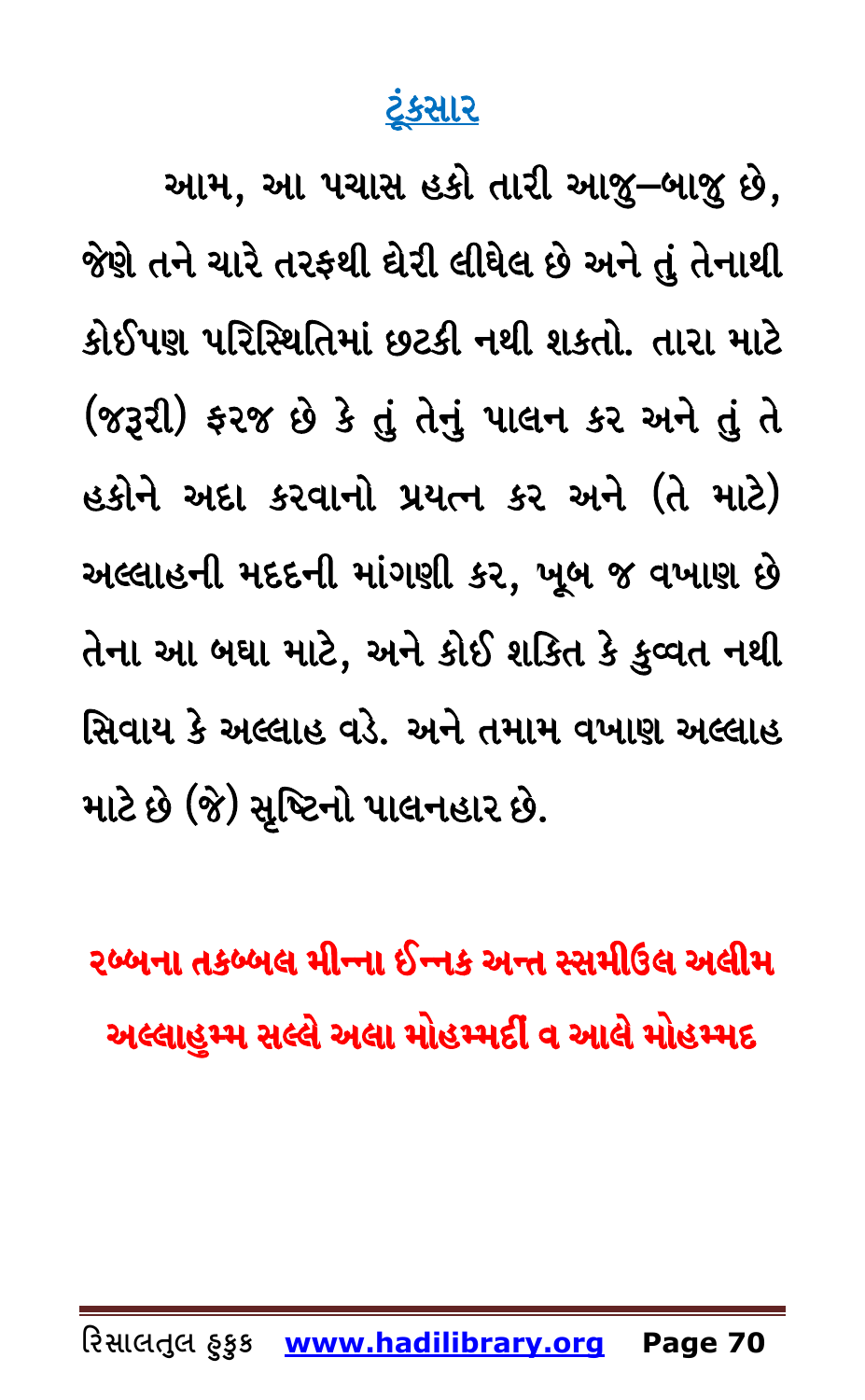## ટૂંકસાર

આમ, આ પચાસ હકો તારી આજુ–બાજુ છે, જેણે તને ચારે તરફથી ઘેરી લીઘેલ છે અને તું તેનાથી કોઈપણ પરિસ્થિતિમાં છટકી નથી શકતો. તારા માટે (જરૂરી) ફરજ છે કે તું તેનું પાલન કર અને તું તે હકોને અદા કરવાનો પ્રયત્ન કર અને (તે માટે) અલ્લાહની મદદની માંગણી કર, ખૂબ જ વખાણ છે તેના આ બઘા માટે, અને કોઈ શકિત કે કુવ્વત નથી સિવાય કે અલ્લાહ વડે. અને તમામ વખાણ અલ્લાહ માટે છે (જે) સૃષ્ટિનો પાલનહાર છે.

**રબ્બના તકબ્બલ મીન્ના ઈન્નક અન્ત સ્સમીઉલ અલીમ**

**અલ્લાહુમ્મ સલ્લે અલા મોહમ્મદીં વ આલે મોહમ્મદ**